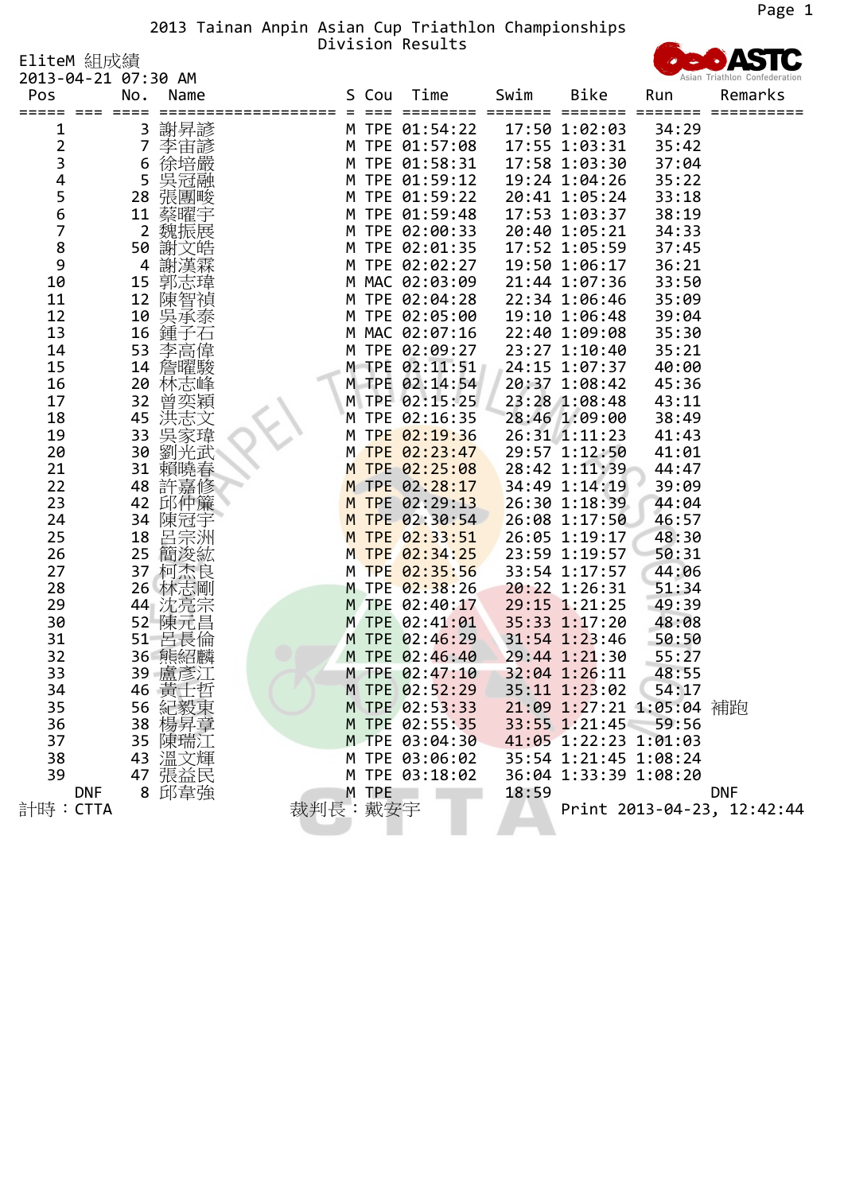# 2013 Tainan Anpin Asian Cup Triathlon Championships
## Division Results

EliteM 組成績
2013-04-21 07:30 AM

| Pos | No. | Name | S | Cou | Time | Swim | Bike | Run | Remarks |
|---|---|---|---|---|---|---|---|---|---|
| 1 | 3 | 謝昇諺 | M | TPE | 01:54:22 | 17:50 | 1:02:03 | 34:29 | |
| 2 | 7 | 李宙諺 | M | TPE | 01:57:08 | 17:55 | 1:03:31 | 35:42 | |
| 3 | 6 | 徐培嚴 | M | TPE | 01:58:31 | 17:58 | 1:03:30 | 37:04 | |
| 4 | 5 | 吳冠融 | M | TPE | 01:59:12 | 19:24 | 1:04:26 | 35:22 | |
| 5 | 28 | 張團畯 | M | TPE | 01:59:22 | 20:41 | 1:05:24 | 33:18 | |
| 6 | 11 | 蔡曜宇 | M | TPE | 01:59:48 | 17:53 | 1:03:37 | 38:19 | |
| 7 | 2 | 魏振展 | M | TPE | 02:00:33 | 20:40 | 1:05:21 | 34:33 | |
| 8 | 50 | 謝文皓 | M | TPE | 02:01:35 | 17:52 | 1:05:59 | 37:45 | |
| 9 | 4 | 謝漢霖 | M | TPE | 02:02:27 | 19:50 | 1:06:17 | 36:21 | |
| 10 | 15 | 郭志瑋 | M | MAC | 02:03:09 | 21:44 | 1:07:36 | 33:50 | |
| 11 | 12 | 陳智禎 | M | TPE | 02:04:28 | 22:34 | 1:06:46 | 35:09 | |
| 12 | 10 | 吳承泰 | M | TPE | 02:05:00 | 19:10 | 1:06:48 | 39:04 | |
| 13 | 16 | 鍾子石 | M | MAC | 02:07:16 | 22:40 | 1:09:08 | 35:30 | |
| 14 | 53 | 李高偉 | M | TPE | 02:09:27 | 23:27 | 1:10:40 | 35:21 | |
| 15 | 14 | 詹曜駿 | M | TPE | 02:11:51 | 24:15 | 1:07:37 | 40:00 | |
| 16 | 20 | 林志峰 | M | TPE | 02:14:54 | 20:37 | 1:08:42 | 45:36 | |
| 17 | 32 | 曾奕穎 | M | TPE | 02:15:25 | 23:28 | 1:08:48 | 43:11 | |
| 18 | 45 | 洪志文 | M | TPE | 02:16:35 | 28:46 | 1:09:00 | 38:49 | |
| 19 | 33 | 吳家瑋 | M | TPE | 02:19:36 | 26:31 | 1:11:23 | 41:43 | |
| 20 | 30 | 劉光武 | M | TPE | 02:23:47 | 29:57 | 1:12:50 | 41:01 | |
| 21 | 31 | 賴曉春 | M | TPE | 02:25:08 | 28:42 | 1:11:39 | 44:47 | |
| 22 | 48 | 許嘉修 | M | TPE | 02:28:17 | 34:49 | 1:14:19 | 39:09 | |
| 23 | 42 | 邱仲廉 | M | TPE | 02:29:13 | 26:30 | 1:18:39 | 44:04 | |
| 24 | 34 | 陳冠宇 | M | TPE | 02:30:54 | 26:08 | 1:17:50 | 46:57 | |
| 25 | 18 | 呂宗洲 | M | TPE | 02:33:51 | 26:05 | 1:19:17 | 48:30 | |
| 26 | 25 | 簡浚紘 | M | TPE | 02:34:25 | 23:59 | 1:19:57 | 50:31 | |
| 27 | 37 | 柯杰良 | M | TPE | 02:35:56 | 33:54 | 1:17:57 | 44:06 | |
| 28 | 26 | 林志剛 | M | TPE | 02:38:26 | 20:22 | 1:26:31 | 51:34 | |
| 29 | 44 | 沈亮宗 | M | TPE | 02:40:17 | 29:15 | 1:21:25 | 49:39 | |
| 30 | 52 | 陳元昌 | M | TPE | 02:41:01 | 35:33 | 1:17:20 | 48:08 | |
| 31 | 51 | 呂長倫 | M | TPE | 02:46:29 | 31:54 | 1:23:46 | 50:50 | |
| 32 | 36 | 熊紹麟 | M | TPE | 02:46:40 | 29:44 | 1:21:30 | 55:27 | |
| 33 | 39 | 盧彥江 | M | TPE | 02:47:10 | 32:04 | 1:26:11 | 48:55 | |
| 34 | 46 | 黃士哲 | M | TPE | 02:52:29 | 35:11 | 1:23:02 | 54:17 | |
| 35 | 56 | 紀毅東 | M | TPE | 02:53:33 | 21:09 | 1:27:21 | 1:05:04 | 補跑 |
| 36 | 38 | 楊昇章 | M | TPE | 02:55:35 | 33:55 | 1:21:45 | 59:56 | |
| 37 | 35 | 陳瑞江 | M | TPE | 03:04:30 | 41:05 | 1:22:23 | 1:01:03 | |
| 38 | 43 | 溫文輝 | M | TPE | 03:06:02 | 35:54 | 1:21:45 | 1:08:24 | |
| 39 | 47 | 張益民 | M | TPE | 03:18:02 | 36:04 | 1:33:39 | 1:08:20 | |
| DNF | 8 | 邱韋強 | M | TPE | | 18:59 | | | DNF |

計時：CTTA　　裁判長：戴安宇　　Print 2013-04-23, 12:42:44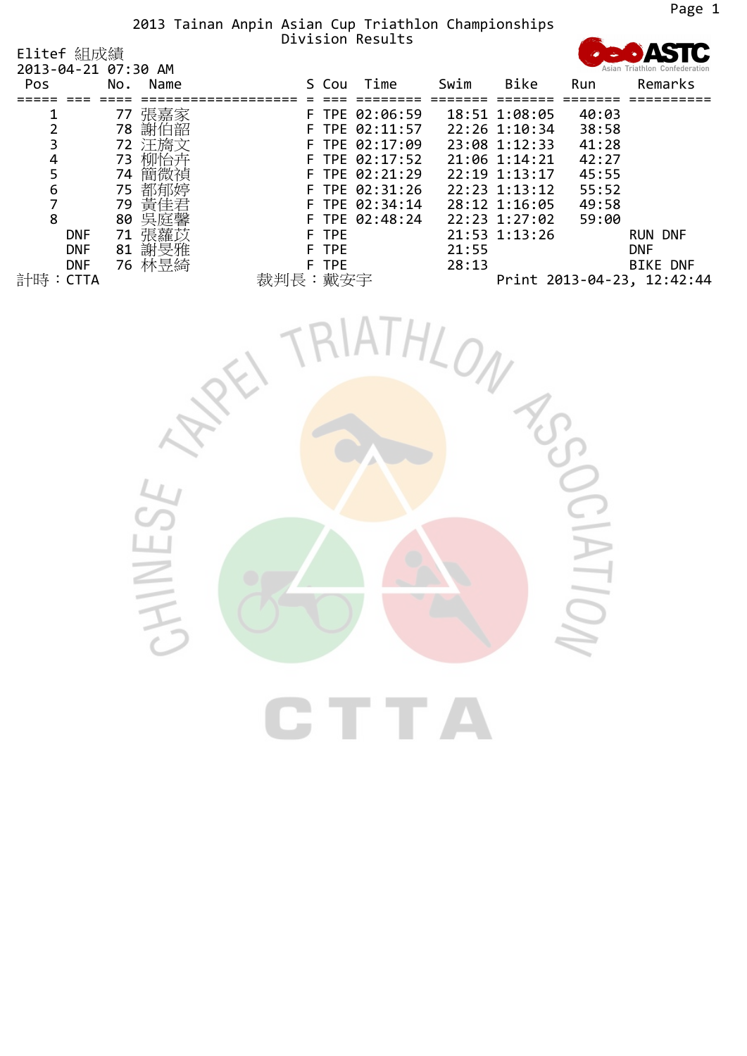# 2013 Tainan Anpin Asian Cup Triathlon Championships

## Division Results

Elitef 組成績

2013-04-21 07:30 AM

| Pos | No. | Name | S | Cou | Time | Swim | Bike | Run | Remarks |
|---|---|---|---|---|---|---|---|---|---|
| 1 | 77 | 張嘉家 | F | TPE | 02:06:59 | 18:51 | 1:08:05 | 40:03 | |
| 2 | 78 | 謝伯韶 | F | TPE | 02:11:57 | 22:26 | 1:10:34 | 38:58 | |
| 3 | 72 | 汪旖文 | F | TPE | 02:17:09 | 23:08 | 1:12:33 | 41:28 | |
| 4 | 73 | 柳怡卉 | F | TPE | 02:17:52 | 21:06 | 1:14:21 | 42:27 | |
| 5 | 74 | 簡微禎 | F | TPE | 02:21:29 | 22:19 | 1:13:17 | 45:55 | |
| 6 | 75 | 都郁婷 | F | TPE | 02:31:26 | 22:23 | 1:13:12 | 55:52 | |
| 7 | 79 | 黃佳君 | F | TPE | 02:34:14 | 28:12 | 1:16:05 | 49:58 | |
| 8 | 80 | 吳庭馨 | F | TPE | 02:48:24 | 22:23 | 1:27:02 | 59:00 | |
| DNF | 71 | 張蘿苡 | F | TPE | | 21:53 | 1:13:26 | | RUN DNF |
| DNF | 81 | 謝旻雅 | F | TPE | | 21:55 | | | DNF |
| DNF | 76 | 林昱綺 | F | TPE | | 28:13 | | | BIKE DNF |

計時：CTTA　　裁判長：戴安宇　　Print 2013-04-23, 12:42:44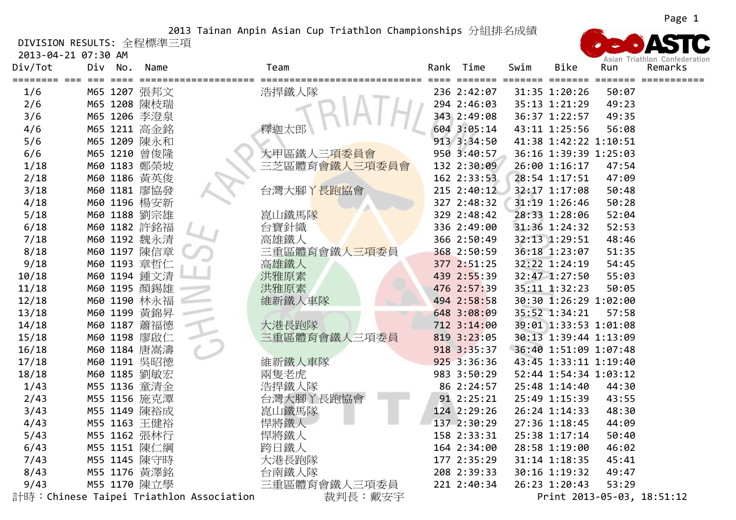2013 Tainan Anpin Asian Cup Triathlon Championships 分組排名成績

DIVISION RESULTS: 全程標準三項

2013-04-21 07:30 AM

| Div/Tot | Div | No. | Name | Team | Rank | Time | Swim | Bike | Run | Remarks |
|---|---|---|---|---|---|---|---|---|---|---|
| 1/6 | M65 | 1207 | 張邦文 | 浩捍鐵人隊 | 236 | 2:42:07 | 31:35 | 1:20:26 | 50:07 | |
| 2/6 | M65 | 1208 | 陳枝瑞 | | 294 | 2:46:03 | 35:13 | 1:21:29 | 49:23 | |
| 3/6 | M65 | 1206 | 李澄泉 | | 343 | 2:49:08 | 36:37 | 1:22:57 | 49:35 | |
| 4/6 | M65 | 1211 | 高金銘 | 釋迦太郎 | 604 | 3:05:14 | 43:11 | 1:25:56 | 56:08 | |
| 5/6 | M65 | 1209 | 陳永和 | | 913 | 3:34:50 | 41:38 | 1:42:22 | 1:10:51 | |
| 6/6 | M65 | 1210 | 曾俊隆 | 大甲區鐵人三項委員會 | 950 | 3:40:57 | 36:16 | 1:39:39 | 1:25:03 | |
| 1/18 | M60 | 1183 | 鄭榮坡 | 三芝區體育會鐵人三項委員會 | 132 | 2:30:09 | 26:00 | 1:16:17 | 47:54 | |
| 2/18 | M60 | 1186 | 黃英俊 | | 162 | 2:33:53 | 28:54 | 1:17:51 | 47:09 | |
| 3/18 | M60 | 1181 | 廖協發 | 台灣大腳丫長跑協會 | 215 | 2:40:12 | 32:17 | 1:17:08 | 50:48 | |
| 4/18 | M60 | 1196 | 楊安新 | | 327 | 2:48:32 | 31:19 | 1:26:46 | 50:28 | |
| 5/18 | M60 | 1188 | 劉宗雄 | 崑山鐵馬隊 | 329 | 2:48:42 | 28:33 | 1:28:06 | 52:04 | |
| 6/18 | M60 | 1182 | 許銘福 | 台寶針織 | 336 | 2:49:00 | 31:36 | 1:24:32 | 52:53 | |
| 7/18 | M60 | 1192 | 魏永清 | 高雄鐵人 | 366 | 2:50:49 | 32:13 | 1:29:51 | 48:46 | |
| 8/18 | M60 | 1197 | 陳信章 | 三重區體育會鐵人三項委員 | 368 | 2:50:59 | 36:18 | 1:23:07 | 51:35 | |
| 9/18 | M60 | 1193 | 章哲仁 | 高雄鐵人 | 377 | 2:51:25 | 32:22 | 1:24:19 | 54:45 | |
| 10/18 | M60 | 1194 | 鍾文清 | 洪雅原素 | 439 | 2:55:39 | 32:47 | 1:27:50 | 55:03 | |
| 11/18 | M60 | 1195 | 顏錫雄 | 洪雅原素 | 476 | 2:57:39 | 35:11 | 1:32:23 | 50:05 | |
| 12/18 | M60 | 1190 | 林永福 | 維新鐵人車隊 | 494 | 2:58:58 | 30:30 | 1:26:29 | 1:02:00 | |
| 13/18 | M60 | 1199 | 黃錦昇 | | 648 | 3:08:09 | 35:52 | 1:34:21 | 57:58 | |
| 14/18 | M60 | 1187 | 蕭福德 | 大港長跑隊 | 712 | 3:14:00 | 39:01 | 1:33:53 | 1:01:08 | |
| 15/18 | M60 | 1198 | 廖啟仁 | 三重區體育會鐵人三項委員 | 819 | 3:23:05 | 30:13 | 1:39:44 | 1:13:09 | |
| 16/18 | M60 | 1184 | 唐嵩濤 | | 918 | 3:35:37 | 36:40 | 1:51:09 | 1:07:48 | |
| 17/18 | M60 | 1191 | 吳昭德 | 維新鐵人車隊 | 925 | 3:36:36 | 43:45 | 1:33:11 | 1:19:40 | |
| 18/18 | M60 | 1185 | 劉敏宏 | 兩隻老虎 | 983 | 3:50:29 | 52:44 | 1:54:34 | 1:03:12 | |
| 1/43 | M55 | 1136 | 董清金 | 浩捍鐵人隊 | 86 | 2:24:57 | 25:48 | 1:14:40 | 44:30 | |
| 2/43 | M55 | 1156 | 施克潭 | 台灣大腳丫長跑協會 | 91 | 2:25:21 | 25:49 | 1:15:39 | 43:55 | |
| 3/43 | M55 | 1149 | 陳裕成 | 崑山鐵馬隊 | 124 | 2:29:26 | 26:24 | 1:14:33 | 48:30 | |
| 4/43 | M55 | 1163 | 王健裕 | 悍將鐵人 | 137 | 2:30:29 | 27:36 | 1:18:45 | 44:09 | |
| 5/43 | M55 | 1162 | 張林行 | 悍將鐵人 | 158 | 2:33:31 | 25:38 | 1:17:14 | 50:40 | |
| 6/43 | M55 | 1151 | 陳仁綱 | 跨日鐵人 | 164 | 2:34:00 | 28:58 | 1:19:00 | 46:02 | |
| 7/43 | M55 | 1145 | 陳守時 | 大港長跑隊 | 177 | 2:35:29 | 31:14 | 1:18:35 | 45:41 | |
| 8/43 | M55 | 1176 | 黃澤銘 | 台南鐵人隊 | 208 | 2:39:33 | 30:16 | 1:19:32 | 49:47 | |
| 9/43 | M55 | 1170 | 陳立學 | 三重區體育會鐵人三項委員 | 221 | 2:40:34 | 26:23 | 1:20:43 | 53:29 | |

計時：Chinese Taipei Triathlon Association　　裁判長：戴安宇　　Print 2013-05-03, 18:51:12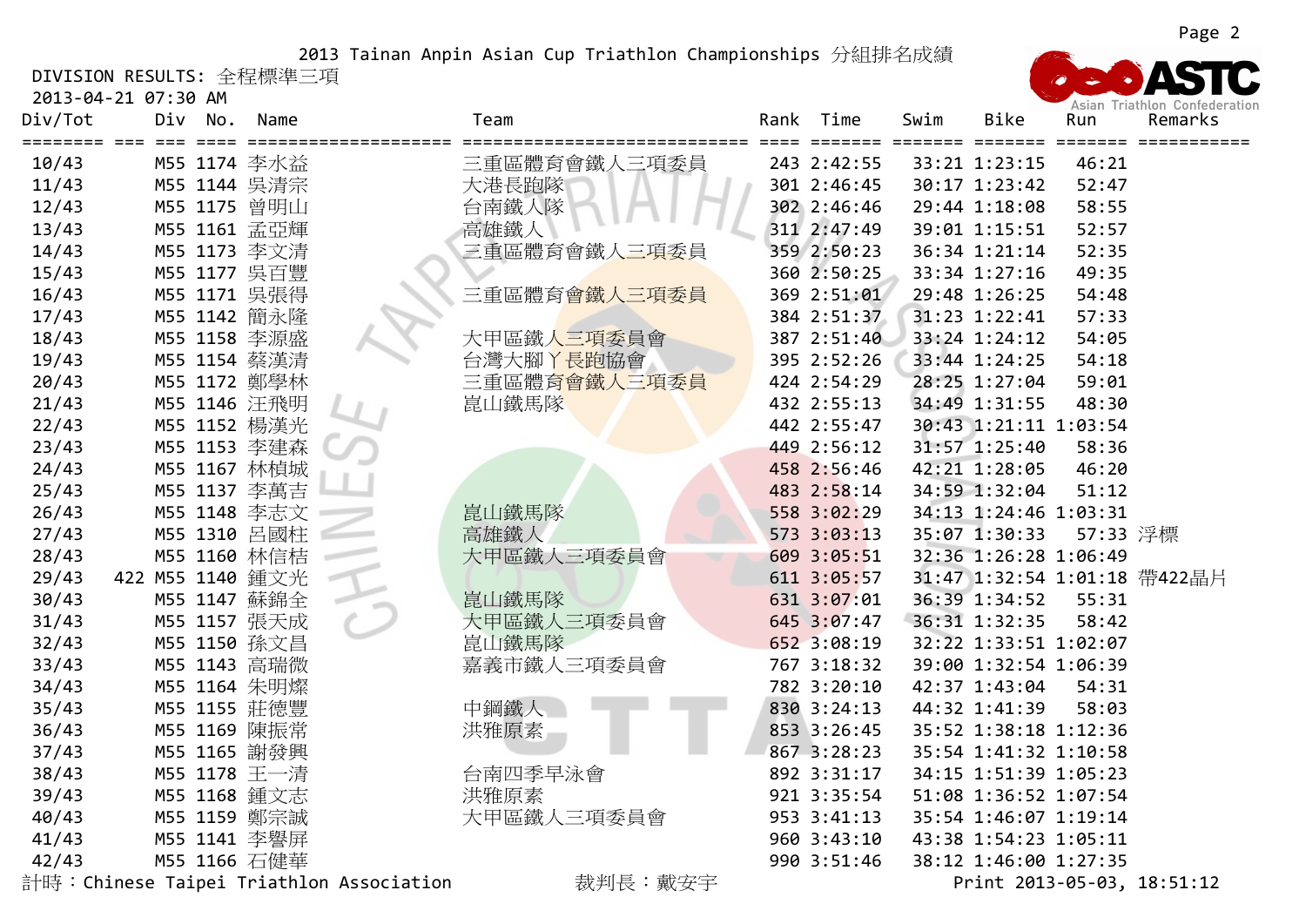2013 Tainan Anpin Asian Cup Triathlon Championships 分組排名成績

DIVISION RESULTS: 全程標準三項

2013-04-21 07:30 AM

| Div/Tot | | Div | No. | Name | Team | Rank | Time | Swim | Bike | Run | Remarks |
|---|---|---|---|---|---|---|---|---|---|---|---|
| 10/43 | | M55 | 1174 | 李水益 | 三重區體育會鐵人三項委員 | 243 | 2:42:55 | 33:21 | 1:23:15 | 46:21 | |
| 11/43 | | M55 | 1144 | 吳清宗 | 大港長跑隊 | 301 | 2:46:45 | 30:17 | 1:23:42 | 52:47 | |
| 12/43 | | M55 | 1175 | 曾明山 | 台南鐵人隊 | 302 | 2:46:46 | 29:44 | 1:18:08 | 58:55 | |
| 13/43 | | M55 | 1161 | 孟亞輝 | 高雄鐵人 | 311 | 2:47:49 | 39:01 | 1:15:51 | 52:57 | |
| 14/43 | | M55 | 1173 | 李文清 | 三重區體育會鐵人三項委員 | 359 | 2:50:23 | 36:34 | 1:21:14 | 52:35 | |
| 15/43 | | M55 | 1177 | 吳百豐 | | 360 | 2:50:25 | 33:34 | 1:27:16 | 49:35 | |
| 16/43 | | M55 | 1171 | 吳張得 | 三重區體育會鐵人三項委員 | 369 | 2:51:01 | 29:48 | 1:26:25 | 54:48 | |
| 17/43 | | M55 | 1142 | 簡永隆 | | 384 | 2:51:37 | 31:23 | 1:22:41 | 57:33 | |
| 18/43 | | M55 | 1158 | 李源盛 | 大甲區鐵人三項委員會 | 387 | 2:51:40 | 33:24 | 1:24:12 | 54:05 | |
| 19/43 | | M55 | 1154 | 蔡漢清 | 台灣大腳丫長跑協會 | 395 | 2:52:26 | 33:44 | 1:24:25 | 54:18 | |
| 20/43 | | M55 | 1172 | 鄭學林 | 三重區體育會鐵人三項委員 | 424 | 2:54:29 | 28:25 | 1:27:04 | 59:01 | |
| 21/43 | | M55 | 1146 | 汪飛明 | 崑山鐵馬隊 | 432 | 2:55:13 | 34:49 | 1:31:55 | 48:30 | |
| 22/43 | | M55 | 1152 | 楊漢光 | | 442 | 2:55:47 | 30:43 | 1:21:11 | 1:03:54 | |
| 23/43 | | M55 | 1153 | 李建森 | | 449 | 2:56:12 | 31:57 | 1:25:40 | 58:36 | |
| 24/43 | | M55 | 1167 | 林楨城 | | 458 | 2:56:46 | 42:21 | 1:28:05 | 46:20 | |
| 25/43 | | M55 | 1137 | 李萬吉 | | 483 | 2:58:14 | 34:59 | 1:32:04 | 51:12 | |
| 26/43 | | M55 | 1148 | 李志文 | 崑山鐵馬隊 | 558 | 3:02:29 | 34:13 | 1:24:46 | 1:03:31 | |
| 27/43 | | M55 | 1310 | 呂國柱 | 高雄鐵人 | 573 | 3:03:13 | 35:07 | 1:30:33 | 57:33 | 浮標 |
| 28/43 | | M55 | 1160 | 林信�french | 大甲區鐵人三項委員會 | 609 | 3:05:51 | 32:36 | 1:26:28 | 1:06:49 | |
| 29/43 | 422 | M55 | 1140 | 鍾文光 | | 611 | 3:05:57 | 31:47 | 1:32:54 | 1:01:18 | 帶422晶片 |
| 30/43 | | M55 | 1147 | 蘇錦全 | 崑山鐵馬隊 | 631 | 3:07:01 | 36:39 | 1:34:52 | 55:31 | |
| 31/43 | | M55 | 1157 | 張天成 | 大甲區鐵人三項委員會 | 645 | 3:07:47 | 36:31 | 1:32:35 | 58:42 | |
| 32/43 | | M55 | 1150 | 孫文昌 | 崑山鐵馬隊 | 652 | 3:08:19 | 32:22 | 1:33:51 | 1:02:07 | |
| 33/43 | | M55 | 1143 | 高瑞微 | 嘉義市鐵人三項委員會 | 767 | 3:18:32 | 39:00 | 1:32:54 | 1:06:39 | |
| 34/43 | | M55 | 1164 | 朱明燦 | | 782 | 3:20:10 | 42:37 | 1:43:04 | 54:31 | |
| 35/43 | | M55 | 1155 | 莊德豐 | 中鋼鐵人 | 830 | 3:24:13 | 44:32 | 1:41:39 | 58:03 | |
| 36/43 | | M55 | 1169 | 陳振常 | 洪雅原素 | 853 | 3:26:45 | 35:52 | 1:38:18 | 1:12:36 | |
| 37/43 | | M55 | 1165 | 謝發興 | | 867 | 3:28:23 | 35:54 | 1:41:32 | 1:10:58 | |
| 38/43 | | M55 | 1178 | 王一清 | 台南四季早泳會 | 892 | 3:31:17 | 34:15 | 1:51:39 | 1:05:23 | |
| 39/43 | | M55 | 1168 | 鍾文志 | 洪雅原素 | 921 | 3:35:54 | 51:08 | 1:36:52 | 1:07:54 | |
| 40/43 | | M55 | 1159 | 鄭宗誠 | 大甲區鐵人三項委員會 | 953 | 3:41:13 | 35:54 | 1:46:07 | 1:19:14 | |
| 41/43 | | M55 | 1141 | 李譽屏 | | 960 | 3:43:10 | 43:38 | 1:54:23 | 1:05:11 | |
| 42/43 | | M55 | 1166 | 石健華 | | 990 | 3:51:46 | 38:12 | 1:46:00 | 1:27:35 | |

計時：Chinese Taipei Triathlon Association　　裁判長：戴安宇　　Print 2013-05-03, 18:51:12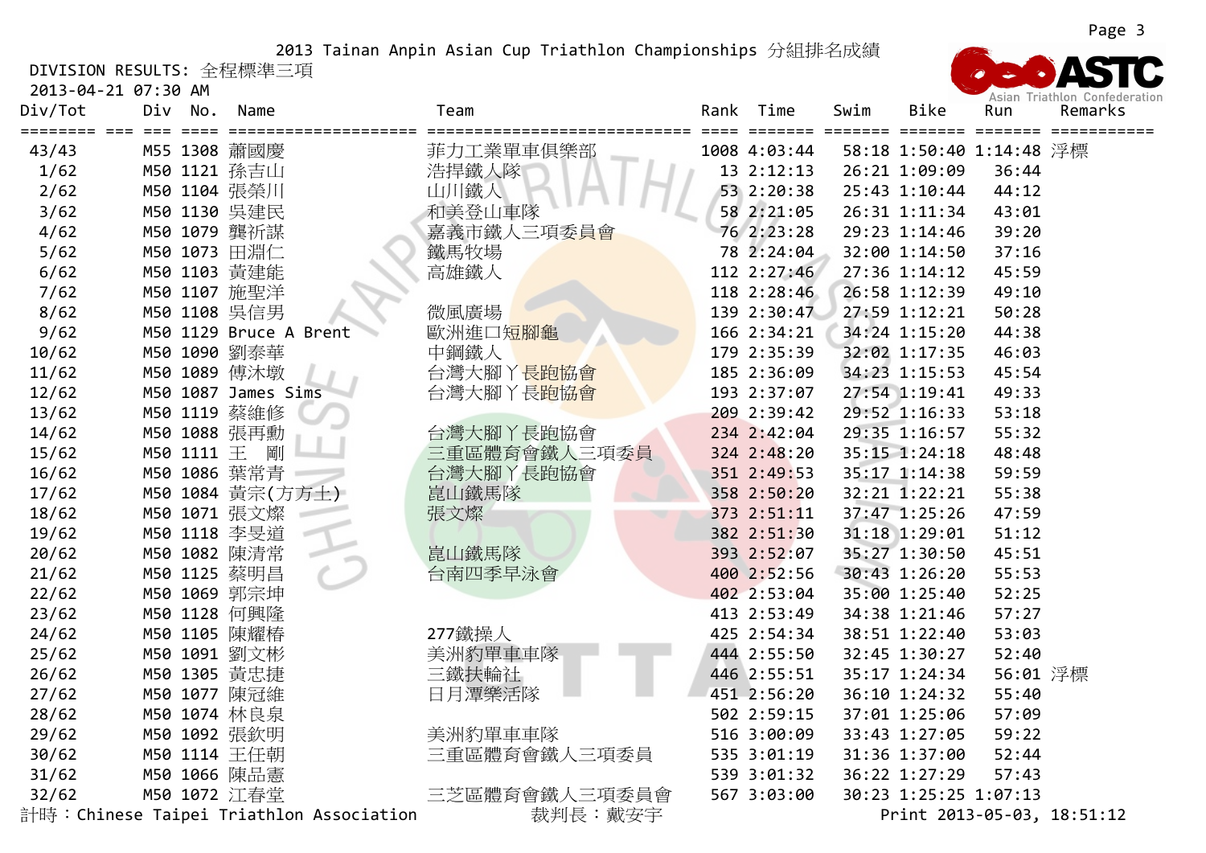2013 Tainan Anpin Asian Cup Triathlon Championships 分組排名成績

DIVISION RESULTS: 全程標準三項

2013-04-21 07:30 AM

| Div/Tot | Div | No. | Name | Team | Rank | Time | Swim | Bike | Run | Remarks |
|---|---|---|---|---|---|---|---|---|---|---|
| 43/43 | M55 | 1308 | 蕭國慶 | 菲力工業單車俱樂部 | 1008 | 4:03:44 | 58:18 | 1:50:40 | 1:14:48 | 浮標 |
| 1/62 | M50 | 1121 | 孫吉山 | 浩捍鐵人隊 | 13 | 2:12:13 | 26:21 | 1:09:09 | 36:44 | |
| 2/62 | M50 | 1104 | 張榮川 | 山川鐵人 | 53 | 2:20:38 | 25:43 | 1:10:44 | 44:12 | |
| 3/62 | M50 | 1130 | 吳建民 | 和美登山車隊 | 58 | 2:21:05 | 26:31 | 1:11:34 | 43:01 | |
| 4/62 | M50 | 1079 | 龔祈謀 | 嘉義市鐵人三項委員會 | 76 | 2:23:28 | 29:23 | 1:14:46 | 39:20 | |
| 5/62 | M50 | 1073 | 田淵仁 | 鐵馬牧場 | 78 | 2:24:04 | 32:00 | 1:14:50 | 37:16 | |
| 6/62 | M50 | 1103 | 黃建能 | 高雄鐵人 | 112 | 2:27:46 | 27:36 | 1:14:12 | 45:59 | |
| 7/62 | M50 | 1107 | 施聖洋 | | 118 | 2:28:46 | 26:58 | 1:12:39 | 49:10 | |
| 8/62 | M50 | 1108 | 吳信男 | 微風廣場 | 139 | 2:30:47 | 27:59 | 1:12:21 | 50:28 | |
| 9/62 | M50 | 1129 | Bruce A Brent | 歐洲進口短腳龜 | 166 | 2:34:21 | 34:24 | 1:15:20 | 44:38 | |
| 10/62 | M50 | 1090 | 劉泰華 | 中鋼鐵人 | 179 | 2:35:39 | 32:02 | 1:17:35 | 46:03 | |
| 11/62 | M50 | 1089 | 傅沐墩 | 台灣大腳丫長跑協會 | 185 | 2:36:09 | 34:23 | 1:15:53 | 45:54 | |
| 12/62 | M50 | 1087 | James Sims | 台灣大腳丫長跑協會 | 193 | 2:37:07 | 27:54 | 1:19:41 | 49:33 | |
| 13/62 | M50 | 1119 | 蔡維修 | | 209 | 2:39:42 | 29:52 | 1:16:33 | 53:18 | |
| 14/62 | M50 | 1088 | 張再勳 | 台灣大腳丫長跑協會 | 234 | 2:42:04 | 29:35 | 1:16:57 | 55:32 | |
| 15/62 | M50 | 1111 | 王　剛 | 三重區體育會鐵人三項委員 | 324 | 2:48:20 | 35:15 | 1:24:18 | 48:48 | |
| 16/62 | M50 | 1086 | 葉常青 | 台灣大腳丫長跑協會 | 351 | 2:49:53 | 35:17 | 1:14:38 | 59:59 | |
| 17/62 | M50 | 1084 | 黃宗(方方土) | 崑山鐵馬隊 | 358 | 2:50:20 | 32:21 | 1:22:21 | 55:38 | |
| 18/62 | M50 | 1071 | 張文燦 | 張文燦 | 373 | 2:51:11 | 37:47 | 1:25:26 | 47:59 | |
| 19/62 | M50 | 1118 | 李旻道 | | 382 | 2:51:30 | 31:18 | 1:29:01 | 51:12 | |
| 20/62 | M50 | 1082 | 陳清常 | 崑山鐵馬隊 | 393 | 2:52:07 | 35:27 | 1:30:50 | 45:51 | |
| 21/62 | M50 | 1125 | 蔡明昌 | 台南四季早泳會 | 400 | 2:52:56 | 30:43 | 1:26:20 | 55:53 | |
| 22/62 | M50 | 1069 | 郭宗坤 | | 402 | 2:53:04 | 35:00 | 1:25:40 | 52:25 | |
| 23/62 | M50 | 1128 | 何興隆 | | 413 | 2:53:49 | 34:38 | 1:21:46 | 57:27 | |
| 24/62 | M50 | 1105 | 陳耀椿 | 277鐵操人 | 425 | 2:54:34 | 38:51 | 1:22:40 | 53:03 | |
| 25/62 | M50 | 1091 | 劉文彬 | 美洲豹單車車隊 | 444 | 2:55:50 | 32:45 | 1:30:27 | 52:40 | |
| 26/62 | M50 | 1305 | 黃忠捷 | 三鐵扶輪社 | 446 | 2:55:51 | 35:17 | 1:24:34 | 56:01 | 浮標 |
| 27/62 | M50 | 1077 | 陳冠維 | 日月潭樂活隊 | 451 | 2:56:20 | 36:10 | 1:24:32 | 55:40 | |
| 28/62 | M50 | 1074 | 林良泉 | | 502 | 2:59:15 | 37:01 | 1:25:06 | 57:09 | |
| 29/62 | M50 | 1092 | 張欽明 | 美洲豹單車車隊 | 516 | 3:00:09 | 33:43 | 1:27:05 | 59:22 | |
| 30/62 | M50 | 1114 | 王任朝 | 三重區體育會鐵人三項委員 | 535 | 3:01:19 | 31:36 | 1:37:00 | 52:44 | |
| 31/62 | M50 | 1066 | 陳品憲 | | 539 | 3:01:32 | 36:22 | 1:27:29 | 57:43 | |
| 32/62 | M50 | 1072 | 江春堂 | 三芝區體育會鐵人三項委員會 | 567 | 3:03:00 | 30:23 | 1:25:25 | 1:07:13 | |

計時：Chinese Taipei Triathlon Association　　裁判長：戴安宇　　Print 2013-05-03, 18:51:12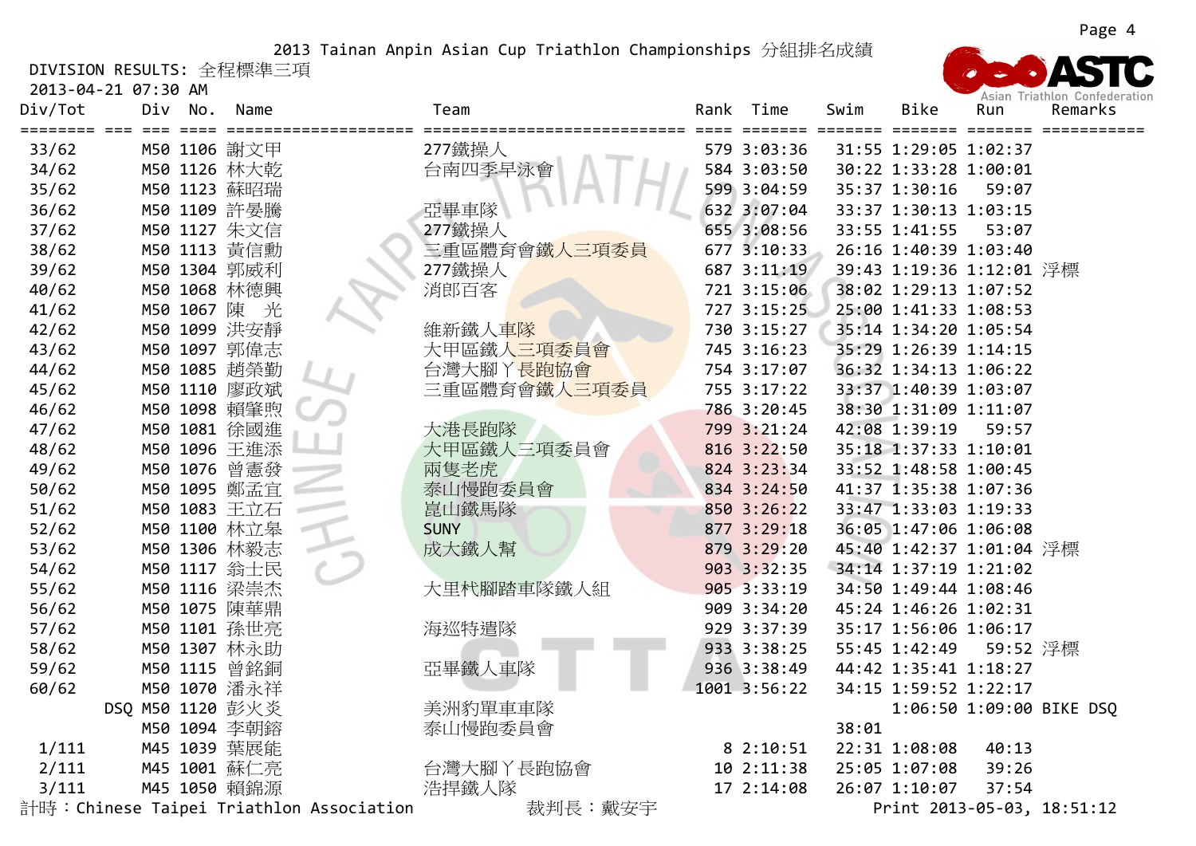2013 Tainan Anpin Asian Cup Triathlon Championships 分組排名成績

DIVISION RESULTS: 全程標準三項

2013-04-21 07:30 AM

| Div/Tot | Div | No. | Name | Team | Rank | Time | Swim | Bike | Run | Remarks |
|---|---|---|---|---|---|---|---|---|---|---|
| 33/62 | M50 | 1106 | 謝文甲 | 277鐵操人 | 579 | 3:03:36 | 31:55 | 1:29:05 | 1:02:37 | |
| 34/62 | M50 | 1126 | 林大乾 | 台南四季早泳會 | 584 | 3:03:50 | 30:22 | 1:33:28 | 1:00:01 | |
| 35/62 | M50 | 1123 | 蘇昭瑞 | | 599 | 3:04:59 | 35:37 | 1:30:16 | 59:07 | |
| 36/62 | M50 | 1109 | 許晏騰 | 亞畢車隊 | 632 | 3:07:04 | 33:37 | 1:30:13 | 1:03:15 | |
| 37/62 | M50 | 1127 | 朱文信 | 277鐵操人 | 655 | 3:08:56 | 33:55 | 1:41:55 | 53:07 | |
| 38/62 | M50 | 1113 | 黃信勳 | 三重區體育會鐵人三項委員 | 677 | 3:10:33 | 26:16 | 1:40:39 | 1:03:40 | |
| 39/62 | M50 | 1304 | 郭威利 | 277鐵操人 | 687 | 3:11:19 | 39:43 | 1:19:36 | 1:12:01 | 浮標 |
| 40/62 | M50 | 1068 | 林德興 | 消郎百客 | 721 | 3:15:06 | 38:02 | 1:29:13 | 1:07:52 | |
| 41/62 | M50 | 1067 | 陳　光 | | 727 | 3:15:25 | 25:00 | 1:41:33 | 1:08:53 | |
| 42/62 | M50 | 1099 | 洪安靜 | 維新鐵人車隊 | 730 | 3:15:27 | 35:14 | 1:34:20 | 1:05:54 | |
| 43/62 | M50 | 1097 | 郭偉志 | 大甲區鐵人三項委員會 | 745 | 3:16:23 | 35:29 | 1:26:39 | 1:14:15 | |
| 44/62 | M50 | 1085 | 趙榮勳 | 台灣大腳丫長跑協會 | 754 | 3:17:07 | 36:32 | 1:34:13 | 1:06:22 | |
| 45/62 | M50 | 1110 | 廖政斌 | 三重區體育會鐵人三項委員 | 755 | 3:17:22 | 33:37 | 1:40:39 | 1:03:07 | |
| 46/62 | M50 | 1098 | 賴肇煦 | | 786 | 3:20:45 | 38:30 | 1:31:09 | 1:11:07 | |
| 47/62 | M50 | 1081 | 徐國進 | 大港長跑隊 | 799 | 3:21:24 | 42:08 | 1:39:19 | 59:57 | |
| 48/62 | M50 | 1096 | 王進添 | 大甲區鐵人三項委員會 | 816 | 3:22:50 | 35:18 | 1:37:33 | 1:10:01 | |
| 49/62 | M50 | 1076 | 曾憲發 | 兩隻老虎 | 824 | 3:23:34 | 33:52 | 1:48:58 | 1:00:45 | |
| 50/62 | M50 | 1095 | 鄭孟宜 | 泰山慢跑委員會 | 834 | 3:24:50 | 41:37 | 1:35:38 | 1:07:36 | |
| 51/62 | M50 | 1083 | 王立石 | 崑山鐵馬隊 | 850 | 3:26:22 | 33:47 | 1:33:03 | 1:19:33 | |
| 52/62 | M50 | 1100 | 林立杲 | SUNY | 877 | 3:29:18 | 36:05 | 1:47:06 | 1:06:08 | |
| 53/62 | M50 | 1306 | 林毅志 | 成大鐵人幫 | 879 | 3:29:20 | 45:40 | 1:42:37 | 1:01:04 | 浮標 |
| 54/62 | M50 | 1117 | 翁士民 | | 903 | 3:32:35 | 34:14 | 1:37:19 | 1:21:02 | |
| 55/62 | M50 | 1116 | 梁崇杰 | 大里杙腳踏車隊鐵人組 | 905 | 3:33:19 | 34:50 | 1:49:44 | 1:08:46 | |
| 56/62 | M50 | 1075 | 陳華鼎 | | 909 | 3:34:20 | 45:24 | 1:46:26 | 1:02:31 | |
| 57/62 | M50 | 1101 | 孫世亮 | 海巡特遣隊 | 929 | 3:37:39 | 35:17 | 1:56:06 | 1:06:17 | |
| 58/62 | M50 | 1307 | 林永助 | | 933 | 3:38:25 | 55:45 | 1:42:49 | 59:52 | 浮標 |
| 59/62 | M50 | 1115 | 曾銘銅 | 亞畢鐵人車隊 | 936 | 3:38:49 | 44:42 | 1:35:41 | 1:18:27 | |
| 60/62 | M50 | 1070 | 潘永祥 | | 1001 | 3:56:22 | 34:15 | 1:59:52 | 1:22:17 | |
| DSQ | M50 | 1120 | 彭火炎 | 美洲豹單車車隊 | | | | 1:06:50 | 1:09:00 | BIKE DSQ |
| | M50 | 1094 | 李朝鎔 | 泰山慢跑委員會 | | | 38:01 | | | |
| 1/111 | M45 | 1039 | 葉展能 | | 8 | 2:10:51 | 22:31 | 1:08:08 | 40:13 | |
| 2/111 | M45 | 1001 | 蘇仁亮 | 台灣大腳丫長跑協會 | 10 | 2:11:38 | 25:05 | 1:07:08 | 39:26 | |
| 3/111 | M45 | 1050 | 賴錦源 | 浩捍鐵人隊 | 17 | 2:14:08 | 26:07 | 1:10:07 | 37:54 | |

計時：Chinese Taipei Triathlon Association　　裁判長：戴安宇　　Print 2013-05-03, 18:51:12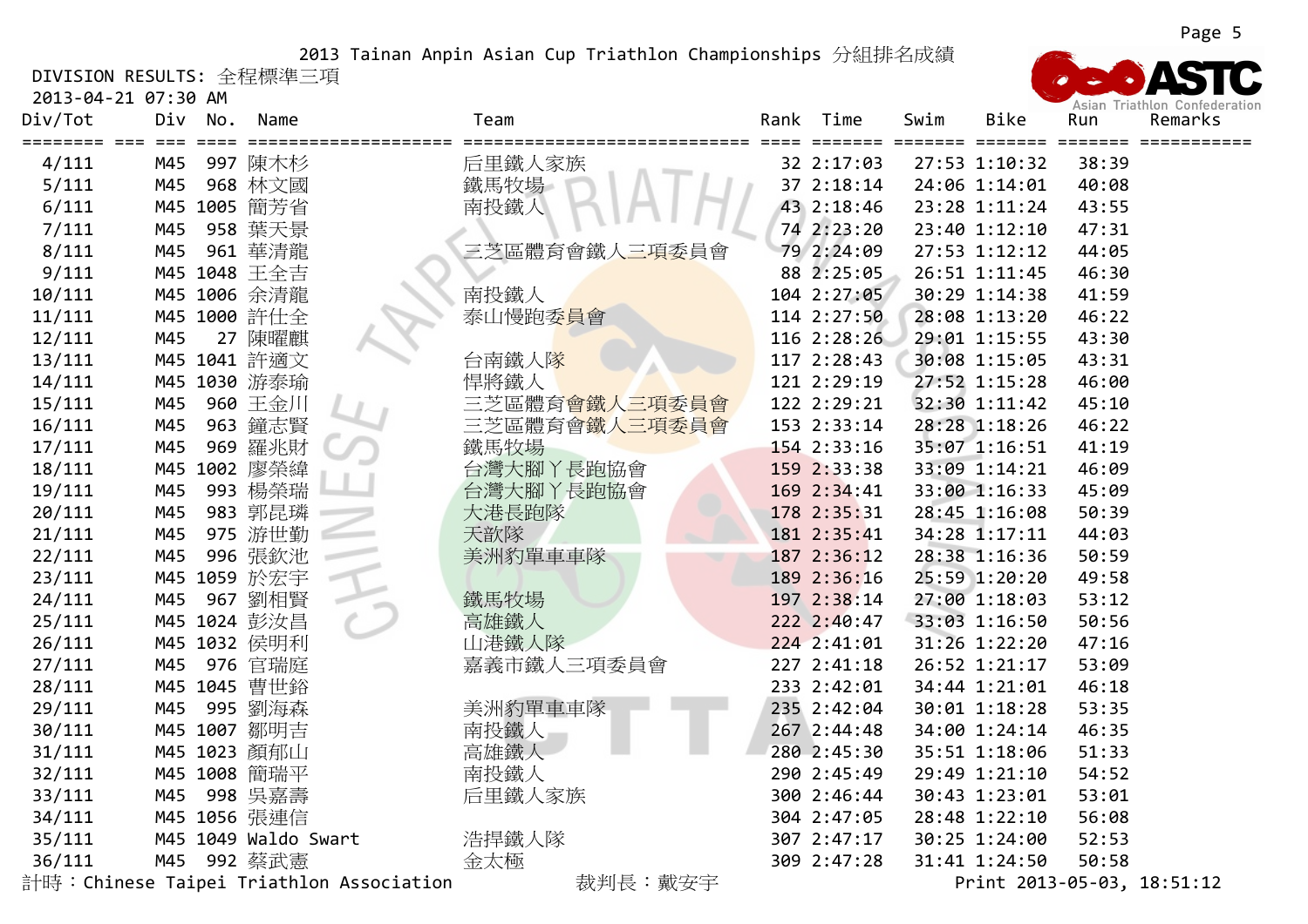2013 Tainan Anpin Asian Cup Triathlon Championships 分組排名成績

DIVISION RESULTS: 全程標準三項

2013-04-21 07:30 AM

| Div/Tot | Div | No. | Name | Team | Rank | Time | Swim | Bike | Run | Remarks |
|---|---|---|---|---|---|---|---|---|---|---|
| 4/111 | M45 | 997 | 陳木杉 | 后里鐵人家族 | 32 | 2:17:03 | 27:53 | 1:10:32 | 38:39 | |
| 5/111 | M45 | 968 | 林文國 | 鐵馬牧場 | 37 | 2:18:14 | 24:06 | 1:14:01 | 40:08 | |
| 6/111 | M45 | 1005 | 簡芳省 | 南投鐵人 | 43 | 2:18:46 | 23:28 | 1:11:24 | 43:55 | |
| 7/111 | M45 | 958 | 葉天景 | | 74 | 2:23:20 | 23:40 | 1:12:10 | 47:31 | |
| 8/111 | M45 | 961 | 華清龍 | 三芝區體育會鐵人三項委員會 | 79 | 2:24:09 | 27:53 | 1:12:12 | 44:05 | |
| 9/111 | M45 | 1048 | 王全吉 | | 88 | 2:25:05 | 26:51 | 1:11:45 | 46:30 | |
| 10/111 | M45 | 1006 | 余清龍 | 南投鐵人 | 104 | 2:27:05 | 30:29 | 1:14:38 | 41:59 | |
| 11/111 | M45 | 1000 | 許仕全 | 泰山慢跑委員會 | 114 | 2:27:50 | 28:08 | 1:13:20 | 46:22 | |
| 12/111 | M45 | 27 | 陳曜麒 | | 116 | 2:28:26 | 29:01 | 1:15:55 | 43:30 | |
| 13/111 | M45 | 1041 | 許適文 | 台南鐵人隊 | 117 | 2:28:43 | 30:08 | 1:15:05 | 43:31 | |
| 14/111 | M45 | 1030 | 游泰瑜 | 悍將鐵人 | 121 | 2:29:19 | 27:52 | 1:15:28 | 46:00 | |
| 15/111 | M45 | 960 | 王金川 | 三芝區體育會鐵人三項委員會 | 122 | 2:29:21 | 32:30 | 1:11:42 | 45:10 | |
| 16/111 | M45 | 963 | 鐘志賢 | 三芝區體育會鐵人三項委員會 | 153 | 2:33:14 | 28:28 | 1:18:26 | 46:22 | |
| 17/111 | M45 | 969 | 羅兆財 | 鐵馬牧場 | 154 | 2:33:16 | 35:07 | 1:16:51 | 41:19 | |
| 18/111 | M45 | 1002 | 廖榮緯 | 台灣大腳丫長跑協會 | 159 | 2:33:38 | 33:09 | 1:14:21 | 46:09 | |
| 19/111 | M45 | 993 | 楊榮瑞 | 台灣大腳丫長跑協會 | 169 | 2:34:41 | 33:00 | 1:16:33 | 45:09 | |
| 20/111 | M45 | 983 | 郭昆璘 | 大港長跑隊 | 178 | 2:35:31 | 28:45 | 1:16:08 | 50:39 | |
| 21/111 | M45 | 975 | 游世勤 | 天歆隊 | 181 | 2:35:41 | 34:28 | 1:17:11 | 44:03 | |
| 22/111 | M45 | 996 | 張欽池 | 美洲豹單車車隊 | 187 | 2:36:12 | 28:38 | 1:16:36 | 50:59 | |
| 23/111 | M45 | 1059 | 於宏宇 | | 189 | 2:36:16 | 25:59 | 1:20:20 | 49:58 | |
| 24/111 | M45 | 967 | 劉相賢 | 鐵馬牧場 | 197 | 2:38:14 | 27:00 | 1:18:03 | 53:12 | |
| 25/111 | M45 | 1024 | 彭汝昌 | 高雄鐵人 | 222 | 2:40:47 | 33:03 | 1:16:50 | 50:56 | |
| 26/111 | M45 | 1032 | 侯明利 | 山港鐵人隊 | 224 | 2:41:01 | 31:26 | 1:22:20 | 47:16 | |
| 27/111 | M45 | 976 | 官瑞庭 | 嘉義市鐵人三項委員會 | 227 | 2:41:18 | 26:52 | 1:21:17 | 53:09 | |
| 28/111 | M45 | 1045 | 曹世鉻 | | 233 | 2:42:01 | 34:44 | 1:21:01 | 46:18 | |
| 29/111 | M45 | 995 | 劉海森 | 美洲豹單車車隊 | 235 | 2:42:04 | 30:01 | 1:18:28 | 53:35 | |
| 30/111 | M45 | 1007 | 鄒明吉 | 南投鐵人 | 267 | 2:44:48 | 34:00 | 1:24:14 | 46:35 | |
| 31/111 | M45 | 1023 | 顏郁山 | 高雄鐵人 | 280 | 2:45:30 | 35:51 | 1:18:06 | 51:33 | |
| 32/111 | M45 | 1008 | 簡瑞平 | 南投鐵人 | 290 | 2:45:49 | 29:49 | 1:21:10 | 54:52 | |
| 33/111 | M45 | 998 | 吳嘉壽 | 后里鐵人家族 | 300 | 2:46:44 | 30:43 | 1:23:01 | 53:01 | |
| 34/111 | M45 | 1056 | 張連信 | | 304 | 2:47:05 | 28:48 | 1:22:10 | 56:08 | |
| 35/111 | M45 | 1049 | Waldo Swart | 浩捍鐵人隊 | 307 | 2:47:17 | 30:25 | 1:24:00 | 52:53 | |
| 36/111 | M45 | 992 | 蔡武憲 | 金太極 | 309 | 2:47:28 | 31:41 | 1:24:50 | 50:58 | |

計時：Chinese Taipei Triathlon Association　　裁判長：戴安宇　　Print 2013-05-03, 18:51:12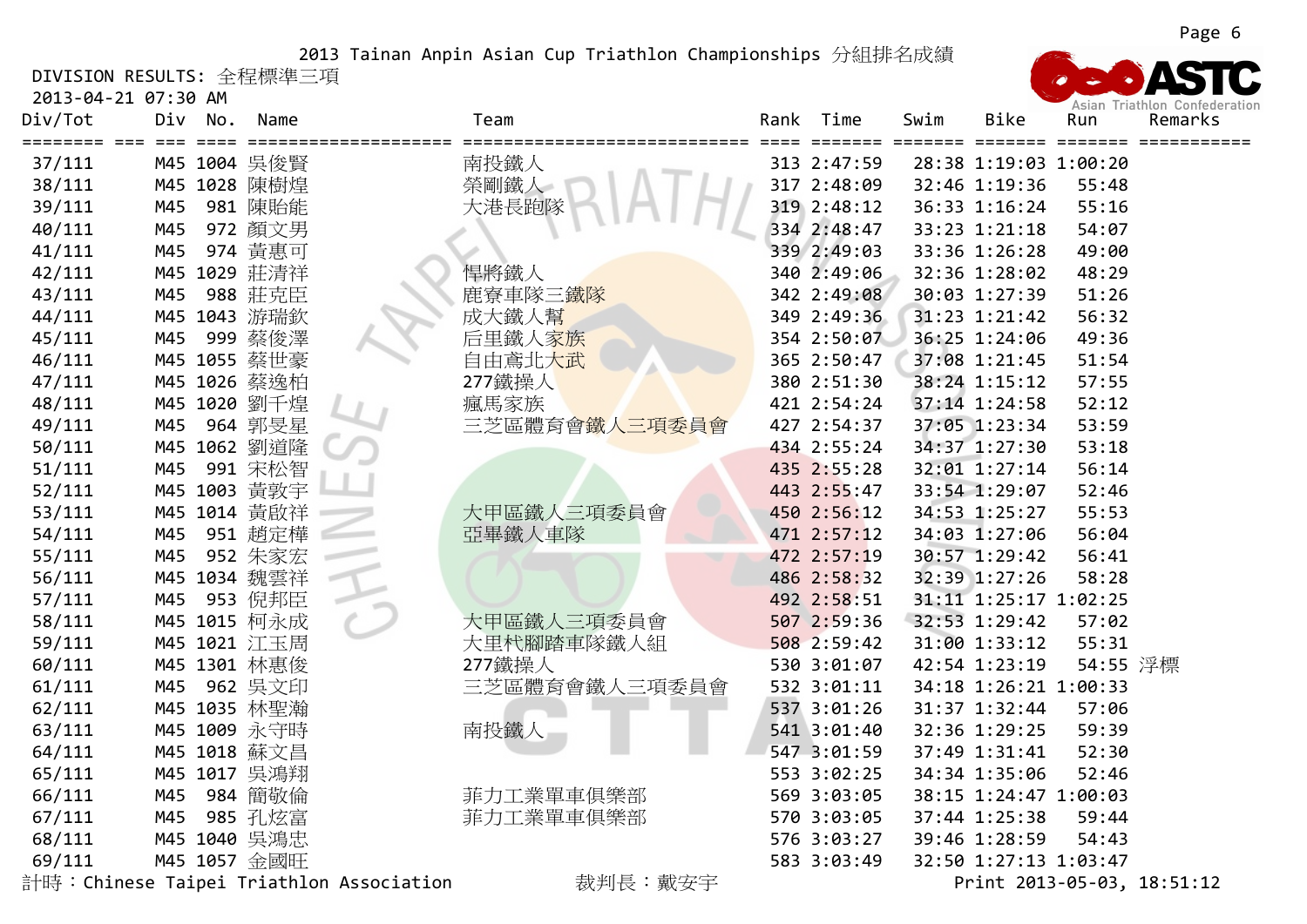2013 Tainan Anpin Asian Cup Triathlon Championships 分組排名成績

DIVISION RESULTS: 全程標準三項

2013-04-21 07:30 AM

| Div/Tot | Div | No. | Name | Team | Rank | Time | Swim | Bike | Run | Remarks |
|---|---|---|---|---|---|---|---|---|---|---|
| 37/111 | M45 | 1004 | 吳俊賢 | 南投鐵人 | 313 | 2:47:59 | 28:38 | 1:19:03 | 1:00:20 | |
| 38/111 | M45 | 1028 | 陳樹煌 | 榮剛鐵人 | 317 | 2:48:09 | 32:46 | 1:19:36 | 55:48 | |
| 39/111 | M45 | 981 | 陳貽能 | 大港長跑隊 | 319 | 2:48:12 | 36:33 | 1:16:24 | 55:16 | |
| 40/111 | M45 | 972 | 顏文男 | | 334 | 2:48:47 | 33:23 | 1:21:18 | 54:07 | |
| 41/111 | M45 | 974 | 黃惠可 | | 339 | 2:49:03 | 33:36 | 1:26:28 | 49:00 | |
| 42/111 | M45 | 1029 | 莊清祥 | 悍將鐵人 | 340 | 2:49:06 | 32:36 | 1:28:02 | 48:29 | |
| 43/111 | M45 | 988 | 莊克臣 | 鹿寮車隊三鐵隊 | 342 | 2:49:08 | 30:03 | 1:27:39 | 51:26 | |
| 44/111 | M45 | 1043 | 游瑞欽 | 成大鐵人幫 | 349 | 2:49:36 | 31:23 | 1:21:42 | 56:32 | |
| 45/111 | M45 | 999 | 蔡俊澤 | 后里鐵人家族 | 354 | 2:50:07 | 36:25 | 1:24:06 | 49:36 | |
| 46/111 | M45 | 1055 | 蔡世豪 | 自由鳶北大武 | 365 | 2:50:47 | 37:08 | 1:21:45 | 51:54 | |
| 47/111 | M45 | 1026 | 蔡逸柏 | 277鐵操人 | 380 | 2:51:30 | 38:24 | 1:15:12 | 57:55 | |
| 48/111 | M45 | 1020 | 劉千煌 | 瘋馬家族 | 421 | 2:54:24 | 37:14 | 1:24:58 | 52:12 | |
| 49/111 | M45 | 964 | 郭旻星 | 三芝區體育會鐵人三項委員會 | 427 | 2:54:37 | 37:05 | 1:23:34 | 53:59 | |
| 50/111 | M45 | 1062 | 劉道隆 | | 434 | 2:55:24 | 34:37 | 1:27:30 | 53:18 | |
| 51/111 | M45 | 991 | 宋松智 | | 435 | 2:55:28 | 32:01 | 1:27:14 | 56:14 | |
| 52/111 | M45 | 1003 | 黃敦宇 | | 443 | 2:55:47 | 33:54 | 1:29:07 | 52:46 | |
| 53/111 | M45 | 1014 | 黃啟祥 | 大甲區鐵人三項委員會 | 450 | 2:56:12 | 34:53 | 1:25:27 | 55:53 | |
| 54/111 | M45 | 951 | 趙定樺 | 亞畢鐵人車隊 | 471 | 2:57:12 | 34:03 | 1:27:06 | 56:04 | |
| 55/111 | M45 | 952 | 朱家宏 | | 472 | 2:57:19 | 30:57 | 1:29:42 | 56:41 | |
| 56/111 | M45 | 1034 | 魏雲祥 | | 486 | 2:58:32 | 32:39 | 1:27:26 | 58:28 | |
| 57/111 | M45 | 953 | 倪邦臣 | | 492 | 2:58:51 | 31:11 | 1:25:17 | 1:02:25 | |
| 58/111 | M45 | 1015 | 柯永成 | 大甲區鐵人三項委員會 | 507 | 2:59:36 | 32:53 | 1:29:42 | 57:02 | |
| 59/111 | M45 | 1021 | 江玉周 | 大里杙腳踏車隊鐵人組 | 508 | 2:59:42 | 31:00 | 1:33:12 | 55:31 | |
| 60/111 | M45 | 1301 | 林惠俊 | 277鐵操人 | 530 | 3:01:07 | 42:54 | 1:23:19 | 54:55 | 浮標 |
| 61/111 | M45 | 962 | 吳文印 | 三芝區體育會鐵人三項委員會 | 532 | 3:01:11 | 34:18 | 1:26:21 | 1:00:33 | |
| 62/111 | M45 | 1035 | 林聖瀚 | | 537 | 3:01:26 | 31:37 | 1:32:44 | 57:06 | |
| 63/111 | M45 | 1009 | 永守時 | 南投鐵人 | 541 | 3:01:40 | 32:36 | 1:29:25 | 59:39 | |
| 64/111 | M45 | 1018 | 蘇文昌 | | 547 | 3:01:59 | 37:49 | 1:31:41 | 52:30 | |
| 65/111 | M45 | 1017 | 吳鴻翔 | | 553 | 3:02:25 | 34:34 | 1:35:06 | 52:46 | |
| 66/111 | M45 | 984 | 簡敬倫 | 菲力工業單車俱樂部 | 569 | 3:03:05 | 38:15 | 1:24:47 | 1:00:03 | |
| 67/111 | M45 | 985 | 孔炫富 | 菲力工業單車俱樂部 | 570 | 3:03:05 | 37:44 | 1:25:38 | 59:44 | |
| 68/111 | M45 | 1040 | 吳鴻忠 | | 576 | 3:03:27 | 39:46 | 1:28:59 | 54:43 | |
| 69/111 | M45 | 1057 | 金國旺 | | 583 | 3:03:49 | 32:50 | 1:27:13 | 1:03:47 | |

計時：Chinese Taipei Triathlon Association　　裁判長：戴安宇　　Print 2013-05-03, 18:51:12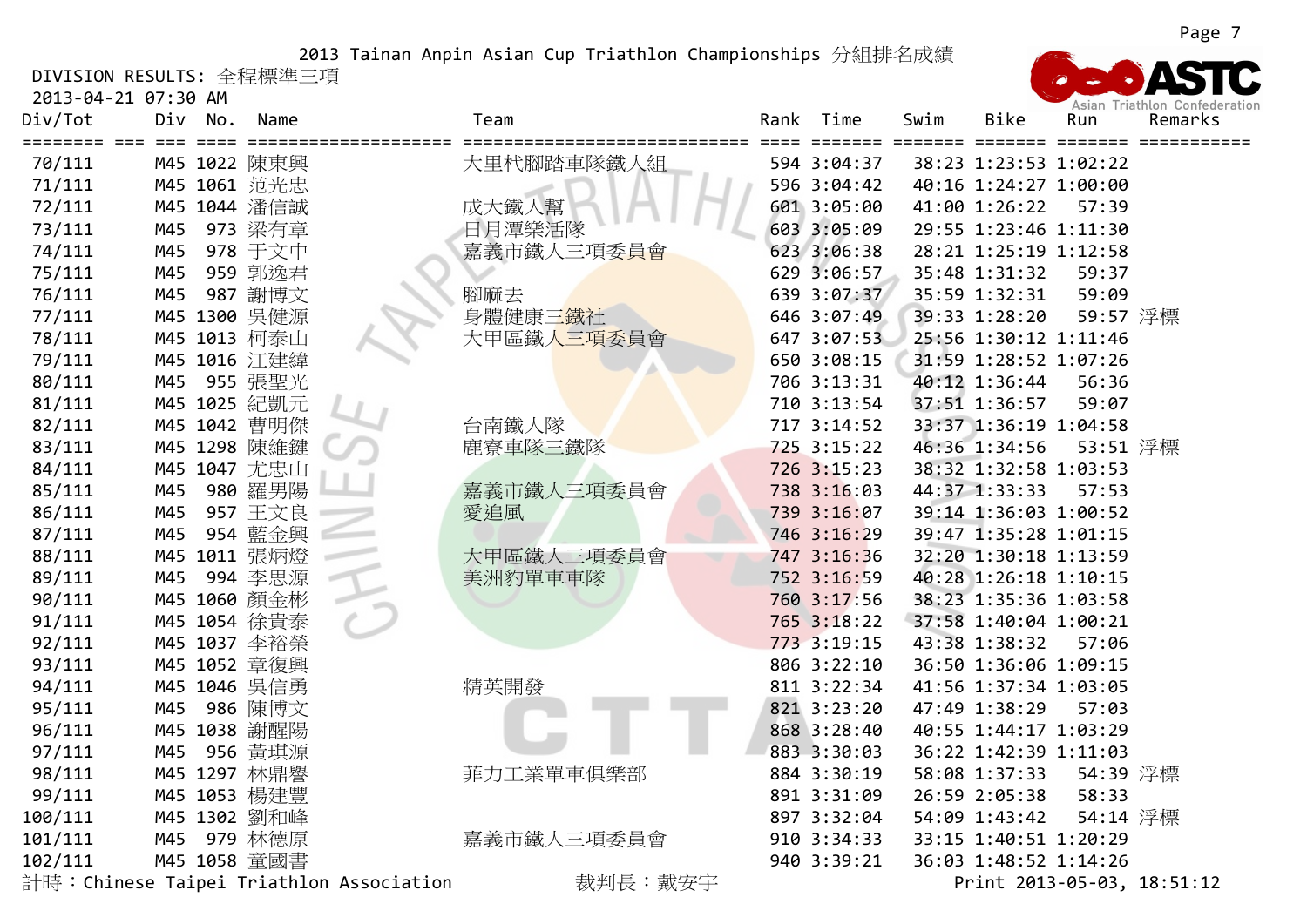2013 Tainan Anpin Asian Cup Triathlon Championships 分組排名成績

DIVISION RESULTS: 全程標準三項

2013-04-21 07:30 AM

| Div/Tot | Div | No. | Name | Team | Rank | Time | Swim | Bike | Run | Remarks |
|---|---|---|---|---|---|---|---|---|---|---|
| 70/111 | M45 | 1022 | 陳東興 | 大里杙腳踏車隊鐵人組 | 594 | 3:04:37 | 38:23 | 1:23:53 | 1:02:22 | |
| 71/111 | M45 | 1061 | 范光忠 | | 596 | 3:04:42 | 40:16 | 1:24:27 | 1:00:00 | |
| 72/111 | M45 | 1044 | 潘信誠 | 成大鐵人幫 | 601 | 3:05:00 | 41:00 | 1:26:22 | 57:39 | |
| 73/111 | M45 | 973 | 梁有章 | 日月潭樂活隊 | 603 | 3:05:09 | 29:55 | 1:23:46 | 1:11:30 | |
| 74/111 | M45 | 978 | 于文中 | 嘉義市鐵人三項委員會 | 623 | 3:06:38 | 28:21 | 1:25:19 | 1:12:58 | |
| 75/111 | M45 | 959 | 郭逸君 | | 629 | 3:06:57 | 35:48 | 1:31:32 | 59:37 | |
| 76/111 | M45 | 987 | 謝博文 | 腳麻去 | 639 | 3:07:37 | 35:59 | 1:32:31 | 59:09 | |
| 77/111 | M45 | 1300 | 吳健源 | 身體健康三鐵社 | 646 | 3:07:49 | 39:33 | 1:28:20 | 59:57 | 浮標 |
| 78/111 | M45 | 1013 | 柯泰山 | 大甲區鐵人三項委員會 | 647 | 3:07:53 | 25:56 | 1:30:12 | 1:11:46 | |
| 79/111 | M45 | 1016 | 江建緯 | | 650 | 3:08:15 | 31:59 | 1:28:52 | 1:07:26 | |
| 80/111 | M45 | 955 | 張聖光 | | 706 | 3:13:31 | 40:12 | 1:36:44 | 56:36 | |
| 81/111 | M45 | 1025 | 紀凱元 | | 710 | 3:13:54 | 37:51 | 1:36:57 | 59:07 | |
| 82/111 | M45 | 1042 | 曹明傑 | 台南鐵人隊 | 717 | 3:14:52 | 33:37 | 1:36:19 | 1:04:58 | |
| 83/111 | M45 | 1298 | 陳維鍵 | 鹿寮車隊三鐵隊 | 725 | 3:15:22 | 46:36 | 1:34:56 | 53:51 | 浮標 |
| 84/111 | M45 | 1047 | 尤忠山 | | 726 | 3:15:23 | 38:32 | 1:32:58 | 1:03:53 | |
| 85/111 | M45 | 980 | 羅男陽 | 嘉義市鐵人三項委員會 | 738 | 3:16:03 | 44:37 | 1:33:33 | 57:53 | |
| 86/111 | M45 | 957 | 王文良 | 愛追風 | 739 | 3:16:07 | 39:14 | 1:36:03 | 1:00:52 | |
| 87/111 | M45 | 954 | 藍金興 | | 746 | 3:16:29 | 39:47 | 1:35:28 | 1:01:15 | |
| 88/111 | M45 | 1011 | 張炳燈 | 大甲區鐵人三項委員會 | 747 | 3:16:36 | 32:20 | 1:30:18 | 1:13:59 | |
| 89/111 | M45 | 994 | 李思源 | 美洲豹單車車隊 | 752 | 3:16:59 | 40:28 | 1:26:18 | 1:10:15 | |
| 90/111 | M45 | 1060 | 顏金彬 | | 760 | 3:17:56 | 38:23 | 1:35:36 | 1:03:58 | |
| 91/111 | M45 | 1054 | 徐貴泰 | | 765 | 3:18:22 | 37:58 | 1:40:04 | 1:00:21 | |
| 92/111 | M45 | 1037 | 李裕榮 | | 773 | 3:19:15 | 43:38 | 1:38:32 | 57:06 | |
| 93/111 | M45 | 1052 | 章復興 | | 806 | 3:22:10 | 36:50 | 1:36:06 | 1:09:15 | |
| 94/111 | M45 | 1046 | 吳信勇 | 精英開發 | 811 | 3:22:34 | 41:56 | 1:37:34 | 1:03:05 | |
| 95/111 | M45 | 986 | 陳博文 | | 821 | 3:23:20 | 47:49 | 1:38:29 | 57:03 | |
| 96/111 | M45 | 1038 | 謝醒陽 | | 868 | 3:28:40 | 40:55 | 1:44:17 | 1:03:29 | |
| 97/111 | M45 | 956 | 黃琪源 | | 883 | 3:30:03 | 36:22 | 1:42:39 | 1:11:03 | |
| 98/111 | M45 | 1297 | 林鼎馨 | 菲力工業單車俱樂部 | 884 | 3:30:19 | 58:08 | 1:37:33 | 54:39 | 浮標 |
| 99/111 | M45 | 1053 | 楊建豐 | | 891 | 3:31:09 | 26:59 | 2:05:38 | 58:33 | |
| 100/111 | M45 | 1302 | 劉和峰 | | 897 | 3:32:04 | 54:09 | 1:43:42 | 54:14 | 浮標 |
| 101/111 | M45 | 979 | 林德原 | 嘉義市鐵人三項委員會 | 910 | 3:34:33 | 33:15 | 1:40:51 | 1:20:29 | |
| 102/111 | M45 | 1058 | 童國書 | | 940 | 3:39:21 | 36:03 | 1:48:52 | 1:14:26 | |

計時：Chinese Taipei Triathlon Association　　裁判長：戴安宇　　Print 2013-05-03, 18:51:12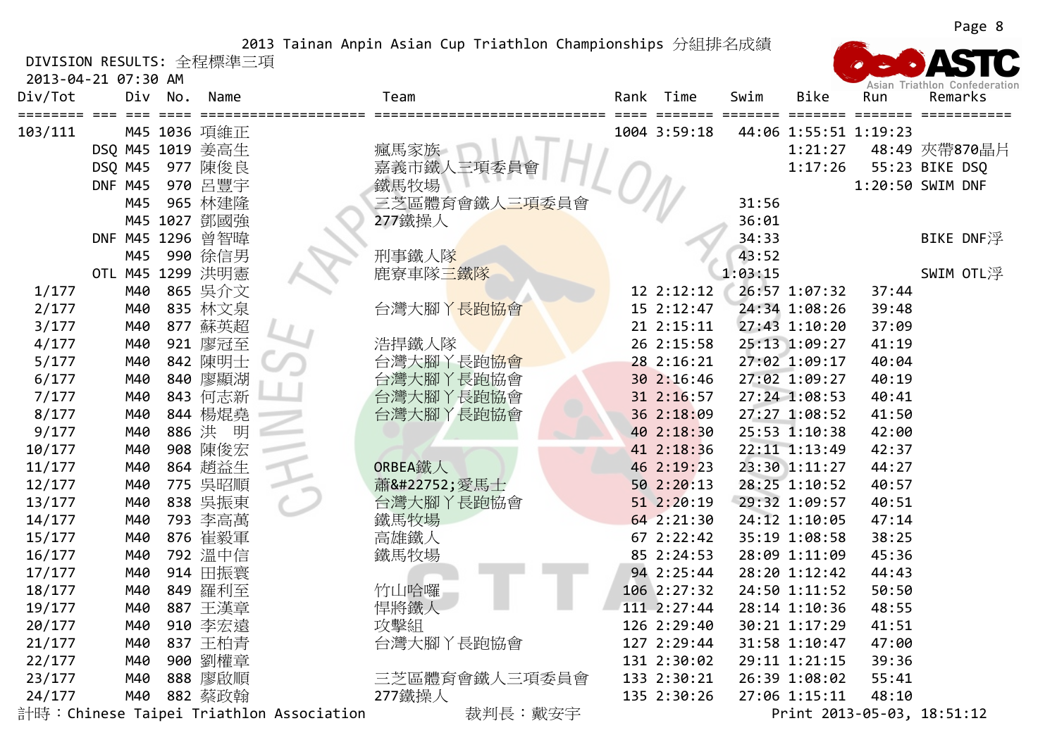2013 Tainan Anpin Asian Cup Triathlon Championships 分組排名成績

DIVISION RESULTS: 全程標準三項

2013-04-21 07:30 AM

| Div/Tot | Div | No. | Name | Team | Rank | Time | Swim | Bike | Run | Remarks |
|---|---|---|---|---|---|---|---|---|---|---|
| 103/111 | M45 | 1036 | 項維正 | | 1004 | 3:59:18 | 44:06 | 1:55:51 | 1:19:23 | |
| DSQ | M45 | 1019 | 姜高生 | 瘋馬家族 | | | | 1:21:27 | 48:49 | 夾帶870晶片 |
| DSQ | M45 | 977 | 陳俊良 | 嘉義市鐵人三項委員會 | | | | 1:17:26 | 55:23 | BIKE DSQ |
| DNF | M45 | 970 | 呂豐宇 | 鐵馬牧場 | | | | | 1:20:50 | SWIM DNF |
| | M45 | 965 | 林建隆 | 三芝區體育會鐵人三項委員會 | | | 31:56 | | | |
| | M45 | 1027 | 鄧國強 | 277鐵操人 | | | 36:01 | | | |
| DNF | M45 | 1296 | 曾智暐 | | | | 34:33 | | | BIKE DNF浮 |
| | M45 | 990 | 徐信男 | 刑事鐵人隊 | | | 43:52 | | | |
| OTL | M45 | 1299 | 洪明憲 | 鹿寮車隊三鐵隊 | | | 1:03:15 | | | SWIM OTL浮 |
| 1/177 | M40 | 865 | 吳介文 | | 12 | 2:12:12 | 26:57 | 1:07:32 | 37:44 | |
| 2/177 | M40 | 835 | 林文泉 | 台灣大腳ㄚ長跑協會 | 15 | 2:12:47 | 24:34 | 1:08:26 | 39:48 | |
| 3/177 | M40 | 877 | 蘇英超 | | 21 | 2:15:11 | 27:43 | 1:10:20 | 37:09 | |
| 4/177 | M40 | 921 | 廖冠至 | 浩捍鐵人隊 | 26 | 2:15:58 | 25:13 | 1:09:27 | 41:19 | |
| 5/177 | M40 | 842 | 陳明士 | 台灣大腳ㄚ長跑協會 | 28 | 2:16:21 | 27:02 | 1:09:17 | 40:04 | |
| 6/177 | M40 | 840 | 廖顯湖 | 台灣大腳ㄚ長跑協會 | 30 | 2:16:46 | 27:02 | 1:09:27 | 40:19 | |
| 7/177 | M40 | 843 | 何志新 | 台灣大腳ㄚ長跑協會 | 31 | 2:16:57 | 27:24 | 1:08:53 | 40:41 | |
| 8/177 | M40 | 844 | 楊焜堯 | 台灣大腳ㄚ長跑協會 | 36 | 2:18:09 | 27:27 | 1:08:52 | 41:50 | |
| 9/177 | M40 | 886 | 洪　明 | | 40 | 2:18:30 | 25:53 | 1:10:38 | 42:00 | |
| 10/177 | M40 | 908 | 陳俊宏 | | 41 | 2:18:36 | 22:11 | 1:13:49 | 42:37 | |
| 11/177 | M40 | 864 | 趙益生 | ORBEA鐵人 | 46 | 2:19:23 | 23:30 | 1:11:27 | 44:27 | |
| 12/177 | M40 | 775 | 吳昭順 | 蕭&#22752;愛馬士 | 50 | 2:20:13 | 28:25 | 1:10:52 | 40:57 | |
| 13/177 | M40 | 838 | 吳振東 | 台灣大腳ㄚ長跑協會 | 51 | 2:20:19 | 29:32 | 1:09:57 | 40:51 | |
| 14/177 | M40 | 793 | 李高萬 | 鐵馬牧場 | 64 | 2:21:30 | 24:12 | 1:10:05 | 47:14 | |
| 15/177 | M40 | 876 | 崔毅軍 | 高雄鐵人 | 67 | 2:22:42 | 35:19 | 1:08:58 | 38:25 | |
| 16/177 | M40 | 792 | 溫中信 | 鐵馬牧場 | 85 | 2:24:53 | 28:09 | 1:11:09 | 45:36 | |
| 17/177 | M40 | 914 | 田振寰 | | 94 | 2:25:44 | 28:20 | 1:12:42 | 44:43 | |
| 18/177 | M40 | 849 | 羅利至 | 竹山哈囉 | 106 | 2:27:32 | 24:50 | 1:11:52 | 50:50 | |
| 19/177 | M40 | 887 | 王漢章 | 悍將鐵人 | 111 | 2:27:44 | 28:14 | 1:10:36 | 48:55 | |
| 20/177 | M40 | 910 | 李宏遠 | 攻擊組 | 126 | 2:29:40 | 30:21 | 1:17:29 | 41:51 | |
| 21/177 | M40 | 837 | 王柏青 | 台灣大腳ㄚ長跑協會 | 127 | 2:29:44 | 31:58 | 1:10:47 | 47:00 | |
| 22/177 | M40 | 900 | 劉權章 | | 131 | 2:30:02 | 29:11 | 1:21:15 | 39:36 | |
| 23/177 | M40 | 888 | 廖啟順 | 三芝區體育會鐵人三項委員會 | 133 | 2:30:21 | 26:39 | 1:08:02 | 55:41 | |
| 24/177 | M40 | 882 | 蔡政翰 | 277鐵操人 | 135 | 2:30:26 | 27:06 | 1:15:11 | 48:10 | |

計時：Chinese Taipei Triathlon Association　　裁判長：戴安宇　　Print 2013-05-03, 18:51:12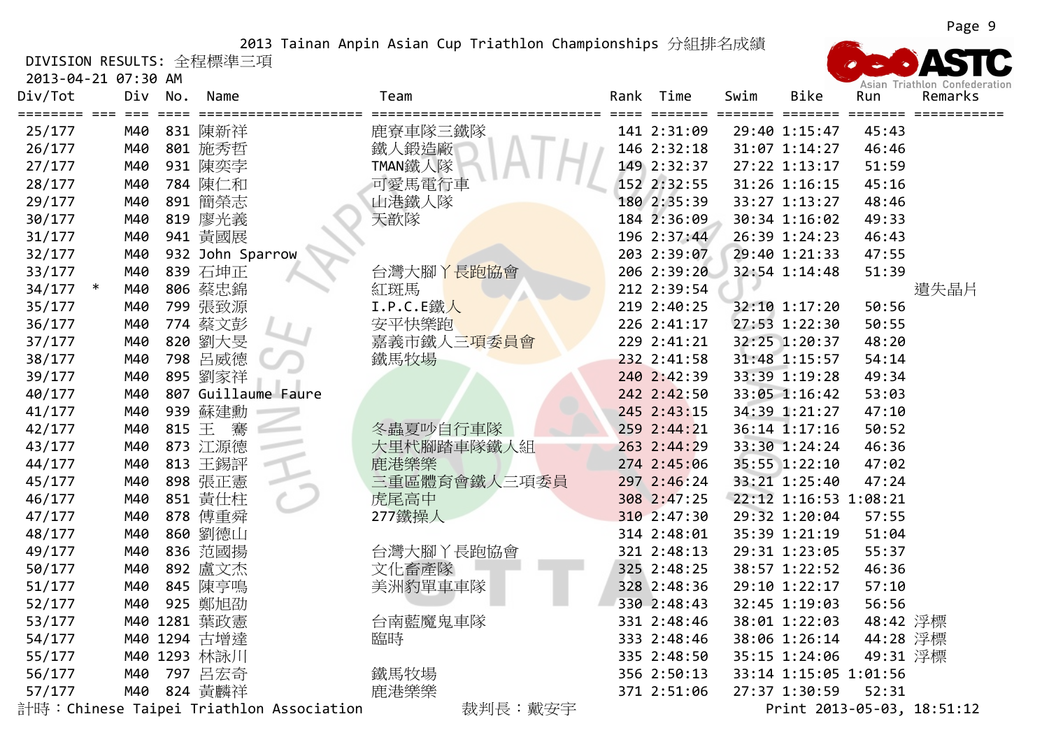2013 Tainan Anpin Asian Cup Triathlon Championships 分組排名成績

DIVISION RESULTS: 全程標準三項

2013-04-21 07:30 AM

| Div/Tot | | Div | No. | Name | Team | Rank | Time | Swim | Bike | Run | Remarks |
|---|---|---|---|---|---|---|---|---|---|---|---|
| 25/177 | | M40 | 831 | 陳新祥 | 鹿寮車隊三鐵隊 | 141 | 2:31:09 | 29:40 | 1:15:47 | 45:43 | |
| 26/177 | | M40 | 801 | 施秀哲 | 鐵人鍛造廠 | 146 | 2:32:18 | 31:07 | 1:14:27 | 46:46 | |
| 27/177 | | M40 | 931 | 陳奕孛 | TMAN鐵人隊 | 149 | 2:32:37 | 27:22 | 1:13:17 | 51:59 | |
| 28/177 | | M40 | 784 | 陳仁和 | 可愛馬電行車 | 152 | 2:32:55 | 31:26 | 1:16:15 | 45:16 | |
| 29/177 | | M40 | 891 | 簡榮志 | 山港鐵人隊 | 180 | 2:35:39 | 33:27 | 1:13:27 | 48:46 | |
| 30/177 | | M40 | 819 | 廖光義 | 天歆隊 | 184 | 2:36:09 | 30:34 | 1:16:02 | 49:33 | |
| 31/177 | | M40 | 941 | 黃國展 | | 196 | 2:37:44 | 26:39 | 1:24:23 | 46:43 | |
| 32/177 | | M40 | 932 | John Sparrow | | 203 | 2:39:07 | 29:40 | 1:21:33 | 47:55 | |
| 33/177 | | M40 | 839 | 石坤正 | 台灣大腳ㄚ長跑協會 | 206 | 2:39:20 | 32:54 | 1:14:48 | 51:39 | |
| 34/177 | * | M40 | 806 | 蔡忠錦 | 紅斑馬 | 212 | 2:39:54 | | | | 遺失晶片 |
| 35/177 | | M40 | 799 | 張致源 | I.P.C.E鐵人 | 219 | 2:40:25 | 32:10 | 1:17:20 | 50:56 | |
| 36/177 | | M40 | 774 | 蔡文彭 | 安平快樂跑 | 226 | 2:41:17 | 27:53 | 1:22:30 | 50:55 | |
| 37/177 | | M40 | 820 | 劉大旻 | 嘉義市鐵人三項委員會 | 229 | 2:41:21 | 32:25 | 1:20:37 | 48:20 | |
| 38/177 | | M40 | 798 | 呂威德 | 鐵馬牧場 | 232 | 2:41:58 | 31:48 | 1:15:57 | 54:14 | |
| 39/177 | | M40 | 895 | 劉家祥 | | 240 | 2:42:39 | 33:39 | 1:19:28 | 49:34 | |
| 40/177 | | M40 | 807 | Guillaume Faure | | 242 | 2:42:50 | 33:05 | 1:16:42 | 53:03 | |
| 41/177 | | M40 | 939 | 蘇建勳 | | 245 | 2:43:15 | 34:39 | 1:21:27 | 47:10 | |
| 42/177 | | M40 | 815 | 王　騫 | 冬蟲夏吵自行車隊 | 259 | 2:44:21 | 36:14 | 1:17:16 | 50:52 | |
| 43/177 | | M40 | 873 | 江源德 | 大里杙腳踏車隊鐵人組 | 263 | 2:44:29 | 33:30 | 1:24:24 | 46:36 | |
| 44/177 | | M40 | 813 | 王錫評 | 鹿港樂樂 | 274 | 2:45:06 | 35:55 | 1:22:10 | 47:02 | |
| 45/177 | | M40 | 898 | 張正憲 | 三重區體育會鐵人三項委員 | 297 | 2:46:24 | 33:21 | 1:25:40 | 47:24 | |
| 46/177 | | M40 | 851 | 黃仕柱 | 虎尾高中 | 308 | 2:47:25 | 22:12 | 1:16:53 | 1:08:21 | |
| 47/177 | | M40 | 878 | 傅重舜 | 277鐵操人 | 310 | 2:47:30 | 29:32 | 1:20:04 | 57:55 | |
| 48/177 | | M40 | 860 | 劉德山 | | 314 | 2:48:01 | 35:39 | 1:21:19 | 51:04 | |
| 49/177 | | M40 | 836 | 范國揚 | 台灣大腳ㄚ長跑協會 | 321 | 2:48:13 | 29:31 | 1:23:05 | 55:37 | |
| 50/177 | | M40 | 892 | 盧文杰 | 文化畜產隊 | 325 | 2:48:25 | 38:57 | 1:22:52 | 46:36 | |
| 51/177 | | M40 | 845 | 陳亭鳴 | 美洲豹單車車隊 | 328 | 2:48:36 | 29:10 | 1:22:17 | 57:10 | |
| 52/177 | | M40 | 925 | 鄭旭劭 | | 330 | 2:48:43 | 32:45 | 1:19:03 | 56:56 | |
| 53/177 | | M40 | 1281 | 葉政憲 | 台南藍魔鬼車隊 | 331 | 2:48:46 | 38:01 | 1:22:03 | 48:42 | 浮標 |
| 54/177 | | M40 | 1294 | 古增達 | 臨時 | 333 | 2:48:46 | 38:06 | 1:26:14 | 44:28 | 浮標 |
| 55/177 | | M40 | 1293 | 林詠川 | | 335 | 2:48:50 | 35:15 | 1:24:06 | 49:31 | 浮標 |
| 56/177 | | M40 | 797 | 呂宏奇 | 鐵馬牧場 | 356 | 2:50:13 | 33:14 | 1:15:05 | 1:01:56 | |
| 57/177 | | M40 | 824 | 黃麟祥 | 鹿港樂樂 | 371 | 2:51:06 | 27:37 | 1:30:59 | 52:31 | |

計時：Chinese Taipei Triathlon Association　　裁判長：戴安宇　　Print 2013-05-03, 18:51:12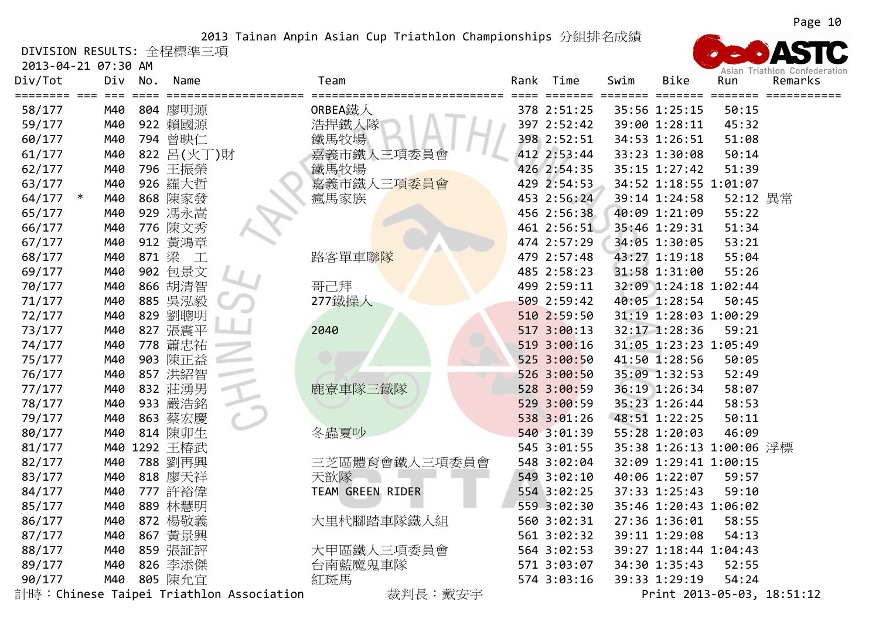2013 Tainan Anpin Asian Cup Triathlon Championships 分組排名成績

DIVISION RESULTS: 全程標準三項

2013-04-21 07:30 AM

| Div/Tot | | Div | No. | Name | Team | Rank | Time | Swim | Bike | Run | Remarks |
|---|---|---|---|---|---|---|---|---|---|---|---|
| 58/177 | | M40 | 804 | 廖明源 | ORBEA鐵人 | 378 | 2:51:25 | 35:56 | 1:25:15 | 50:15 | |
| 59/177 | | M40 | 922 | 賴國源 | 浩捍鐵人隊 | 397 | 2:52:42 | 39:00 | 1:28:11 | 45:32 | |
| 60/177 | | M40 | 794 | 曾映仁 | 鐵馬牧場 | 398 | 2:52:51 | 34:53 | 1:26:51 | 51:08 | |
| 61/177 | | M40 | 822 | 呂(火丁)財 | 嘉義市鐵人三項委員會 | 412 | 2:53:44 | 33:23 | 1:30:08 | 50:14 | |
| 62/177 | | M40 | 796 | 王振榮 | 鐵馬牧場 | 426 | 2:54:35 | 35:15 | 1:27:42 | 51:39 | |
| 63/177 | | M40 | 926 | 羅大哲 | 嘉義市鐵人三項委員會 | 429 | 2:54:53 | 34:52 | 1:18:55 | 1:01:07 | |
| 64/177 | * | M40 | 868 | 陳家發 | 瘋馬家族 | 453 | 2:56:24 | 39:14 | 1:24:58 | 52:12 | 異常 |
| 65/177 | | M40 | 929 | 馮永嵩 | | 456 | 2:56:38 | 40:09 | 1:21:09 | 55:22 | |
| 66/177 | | M40 | 776 | 陳文秀 | | 461 | 2:56:51 | 35:46 | 1:29:31 | 51:34 | |
| 67/177 | | M40 | 912 | 黃鴻章 | | 474 | 2:57:29 | 34:05 | 1:30:05 | 53:21 | |
| 68/177 | | M40 | 871 | 梁　工 | 路客單車聯隊 | 479 | 2:57:48 | 43:27 | 1:19:18 | 55:04 | |
| 69/177 | | M40 | 902 | 包景文 | | 485 | 2:58:23 | 31:58 | 1:31:00 | 55:26 | |
| 70/177 | | M40 | 866 | 胡清智 | 哥己拜 | 499 | 2:59:11 | 32:09 | 1:24:18 | 1:02:44 | |
| 71/177 | | M40 | 885 | 吳泓毅 | 277鐵操人 | 509 | 2:59:42 | 40:05 | 1:28:54 | 50:45 | |
| 72/177 | | M40 | 829 | 劉聰明 | | 510 | 2:59:50 | 31:19 | 1:28:03 | 1:00:29 | |
| 73/177 | | M40 | 827 | 張震平 | 2040 | 517 | 3:00:13 | 32:17 | 1:28:36 | 59:21 | |
| 74/177 | | M40 | 778 | 蕭忠祐 | | 519 | 3:00:16 | 31:05 | 1:23:23 | 1:05:49 | |
| 75/177 | | M40 | 903 | 陳正益 | | 525 | 3:00:50 | 41:50 | 1:28:56 | 50:05 | |
| 76/177 | | M40 | 857 | 洪紹智 | | 526 | 3:00:50 | 35:09 | 1:32:53 | 52:49 | |
| 77/177 | | M40 | 832 | 莊湧男 | 鹿寮車隊三鐵隊 | 528 | 3:00:59 | 36:19 | 1:26:34 | 58:07 | |
| 78/177 | | M40 | 933 | 嚴浩銘 | | 529 | 3:00:59 | 35:23 | 1:26:44 | 58:53 | |
| 79/177 | | M40 | 863 | 蔡宏慶 | | 538 | 3:01:26 | 48:51 | 1:22:25 | 50:11 | |
| 80/177 | | M40 | 814 | 陳卯生 | 冬蟲夏吵 | 540 | 3:01:39 | 55:28 | 1:20:03 | 46:09 | |
| 81/177 | | M40 | 1292 | 王椿武 | | 545 | 3:01:55 | 35:38 | 1:26:13 | 1:00:06 | 浮標 |
| 82/177 | | M40 | 788 | 劉再興 | 三芝區體育會鐵人三項委員會 | 548 | 3:02:04 | 32:09 | 1:29:41 | 1:00:15 | |
| 83/177 | | M40 | 818 | 廖天祥 | 天歆隊 | 549 | 3:02:10 | 40:06 | 1:22:07 | 59:57 | |
| 84/177 | | M40 | 777 | 許裕偉 | TEAM GREEN RIDER | 554 | 3:02:25 | 37:33 | 1:25:43 | 59:10 | |
| 85/177 | | M40 | 889 | 林慧明 | | 559 | 3:02:30 | 35:46 | 1:20:43 | 1:06:02 | |
| 86/177 | | M40 | 872 | 楊敬義 | 大里杙腳踏車隊鐵人組 | 560 | 3:02:31 | 27:36 | 1:36:01 | 58:55 | |
| 87/177 | | M40 | 867 | 黃景興 | | 561 | 3:02:32 | 39:11 | 1:29:08 | 54:13 | |
| 88/177 | | M40 | 859 | 張証評 | 大甲區鐵人三項委員會 | 564 | 3:02:53 | 39:27 | 1:18:44 | 1:04:43 | |
| 89/177 | | M40 | 826 | 李添傑 | 台南藍魔鬼車隊 | 571 | 3:03:07 | 34:30 | 1:35:43 | 52:55 | |
| 90/177 | | M40 | 805 | 陳允宜 | 紅斑馬 | 574 | 3:03:16 | 39:33 | 1:29:19 | 54:24 | |

計時：Chinese Taipei Triathlon Association　　裁判長：戴安宇　　Print 2013-05-03, 18:51:12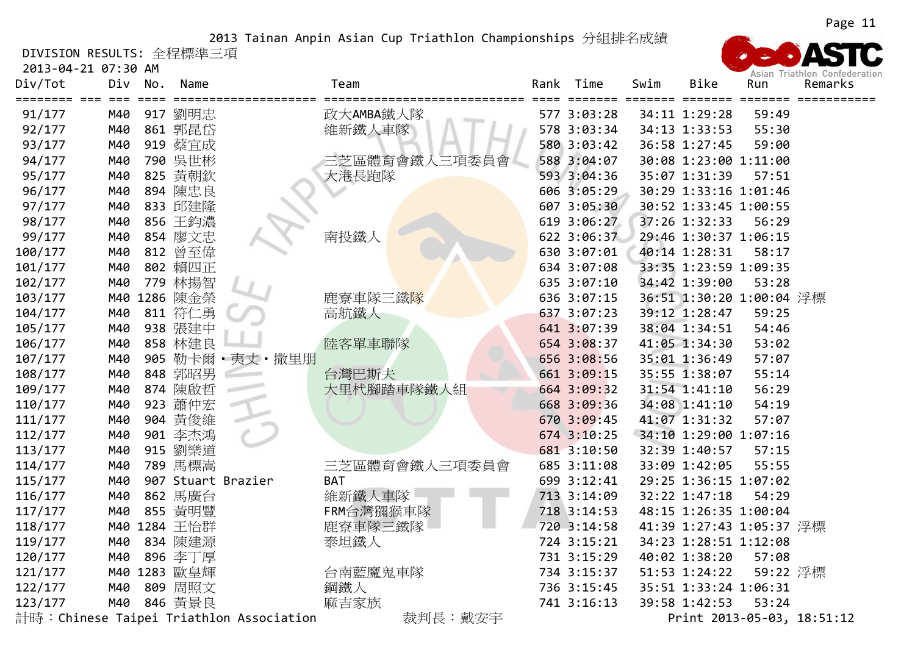2013 Tainan Anpin Asian Cup Triathlon Championships 分組排名成績

DIVISION RESULTS: 全程標準三項

2013-04-21 07:30 AM

| Div/Tot | Div | No. | Name | Team | Rank | Time | Swim | Bike | Run | Remarks |
|---|---|---|---|---|---|---|---|---|---|---|
| 91/177 | M40 | 917 | 劉明忠 | 政大AMBA鐵人隊 | 577 | 3:03:28 | 34:11 | 1:29:28 | 59:49 | |
| 92/177 | M40 | 861 | 郭昆岱 | 維新鐵人車隊 | 578 | 3:03:34 | 34:13 | 1:33:53 | 55:30 | |
| 93/177 | M40 | 919 | 蔡宜成 | | 580 | 3:03:42 | 36:58 | 1:27:45 | 59:00 | |
| 94/177 | M40 | 790 | 吳世彬 | 三芝區體育會鐵人三項委員會 | 588 | 3:04:07 | 30:08 | 1:23:00 | 1:11:00 | |
| 95/177 | M40 | 825 | 黃朝欽 | 大港長跑隊 | 593 | 3:04:36 | 35:07 | 1:31:39 | 57:51 | |
| 96/177 | M40 | 894 | 陳忠良 | | 606 | 3:05:29 | 30:29 | 1:33:16 | 1:01:46 | |
| 97/177 | M40 | 833 | 邱建隆 | | 607 | 3:05:30 | 30:52 | 1:33:45 | 1:00:55 | |
| 98/177 | M40 | 856 | 王鈞濃 | | 619 | 3:06:27 | 37:26 | 1:32:33 | 56:29 | |
| 99/177 | M40 | 854 | 廖文忠 | 南投鐵人 | 622 | 3:06:37 | 29:46 | 1:30:37 | 1:06:15 | |
| 100/177 | M40 | 812 | 曾至偉 | | 630 | 3:07:01 | 40:14 | 1:28:31 | 58:17 | |
| 101/177 | M40 | 802 | 賴四正 | | 634 | 3:07:08 | 33:35 | 1:23:59 | 1:09:35 | |
| 102/177 | M40 | 779 | 林揚智 | | 635 | 3:07:10 | 34:42 | 1:39:00 | 53:28 | |
| 103/177 | M40 | 1286 | 陳金榮 | 鹿寮車隊三鐵隊 | 636 | 3:07:15 | 36:51 | 1:30:20 | 1:00:04 | 浮標 |
| 104/177 | M40 | 811 | 符仁勇 | 高航鐵人 | 637 | 3:07:23 | 39:12 | 1:28:47 | 59:25 | |
| 105/177 | M40 | 938 | 張建中 | | 641 | 3:07:39 | 38:04 | 1:34:51 | 54:46 | |
| 106/177 | M40 | 858 | 林建良 | 陸客單車聯隊 | 654 | 3:08:37 | 41:05 | 1:34:30 | 53:02 | |
| 107/177 | M40 | 905 | 勒卡爾・夷丈・撒里朋 | | 656 | 3:08:56 | 35:01 | 1:36:49 | 57:07 | |
| 108/177 | M40 | 848 | 郭昭男 | 台灣巴斯夫 | 661 | 3:09:15 | 35:55 | 1:38:07 | 55:14 | |
| 109/177 | M40 | 874 | 陳啟哲 | 大里杙腳踏車隊鐵人組 | 664 | 3:09:32 | 31:54 | 1:41:10 | 56:29 | |
| 110/177 | M40 | 923 | 蕭仲宏 | | 668 | 3:09:36 | 34:08 | 1:41:10 | 54:19 | |
| 111/177 | M40 | 904 | 黃俊維 | | 670 | 3:09:45 | 41:07 | 1:31:32 | 57:07 | |
| 112/177 | M40 | 901 | 李杰鴻 | | 674 | 3:10:25 | 34:10 | 1:29:00 | 1:07:16 | |
| 113/177 | M40 | 915 | 劉樂道 | | 681 | 3:10:50 | 32:39 | 1:40:57 | 57:15 | |
| 114/177 | M40 | 789 | 馬標嵩 | 三芝區體育會鐵人三項委員會 | 685 | 3:11:08 | 33:09 | 1:42:05 | 55:55 | |
| 115/177 | M40 | 907 | Stuart Brazier | BAT | 699 | 3:12:41 | 29:25 | 1:36:15 | 1:07:02 | |
| 116/177 | M40 | 862 | 馬廣台 | 維新鐵人車隊 | 713 | 3:14:09 | 32:22 | 1:47:18 | 54:29 | |
| 117/177 | M40 | 855 | 黃明豐 | FRM台灣獼猴車隊 | 718 | 3:14:53 | 48:15 | 1:26:35 | 1:00:04 | |
| 118/177 | M40 | 1284 | 王怡群 | 鹿寮車隊三鐵隊 | 720 | 3:14:58 | 41:39 | 1:27:43 | 1:05:37 | 浮標 |
| 119/177 | M40 | 834 | 陳建源 | 泰坦鐵人 | 724 | 3:15:21 | 34:23 | 1:28:51 | 1:12:08 | |
| 120/177 | M40 | 896 | 李丁厚 | | 731 | 3:15:29 | 40:02 | 1:38:20 | 57:08 | |
| 121/177 | M40 | 1283 | 歐皇輝 | 台南藍魔鬼車隊 | 734 | 3:15:37 | 51:53 | 1:24:22 | 59:22 | 浮標 |
| 122/177 | M40 | 809 | 周照文 | 鋼鐵人 | 736 | 3:15:45 | 35:51 | 1:33:24 | 1:06:31 | |
| 123/177 | M40 | 846 | 黃景良 | 豐吉家族 | 741 | 3:16:13 | 39:58 | 1:42:53 | 53:24 | |

計時：Chinese Taipei Triathlon Association　　裁判長：戴安宇　　Print 2013-05-03, 18:51:12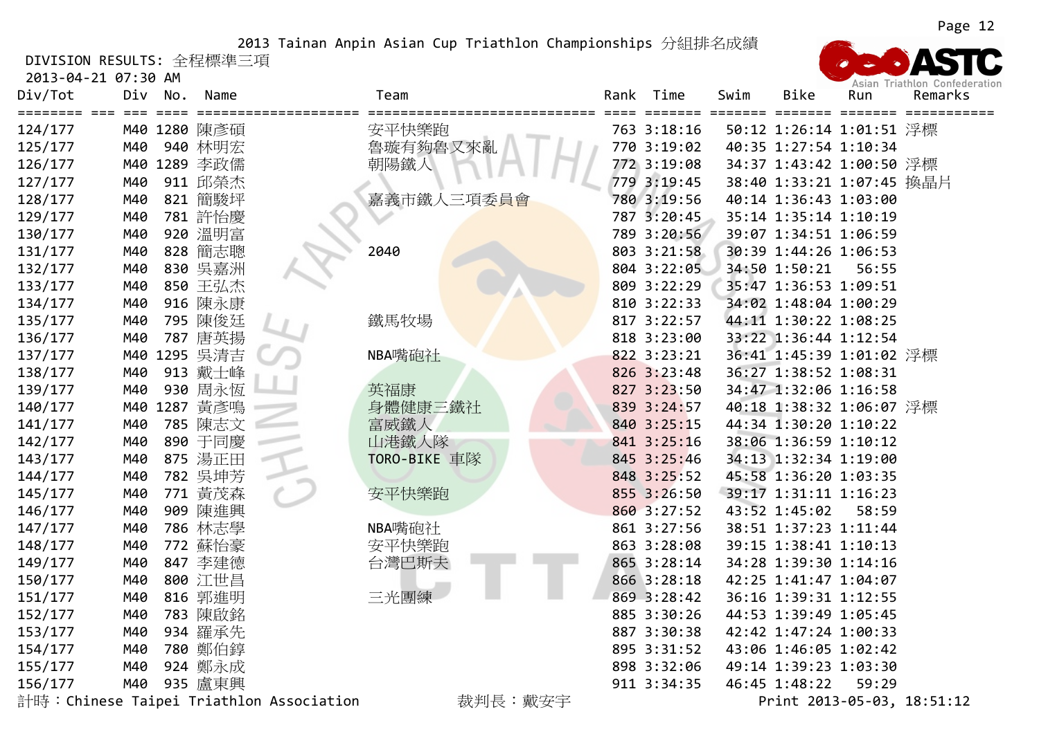2013 Tainan Anpin Asian Cup Triathlon Championships 分組排名成績

DIVISION RESULTS: 全程標準三項

2013-04-21 07:30 AM

| Div/Tot | Div | No. | Name | Team | Rank | Time | Swim | Bike | Run | Remarks |
|---|---|---|---|---|---|---|---|---|---|---|
| 124/177 | M40 | 1280 | 陳彥碩 | 安平快樂跑 | 763 | 3:18:16 | 50:12 | 1:26:14 | 1:01:51 | 浮標 |
| 125/177 | M40 | 940 | 林明宏 | 魯璇有夠魯又來亂 | 770 | 3:19:02 | 40:35 | 1:27:54 | 1:10:34 | |
| 126/177 | M40 | 1289 | 李政儒 | 朝陽鐵人 | 772 | 3:19:08 | 34:37 | 1:43:42 | 1:00:50 | 浮標 |
| 127/177 | M40 | 911 | 邱榮杰 | | 779 | 3:19:45 | 38:40 | 1:33:21 | 1:07:45 | 換晶片 |
| 128/177 | M40 | 821 | 簡駿坪 | 嘉義市鐵人三項委員會 | 780 | 3:19:56 | 40:14 | 1:36:43 | 1:03:00 | |
| 129/177 | M40 | 781 | 許怡慶 | | 787 | 3:20:45 | 35:14 | 1:35:14 | 1:10:19 | |
| 130/177 | M40 | 920 | 溫明富 | | 789 | 3:20:56 | 39:07 | 1:34:51 | 1:06:59 | |
| 131/177 | M40 | 828 | 簡志聰 | 2040 | 803 | 3:21:58 | 30:39 | 1:44:26 | 1:06:53 | |
| 132/177 | M40 | 830 | 吳嘉洲 | | 804 | 3:22:05 | 34:50 | 1:50:21 | 56:55 | |
| 133/177 | M40 | 850 | 王弘杰 | | 809 | 3:22:29 | 35:47 | 1:36:53 | 1:09:51 | |
| 134/177 | M40 | 916 | 陳永康 | | 810 | 3:22:33 | 34:02 | 1:48:04 | 1:00:29 | |
| 135/177 | M40 | 795 | 陳俊廷 | 鐵馬牧場 | 817 | 3:22:57 | 44:11 | 1:30:22 | 1:08:25 | |
| 136/177 | M40 | 787 | 唐英揚 | | 818 | 3:23:00 | 33:22 | 1:36:44 | 1:12:54 | |
| 137/177 | M40 | 1295 | 吳清吉 | NBA嘴砲社 | 822 | 3:23:21 | 36:41 | 1:45:39 | 1:01:02 | 浮標 |
| 138/177 | M40 | 913 | 戴士峰 | | 826 | 3:23:48 | 36:27 | 1:38:52 | 1:08:31 | |
| 139/177 | M40 | 930 | 周永恆 | 英福康 | 827 | 3:23:50 | 34:47 | 1:32:06 | 1:16:58 | |
| 140/177 | M40 | 1287 | 黃彥鳴 | 身體健康三鐵社 | 839 | 3:24:57 | 40:18 | 1:38:32 | 1:06:07 | 浮標 |
| 141/177 | M40 | 785 | 陳志文 | 富威鐵人 | 840 | 3:25:15 | 44:34 | 1:30:20 | 1:10:22 | |
| 142/177 | M40 | 890 | 于同慶 | 山港鐵人隊 | 841 | 3:25:16 | 38:06 | 1:36:59 | 1:10:12 | |
| 143/177 | M40 | 875 | 湯正田 | TORO-BIKE 車隊 | 845 | 3:25:46 | 34:13 | 1:32:34 | 1:19:00 | |
| 144/177 | M40 | 782 | 吳坤芳 | | 848 | 3:25:52 | 45:58 | 1:36:20 | 1:03:35 | |
| 145/177 | M40 | 771 | 黃茂森 | 安平快樂跑 | 855 | 3:26:50 | 39:17 | 1:31:11 | 1:16:23 | |
| 146/177 | M40 | 909 | 陳進興 | | 860 | 3:27:52 | 43:52 | 1:45:02 | 58:59 | |
| 147/177 | M40 | 786 | 林志學 | NBA嘴砲社 | 861 | 3:27:56 | 38:51 | 1:37:23 | 1:11:44 | |
| 148/177 | M40 | 772 | 蘇怡豪 | 安平快樂跑 | 863 | 3:28:08 | 39:15 | 1:38:41 | 1:10:13 | |
| 149/177 | M40 | 847 | 李建德 | 台灣巴斯夫 | 865 | 3:28:14 | 34:28 | 1:39:30 | 1:14:16 | |
| 150/177 | M40 | 800 | 江世昌 | | 866 | 3:28:18 | 42:25 | 1:41:47 | 1:04:07 | |
| 151/177 | M40 | 816 | 郭進明 | 三光團練 | 869 | 3:28:42 | 36:16 | 1:39:31 | 1:12:55 | |
| 152/177 | M40 | 783 | 陳啟銘 | | 885 | 3:30:26 | 44:53 | 1:39:49 | 1:05:45 | |
| 153/177 | M40 | 934 | 羅承先 | | 887 | 3:30:38 | 42:42 | 1:47:24 | 1:00:33 | |
| 154/177 | M40 | 780 | 鄭伯錞 | | 895 | 3:31:52 | 43:06 | 1:46:05 | 1:02:42 | |
| 155/177 | M40 | 924 | 鄭永成 | | 898 | 3:32:06 | 49:14 | 1:39:23 | 1:03:30 | |
| 156/177 | M40 | 935 | 盧東興 | | 911 | 3:34:35 | 46:45 | 1:48:22 | 59:29 | |

計時：Chinese Taipei Triathlon Association 裁判長：戴安宇 Print 2013-05-03, 18:51:12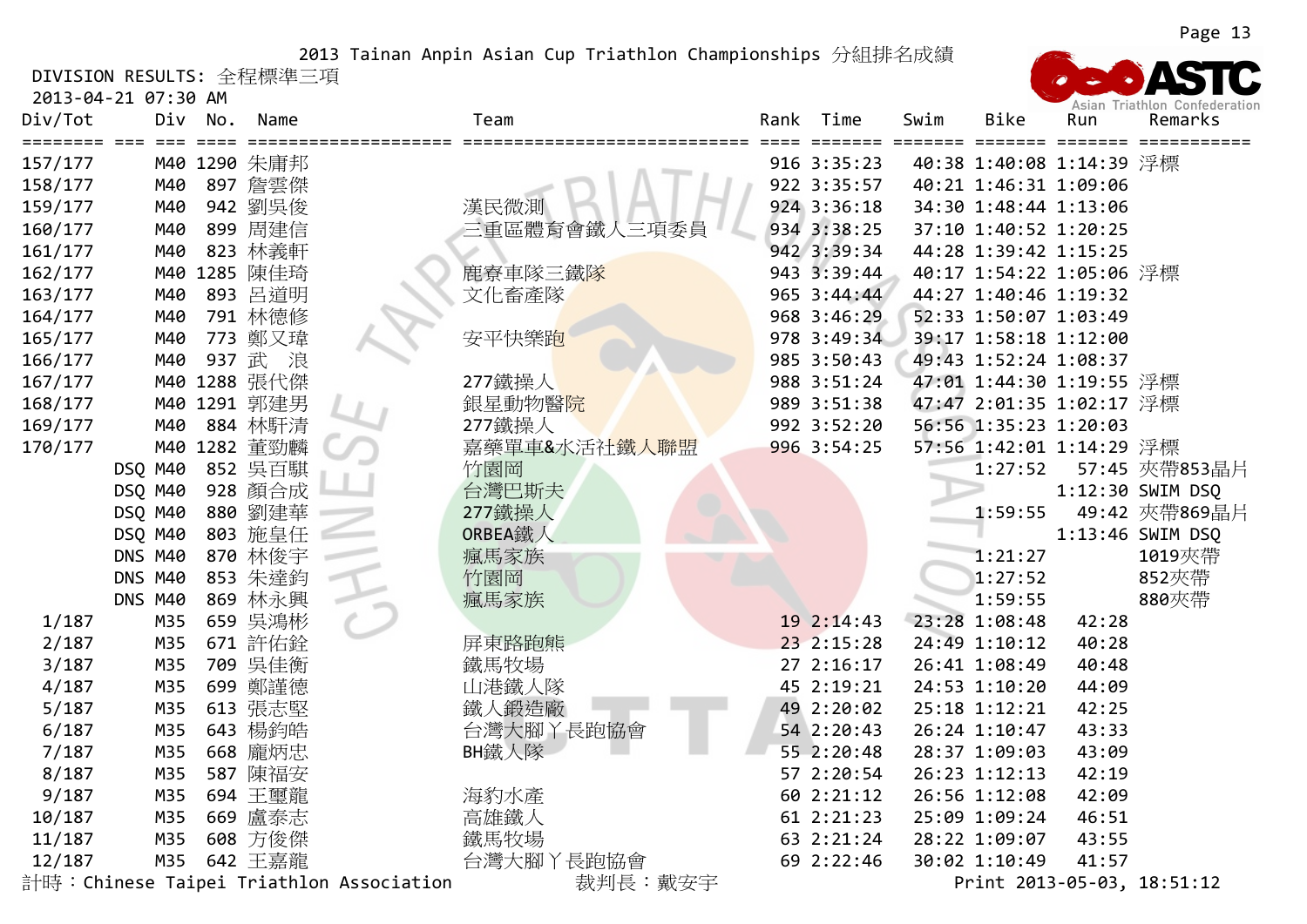2013 Tainan Anpin Asian Cup Triathlon Championships 分組排名成績

DIVISION RESULTS: 全程標準三項

2013-04-21 07:30 AM

| Div/Tot | Div | No. | Name | Team | Rank | Time | Swim | Bike | Run | Remarks |
|---|---|---|---|---|---|---|---|---|---|---|
| 157/177 | M40 | 1290 | 朱庸邦 | | 916 | 3:35:23 | 40:38 | 1:40:08 | 1:14:39 | 浮標 |
| 158/177 | M40 | 897 | 詹雲傑 | | 922 | 3:35:57 | 40:21 | 1:46:31 | 1:09:06 | |
| 159/177 | M40 | 942 | 劉吳俊 | 漢民微測 | 924 | 3:36:18 | 34:30 | 1:48:44 | 1:13:06 | |
| 160/177 | M40 | 899 | 周建信 | 三重區體育會鐵人三項委員 | 934 | 3:38:25 | 37:10 | 1:40:52 | 1:20:25 | |
| 161/177 | M40 | 823 | 林義軒 | | 942 | 3:39:34 | 44:28 | 1:39:42 | 1:15:25 | |
| 162/177 | M40 | 1285 | 陳佳琦 | 鹿寮車隊三鐵隊 | 943 | 3:39:44 | 40:17 | 1:54:22 | 1:05:06 | 浮標 |
| 163/177 | M40 | 893 | 呂道明 | 文化畜產隊 | 965 | 3:44:44 | 44:27 | 1:40:46 | 1:19:32 | |
| 164/177 | M40 | 791 | 林德修 | | 968 | 3:46:29 | 52:33 | 1:50:07 | 1:03:49 | |
| 165/177 | M40 | 773 | 鄭又瑋 | 安平快樂跑 | 978 | 3:49:34 | 39:17 | 1:58:18 | 1:12:00 | |
| 166/177 | M40 | 937 | 武　浪 | | 985 | 3:50:43 | 49:43 | 1:52:24 | 1:08:37 | |
| 167/177 | M40 | 1288 | 張代傑 | 277鐵操人 | 988 | 3:51:24 | 47:01 | 1:44:30 | 1:19:55 | 浮標 |
| 168/177 | M40 | 1291 | 郭建男 | 銀星動物醫院 | 989 | 3:51:38 | 47:47 | 2:01:35 | 1:02:17 | 浮標 |
| 169/177 | M40 | 884 | 林軒清 | 277鐵操人 | 992 | 3:52:20 | 56:56 | 1:35:23 | 1:20:03 | |
| 170/177 | M40 | 1282 | 董勁麟 | 嘉藥單車&水活社鐵人聯盟 | 996 | 3:54:25 | 57:56 | 1:42:01 | 1:14:29 | 浮標 |
| DSQ | M40 | 852 | 吳百騏 | 竹園岡 | | | | 1:27:52 | 57:45 | 夾帶853晶片 |
| DSQ | M40 | 928 | 顏合成 | 台灣巴斯夫 | | | | | 1:12:30 | SWIM DSQ |
| DSQ | M40 | 880 | 劉建華 | 277鐵操人 | | | | 1:59:55 | 49:42 | 夾帶869晶片 |
| DSQ | M40 | 803 | 施皇任 | ORBEA鐵人 | | | | | 1:13:46 | SWIM DSQ |
| DNS | M40 | 870 | 林俊宇 | 瘋馬家族 | | | | 1:21:27 | | 1019夾帶 |
| DNS | M40 | 853 | 朱達鈞 | 竹園岡 | | | | 1:27:52 | | 852夾帶 |
| DNS | M40 | 869 | 林永興 | 瘋馬家族 | | | | 1:59:55 | | 880夾帶 |
| 1/187 | M35 | 659 | 吳鴻彬 | | 19 | 2:14:43 | 23:28 | 1:08:48 | 42:28 | |
| 2/187 | M35 | 671 | 許佑銓 | 屏東路跑熊 | 23 | 2:15:28 | 24:49 | 1:10:12 | 40:28 | |
| 3/187 | M35 | 709 | 吳佳衡 | 鐵馬牧場 | 27 | 2:16:17 | 26:41 | 1:08:49 | 40:48 | |
| 4/187 | M35 | 699 | 鄭謹德 | 山港鐵人隊 | 45 | 2:19:21 | 24:53 | 1:10:20 | 44:09 | |
| 5/187 | M35 | 613 | 張志堅 | 鐵人鍛造廠 | 49 | 2:20:02 | 25:18 | 1:12:21 | 42:25 | |
| 6/187 | M35 | 643 | 楊鈞皓 | 台灣大腳丫長跑協會 | 54 | 2:20:43 | 26:24 | 1:10:47 | 43:33 | |
| 7/187 | M35 | 668 | 龐炳忠 | BH鐵人隊 | 55 | 2:20:48 | 28:37 | 1:09:03 | 43:09 | |
| 8/187 | M35 | 587 | 陳福安 | | 57 | 2:20:54 | 26:23 | 1:12:13 | 42:19 | |
| 9/187 | M35 | 694 | 王璽龍 | 海豹水產 | 60 | 2:21:12 | 26:56 | 1:12:08 | 42:09 | |
| 10/187 | M35 | 669 | 盧泰志 | 高雄鐵人 | 61 | 2:21:23 | 25:09 | 1:09:24 | 46:51 | |
| 11/187 | M35 | 608 | 方俊傑 | 鐵馬牧場 | 63 | 2:21:24 | 28:22 | 1:09:07 | 43:55 | |
| 12/187 | M35 | 642 | 王嘉龍 | 台灣大腳丫長跑協會 | 69 | 2:22:46 | 30:02 | 1:10:49 | 41:57 | |

計時：Chinese Taipei Triathlon Association　　裁判長：戴安宇　　Print 2013-05-03, 18:51:12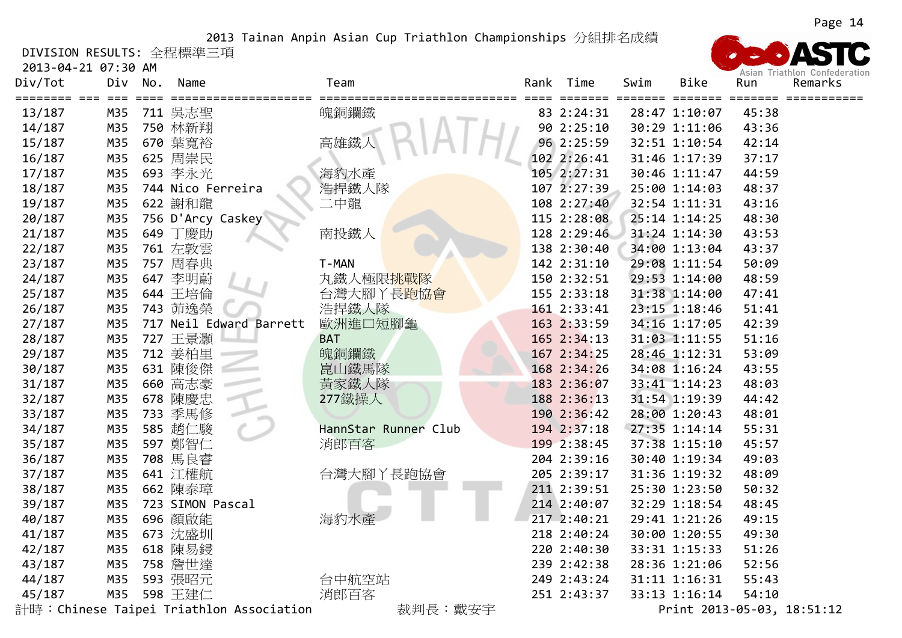2013 Tainan Anpin Asian Cup Triathlon Championships 分組排名成績

DIVISION RESULTS: 全程標準三項

2013-04-21 07:30 AM

| Div/Tot | Div | No. | Name | Team | Rank | Time | Swim | Bike | Run | Remarks |
|---|---|---|---|---|---|---|---|---|---|---|
| 13/187 | M35 | 711 | 吳志聖 | 魄銅爛鐵 | 83 | 2:24:31 | 28:47 | 1:10:07 | 45:38 | |
| 14/187 | M35 | 750 | 林新翔 | | 90 | 2:25:10 | 30:29 | 1:11:06 | 43:36 | |
| 15/187 | M35 | 670 | 葉寬裕 | 高雄鐵人 | 96 | 2:25:59 | 32:51 | 1:10:54 | 42:14 | |
| 16/187 | M35 | 625 | 周崇民 | | 102 | 2:26:41 | 31:46 | 1:17:39 | 37:17 | |
| 17/187 | M35 | 693 | 李永光 | 海豹水產 | 105 | 2:27:31 | 30:46 | 1:11:47 | 44:59 | |
| 18/187 | M35 | 744 | Nico Ferreira | 浩捍鐵人隊 | 107 | 2:27:39 | 25:00 | 1:14:03 | 48:37 | |
| 19/187 | M35 | 622 | 謝和龍 | 二中龍 | 108 | 2:27:40 | 32:54 | 1:11:31 | 43:16 | |
| 20/187 | M35 | 756 | D'Arcy Caskey | | 115 | 2:28:08 | 25:14 | 1:14:25 | 48:30 | |
| 21/187 | M35 | 649 | 丁慶助 | 南投鐵人 | 128 | 2:29:46 | 31:24 | 1:14:30 | 43:53 | |
| 22/187 | M35 | 761 | 左敦雲 | | 138 | 2:30:40 | 34:00 | 1:13:04 | 43:37 | |
| 23/187 | M35 | 757 | 周春典 | T-MAN | 142 | 2:31:10 | 29:08 | 1:11:54 | 50:09 | |
| 24/187 | M35 | 647 | 李明蔚 | 丸鐵人極限挑戰隊 | 150 | 2:32:51 | 29:53 | 1:14:00 | 48:59 | |
| 25/187 | M35 | 644 | 王培倫 | 台灣大腳丫長跑協會 | 155 | 2:33:18 | 31:38 | 1:14:00 | 47:41 | |
| 26/187 | M35 | 743 | 茆逸榮 | 浩捍鐵人隊 | 161 | 2:33:41 | 23:15 | 1:18:46 | 51:41 | |
| 27/187 | M35 | 717 | Neil Edward Barrett | 歐洲進口短腳龜 | 163 | 2:33:59 | 34:16 | 1:17:05 | 42:39 | |
| 28/187 | M35 | 727 | 王景灝 | BAT | 165 | 2:34:13 | 31:03 | 1:11:55 | 51:16 | |
| 29/187 | M35 | 712 | 姜柏里 | 魄銅爛鐵 | 167 | 2:34:25 | 28:46 | 1:12:31 | 53:09 | |
| 30/187 | M35 | 631 | 陳俊傑 | 崑山鐵馬隊 | 168 | 2:34:26 | 34:08 | 1:16:24 | 43:55 | |
| 31/187 | M35 | 660 | 高志豪 | 黃家鐵人隊 | 183 | 2:36:07 | 33:41 | 1:14:23 | 48:03 | |
| 32/187 | M35 | 678 | 陳慶忠 | 277鐵操人 | 188 | 2:36:13 | 31:54 | 1:19:39 | 44:42 | |
| 33/187 | M35 | 733 | 季馬修 | | 190 | 2:36:42 | 28:00 | 1:20:43 | 48:01 | |
| 34/187 | M35 | 585 | 趙仁駿 | HannStar Runner Club | 194 | 2:37:18 | 27:35 | 1:14:14 | 55:31 | |
| 35/187 | M35 | 597 | 鄭智仁 | 消郎百客 | 199 | 2:38:45 | 37:38 | 1:15:10 | 45:57 | |
| 36/187 | M35 | 708 | 馬良睿 | | 204 | 2:39:16 | 30:40 | 1:19:34 | 49:03 | |
| 37/187 | M35 | 641 | 江權航 | 台灣大腳丫長跑協會 | 205 | 2:39:17 | 31:36 | 1:19:32 | 48:09 | |
| 38/187 | M35 | 662 | 陳泰璋 | | 211 | 2:39:51 | 25:30 | 1:23:50 | 50:32 | |
| 39/187 | M35 | 723 | SIMON Pascal | | 214 | 2:40:07 | 32:29 | 1:18:54 | 48:45 | |
| 40/187 | M35 | 696 | 顏啟能 | 海豹水產 | 217 | 2:40:21 | 29:41 | 1:21:26 | 49:15 | |
| 41/187 | M35 | 673 | 沈盛圳 | | 218 | 2:40:24 | 30:00 | 1:20:55 | 49:30 | |
| 42/187 | M35 | 618 | 陳易鋑 | | 220 | 2:40:30 | 33:31 | 1:15:33 | 51:26 | |
| 43/187 | M35 | 758 | 詹世達 | | 239 | 2:42:38 | 28:36 | 1:21:06 | 52:56 | |
| 44/187 | M35 | 593 | 張昭元 | 台中航空站 | 249 | 2:43:24 | 31:11 | 1:16:31 | 55:43 | |
| 45/187 | M35 | 598 | 王建仁 | 消郎百客 | 251 | 2:43:37 | 33:13 | 1:16:14 | 54:10 | |

計時：Chinese Taipei Triathlon Association　　裁判長：戴安宇　　Print 2013-05-03, 18:51:12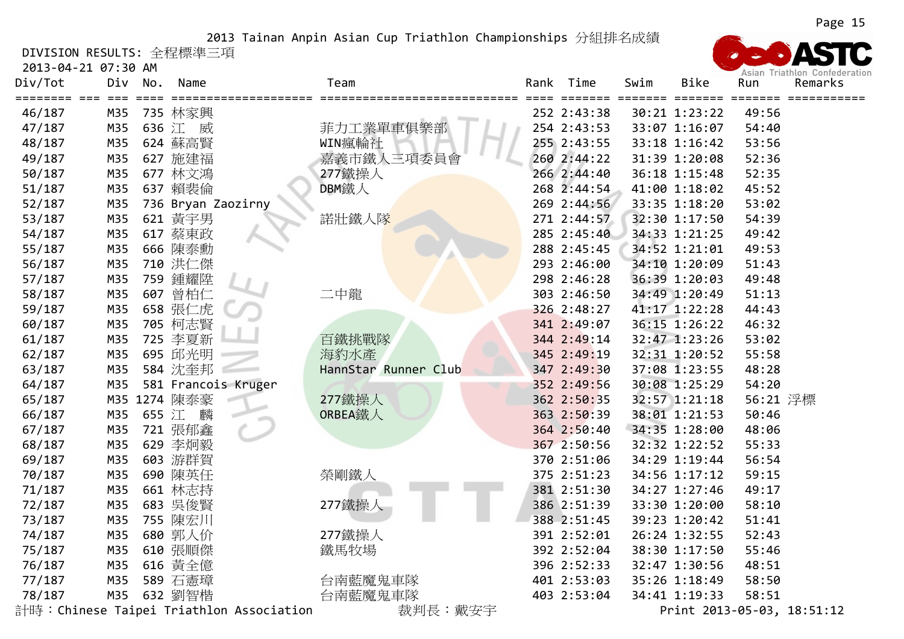2013 Tainan Anpin Asian Cup Triathlon Championships 分組排名成績

DIVISION RESULTS: 全程標準三項

2013-04-21 07:30 AM

| Div/Tot | Div | No. | Name | Team | Rank | Time | Swim | Bike | Run | Remarks |
|---|---|---|---|---|---|---|---|---|---|---|
| 46/187 | M35 | 735 | 林家興 | | 252 | 2:43:38 | 30:21 | 1:23:22 | 49:56 | |
| 47/187 | M35 | 636 | 江　威 | 菲力工業單車俱樂部 | 254 | 2:43:53 | 33:07 | 1:16:07 | 54:40 | |
| 48/187 | M35 | 624 | 蘇高賢 | WIN瘋輪社 | 255 | 2:43:55 | 33:18 | 1:16:42 | 53:56 | |
| 49/187 | M35 | 627 | 施建福 | 嘉義市鐵人三項委員會 | 260 | 2:44:22 | 31:39 | 1:20:08 | 52:36 | |
| 50/187 | M35 | 677 | 林文鴻 | 277鐵操人 | 266 | 2:44:40 | 36:18 | 1:15:48 | 52:35 | |
| 51/187 | M35 | 637 | 賴裴倫 | DBM鐵人 | 268 | 2:44:54 | 41:00 | 1:18:02 | 45:52 | |
| 52/187 | M35 | 736 | Bryan Zaozirny | | 269 | 2:44:56 | 33:35 | 1:18:20 | 53:02 | |
| 53/187 | M35 | 621 | 黃宇男 | 諾壯鐵人隊 | 271 | 2:44:57 | 32:30 | 1:17:50 | 54:39 | |
| 54/187 | M35 | 617 | 蔡東政 | | 285 | 2:45:40 | 34:33 | 1:21:25 | 49:42 | |
| 55/187 | M35 | 666 | 陳泰勳 | | 288 | 2:45:45 | 34:52 | 1:21:01 | 49:53 | |
| 56/187 | M35 | 710 | 洪仁傑 | | 293 | 2:46:00 | 34:10 | 1:20:09 | 51:43 | |
| 57/187 | M35 | 759 | 鍾耀陞 | | 298 | 2:46:28 | 36:39 | 1:20:03 | 49:48 | |
| 58/187 | M35 | 607 | 曾柏仁 | 二中龍 | 303 | 2:46:50 | 34:49 | 1:20:49 | 51:13 | |
| 59/187 | M35 | 658 | 張仁虎 | | 326 | 2:48:27 | 41:17 | 1:22:28 | 44:43 | |
| 60/187 | M35 | 705 | 柯志賢 | | 341 | 2:49:07 | 36:15 | 1:26:22 | 46:32 | |
| 61/187 | M35 | 725 | 李夏新 | 百鐵挑戰隊 | 344 | 2:49:14 | 32:47 | 1:23:26 | 53:02 | |
| 62/187 | M35 | 695 | 邱光明 | 海豹水產 | 345 | 2:49:19 | 32:31 | 1:20:52 | 55:58 | |
| 63/187 | M35 | 584 | 沈奎邦 | HannStar Runner Club | 347 | 2:49:30 | 37:08 | 1:23:55 | 48:28 | |
| 64/187 | M35 | 581 | Francois Kruger | | 352 | 2:49:56 | 30:08 | 1:25:29 | 54:20 | |
| 65/187 | M35 | 1274 | 陳泰豪 | 277鐵操人 | 362 | 2:50:35 | 32:57 | 1:21:18 | 56:21 | 浮標 |
| 66/187 | M35 | 655 | 江　麟 | ORBEA鐵人 | 363 | 2:50:39 | 38:01 | 1:21:53 | 50:46 | |
| 67/187 | M35 | 721 | 張郁鑫 | | 364 | 2:50:40 | 34:35 | 1:28:00 | 48:06 | |
| 68/187 | M35 | 629 | 李炯毅 | | 367 | 2:50:56 | 32:32 | 1:22:52 | 55:33 | |
| 69/187 | M35 | 603 | 游群賀 | | 370 | 2:51:06 | 34:29 | 1:19:44 | 56:54 | |
| 70/187 | M35 | 690 | 陳英任 | 榮剛鐵人 | 375 | 2:51:23 | 34:56 | 1:17:12 | 59:15 | |
| 71/187 | M35 | 661 | 林志持 | | 381 | 2:51:30 | 34:27 | 1:27:46 | 49:17 | |
| 72/187 | M35 | 683 | 吳俊賢 | 277鐵操人 | 386 | 2:51:39 | 33:30 | 1:20:00 | 58:10 | |
| 73/187 | M35 | 755 | 陳宏川 | | 388 | 2:51:45 | 39:23 | 1:20:42 | 51:41 | |
| 74/187 | M35 | 680 | 郭人价 | 277鐵操人 | 391 | 2:52:01 | 26:24 | 1:32:55 | 52:43 | |
| 75/187 | M35 | 610 | 張順傑 | 鐵馬牧場 | 392 | 2:52:04 | 38:30 | 1:17:50 | 55:46 | |
| 76/187 | M35 | 616 | 黃全億 | | 396 | 2:52:33 | 32:47 | 1:30:56 | 48:51 | |
| 77/187 | M35 | 589 | 石憲璋 | 台南藍魔鬼車隊 | 401 | 2:53:03 | 35:26 | 1:18:49 | 58:50 | |
| 78/187 | M35 | 632 | 劉智楷 | 台南藍魔鬼車隊 | 403 | 2:53:04 | 34:41 | 1:19:33 | 58:51 | |

計時：Chinese Taipei Triathlon Association　　裁判長：戴安宇　　Print 2013-05-03, 18:51:12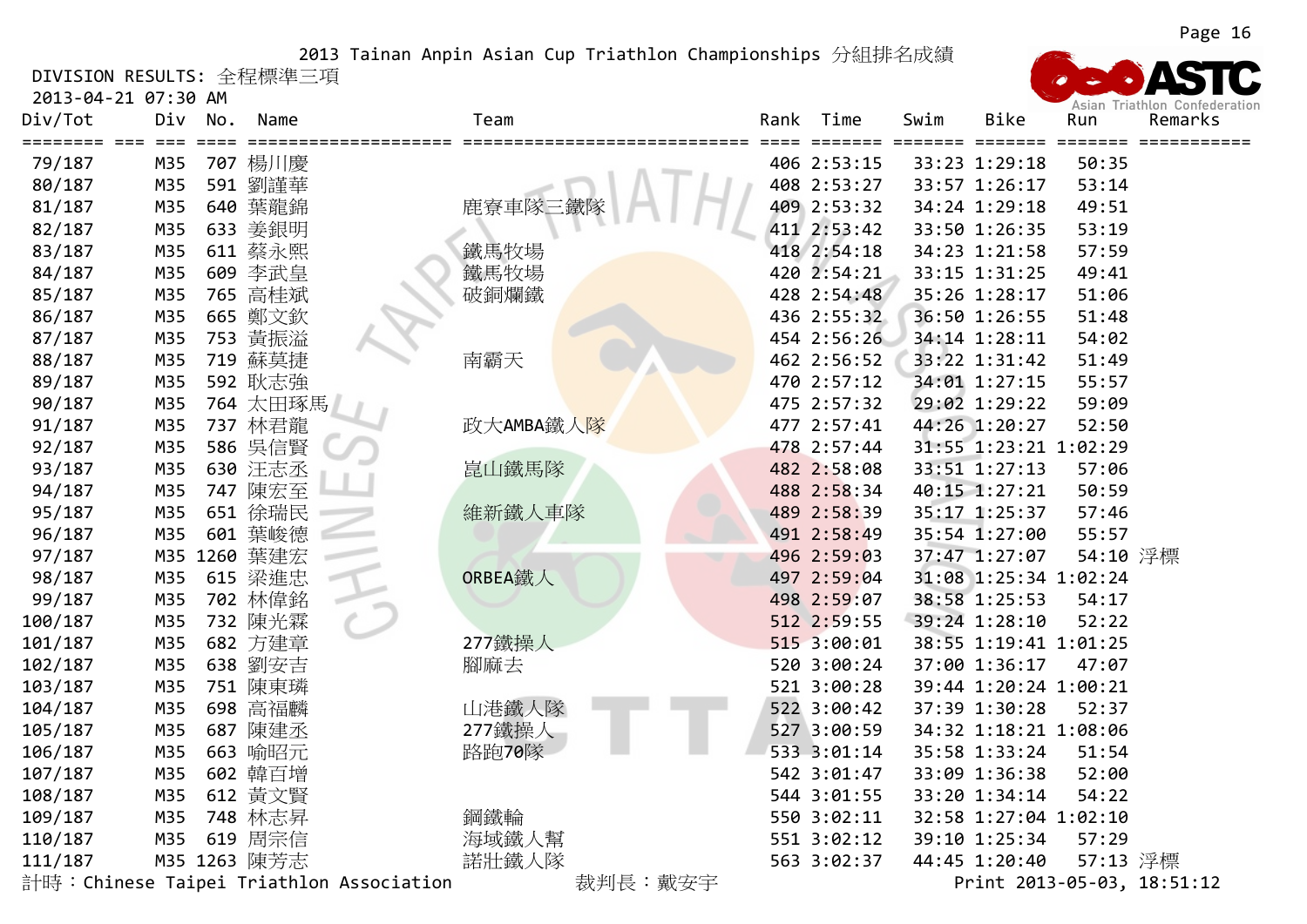# 2013 Tainan Anpin Asian Cup Triathlon Championships 分組排名成績

DIVISION RESULTS: 全程標準三項

2013-04-21 07:30 AM

| Div/Tot | Div | No. | Name | Team | Rank | Time | Swim | Bike | Run | Remarks |
|---|---|---|---|---|---|---|---|---|---|---|
| 79/187 | M35 | 707 | 楊川慶 | | 406 | 2:53:15 | 33:23 | 1:29:18 | 50:35 | |
| 80/187 | M35 | 591 | 劉謹華 | | 408 | 2:53:27 | 33:57 | 1:26:17 | 53:14 | |
| 81/187 | M35 | 640 | 葉龍錦 | 鹿寮車隊三鐵隊 | 409 | 2:53:32 | 34:24 | 1:29:18 | 49:51 | |
| 82/187 | M35 | 633 | 姜銀明 | | 411 | 2:53:42 | 33:50 | 1:26:35 | 53:19 | |
| 83/187 | M35 | 611 | 蔡永熙 | 鐵馬牧場 | 418 | 2:54:18 | 34:23 | 1:21:58 | 57:59 | |
| 84/187 | M35 | 609 | 李武皇 | 鐵馬牧場 | 420 | 2:54:21 | 33:15 | 1:31:25 | 49:41 | |
| 85/187 | M35 | 765 | 高桂斌 | 破銅爛鐵 | 428 | 2:54:48 | 35:26 | 1:28:17 | 51:06 | |
| 86/187 | M35 | 665 | 鄭文欽 | | 436 | 2:55:32 | 36:50 | 1:26:55 | 51:48 | |
| 87/187 | M35 | 753 | 黃振溢 | | 454 | 2:56:26 | 34:14 | 1:28:11 | 54:02 | |
| 88/187 | M35 | 719 | 蘇莫捷 | 南霸天 | 462 | 2:56:52 | 33:22 | 1:31:42 | 51:49 | |
| 89/187 | M35 | 592 | 耿志強 | | 470 | 2:57:12 | 34:01 | 1:27:15 | 55:57 | |
| 90/187 | M35 | 764 | 太田琢馬 | | 475 | 2:57:32 | 29:02 | 1:29:22 | 59:09 | |
| 91/187 | M35 | 737 | 林君龍 | 政大AMBA鐵人隊 | 477 | 2:57:41 | 44:26 | 1:20:27 | 52:50 | |
| 92/187 | M35 | 586 | 吳信賢 | | 478 | 2:57:44 | 31:55 | 1:23:21 | 1:02:29 | |
| 93/187 | M35 | 630 | 汪志丞 | 崑山鐵馬隊 | 482 | 2:58:08 | 33:51 | 1:27:13 | 57:06 | |
| 94/187 | M35 | 747 | 陳宏至 | | 488 | 2:58:34 | 40:15 | 1:27:21 | 50:59 | |
| 95/187 | M35 | 651 | 徐瑞民 | 維新鐵人車隊 | 489 | 2:58:39 | 35:17 | 1:25:37 | 57:46 | |
| 96/187 | M35 | 601 | 葉峻德 | | 491 | 2:58:49 | 35:54 | 1:27:00 | 55:57 | |
| 97/187 | M35 | 1260 | 葉建宏 | | 496 | 2:59:03 | 37:47 | 1:27:07 | 54:10 | 浮標 |
| 98/187 | M35 | 615 | 梁進忠 | ORBEA鐵人 | 497 | 2:59:04 | 31:08 | 1:25:34 | 1:02:24 | |
| 99/187 | M35 | 702 | 林偉銘 | | 498 | 2:59:07 | 38:58 | 1:25:53 | 54:17 | |
| 100/187 | M35 | 732 | 陳光霖 | | 512 | 2:59:55 | 39:24 | 1:28:10 | 52:22 | |
| 101/187 | M35 | 682 | 方建章 | 277鐵操人 | 515 | 3:00:01 | 38:55 | 1:19:41 | 1:01:25 | |
| 102/187 | M35 | 638 | 劉安吉 | 腳麻去 | 520 | 3:00:24 | 37:00 | 1:36:17 | 47:07 | |
| 103/187 | M35 | 751 | 陳東璘 | | 521 | 3:00:28 | 39:44 | 1:20:24 | 1:00:21 | |
| 104/187 | M35 | 698 | 高福麟 | 山港鐵人隊 | 522 | 3:00:42 | 37:39 | 1:30:28 | 52:37 | |
| 105/187 | M35 | 687 | 陳建丞 | 277鐵操人 | 527 | 3:00:59 | 34:32 | 1:18:21 | 1:08:06 | |
| 106/187 | M35 | 663 | 喻昭元 | 路跑70隊 | 533 | 3:01:14 | 35:58 | 1:33:24 | 51:54 | |
| 107/187 | M35 | 602 | 韓百增 | | 542 | 3:01:47 | 33:09 | 1:36:38 | 52:00 | |
| 108/187 | M35 | 612 | 黃文賢 | | 544 | 3:01:55 | 33:20 | 1:34:14 | 54:22 | |
| 109/187 | M35 | 748 | 林志昇 | 鋼鐵輪 | 550 | 3:02:11 | 32:58 | 1:27:04 | 1:02:10 | |
| 110/187 | M35 | 619 | 周宗信 | 海域鐵人幫 | 551 | 3:02:12 | 39:10 | 1:25:34 | 57:29 | |
| 111/187 | M35 | 1263 | 陳芳志 | 諾壯鐵人隊 | 563 | 3:02:37 | 44:45 | 1:20:40 | 57:13 | 浮標 |

計時：Chinese Taipei Triathlon Association　　裁判長：戴安宇　　Print 2013-05-03, 18:51:12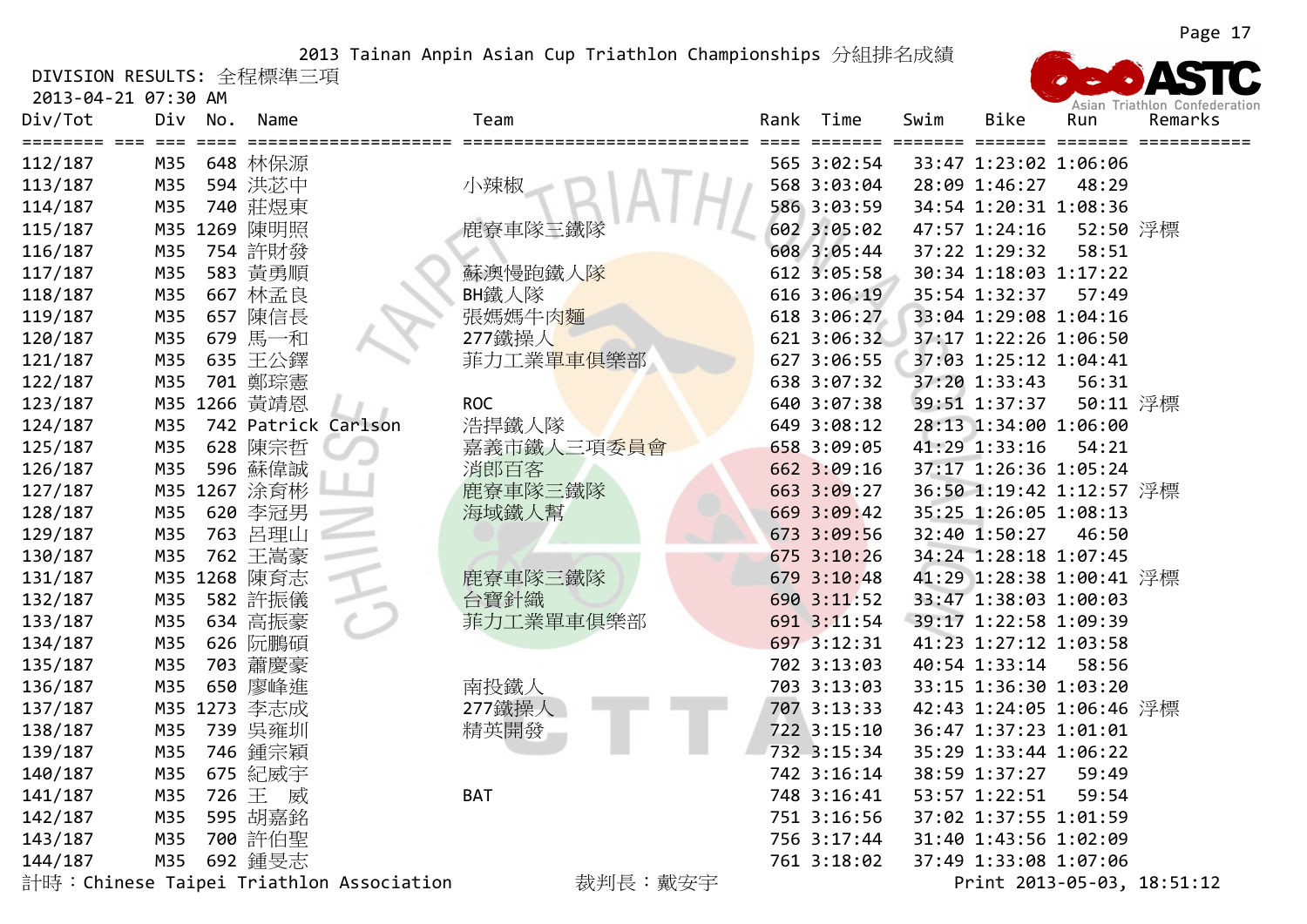2013 Tainan Anpin Asian Cup Triathlon Championships 分組排名成績

DIVISION RESULTS: 全程標準三項

2013-04-21 07:30 AM

| Div/Tot | Div | No. | Name | Team | Rank | Time | Swim | Bike | Run | Remarks |
|---|---|---|---|---|---|---|---|---|---|---|
| 112/187 | M35 | 648 | 林保源 | | 565 | 3:02:54 | 33:47 | 1:23:02 | 1:06:06 | |
| 113/187 | M35 | 594 | 洪苾中 | 小辣椒 | 568 | 3:03:04 | 28:09 | 1:46:27 | 48:29 | |
| 114/187 | M35 | 740 | 莊煜東 | | 586 | 3:03:59 | 34:54 | 1:20:31 | 1:08:36 | |
| 115/187 | M35 | 1269 | 陳明照 | 鹿寮車隊三鐵隊 | 602 | 3:05:02 | 47:57 | 1:24:16 | 52:50 | 浮標 |
| 116/187 | M35 | 754 | 許財發 | | 608 | 3:05:44 | 37:22 | 1:29:32 | 58:51 | |
| 117/187 | M35 | 583 | 黃勇順 | 蘇澳慢跑鐵人隊 | 612 | 3:05:58 | 30:34 | 1:18:03 | 1:17:22 | |
| 118/187 | M35 | 667 | 林孟良 | BH鐵人隊 | 616 | 3:06:19 | 35:54 | 1:32:37 | 57:49 | |
| 119/187 | M35 | 657 | 陳信長 | 張媽媽牛肉麵 | 618 | 3:06:27 | 33:04 | 1:29:08 | 1:04:16 | |
| 120/187 | M35 | 679 | 馬一和 | 277鐵操人 | 621 | 3:06:32 | 37:17 | 1:22:26 | 1:06:50 | |
| 121/187 | M35 | 635 | 王公鐸 | 菲力工業單車俱樂部 | 627 | 3:06:55 | 37:03 | 1:25:12 | 1:04:41 | |
| 122/187 | M35 | 701 | 鄭琮憲 | | 638 | 3:07:32 | 37:20 | 1:33:43 | 56:31 | |
| 123/187 | M35 | 1266 | 黃靖恩 | ROC | 640 | 3:07:38 | 39:51 | 1:37:37 | 50:11 | 浮標 |
| 124/187 | M35 | 742 | Patrick Carlson | 浩捍鐵人隊 | 649 | 3:08:12 | 28:13 | 1:34:00 | 1:06:00 | |
| 125/187 | M35 | 628 | 陳宗哲 | 嘉義市鐵人三項委員會 | 658 | 3:09:05 | 41:29 | 1:33:16 | 54:21 | |
| 126/187 | M35 | 596 | 蘇偉誠 | 消郎百客 | 662 | 3:09:16 | 37:17 | 1:26:36 | 1:05:24 | |
| 127/187 | M35 | 1267 | 涂育彬 | 鹿寮車隊三鐵隊 | 663 | 3:09:27 | 36:50 | 1:19:42 | 1:12:57 | 浮標 |
| 128/187 | M35 | 620 | 李冠男 | 海域鐵人幫 | 669 | 3:09:42 | 35:25 | 1:26:05 | 1:08:13 | |
| 129/187 | M35 | 763 | 呂理山 | | 673 | 3:09:56 | 32:40 | 1:50:27 | 46:50 | |
| 130/187 | M35 | 762 | 王嵩豪 | | 675 | 3:10:26 | 34:24 | 1:28:18 | 1:07:45 | |
| 131/187 | M35 | 1268 | 陳育志 | 鹿寮車隊三鐵隊 | 679 | 3:10:48 | 41:29 | 1:28:38 | 1:00:41 | 浮標 |
| 132/187 | M35 | 582 | 許振儀 | 台寶針織 | 690 | 3:11:52 | 33:47 | 1:38:03 | 1:00:03 | |
| 133/187 | M35 | 634 | 高振豪 | 菲力工業單車俱樂部 | 691 | 3:11:54 | 39:17 | 1:22:58 | 1:09:39 | |
| 134/187 | M35 | 626 | 阮鵬碩 | | 697 | 3:12:31 | 41:23 | 1:27:12 | 1:03:58 | |
| 135/187 | M35 | 703 | 蕭慶豪 | | 702 | 3:13:03 | 40:54 | 1:33:14 | 58:56 | |
| 136/187 | M35 | 650 | 廖峰進 | 南投鐵人 | 703 | 3:13:03 | 33:15 | 1:36:30 | 1:03:20 | |
| 137/187 | M35 | 1273 | 李志成 | 277鐵操人 | 707 | 3:13:33 | 42:43 | 1:24:05 | 1:06:46 | 浮標 |
| 138/187 | M35 | 739 | 吳雍圳 | 精英開發 | 722 | 3:15:10 | 36:47 | 1:37:23 | 1:01:01 | |
| 139/187 | M35 | 746 | 鍾宗穎 | | 732 | 3:15:34 | 35:29 | 1:33:44 | 1:06:22 | |
| 140/187 | M35 | 675 | 紀威宇 | | 742 | 3:16:14 | 38:59 | 1:37:27 | 59:49 | |
| 141/187 | M35 | 726 | 王　威 | BAT | 748 | 3:16:41 | 53:57 | 1:22:51 | 59:54 | |
| 142/187 | M35 | 595 | 胡嘉銘 | | 751 | 3:16:56 | 37:02 | 1:37:55 | 1:01:59 | |
| 143/187 | M35 | 700 | 許伯聖 | | 756 | 3:17:44 | 31:40 | 1:43:56 | 1:02:09 | |
| 144/187 | M35 | 692 | 鍾旻志 | | 761 | 3:18:02 | 37:49 | 1:33:08 | 1:07:06 | |

計時：Chinese Taipei Triathlon Association　　裁判長：戴安宇　　Print 2013-05-03, 18:51:12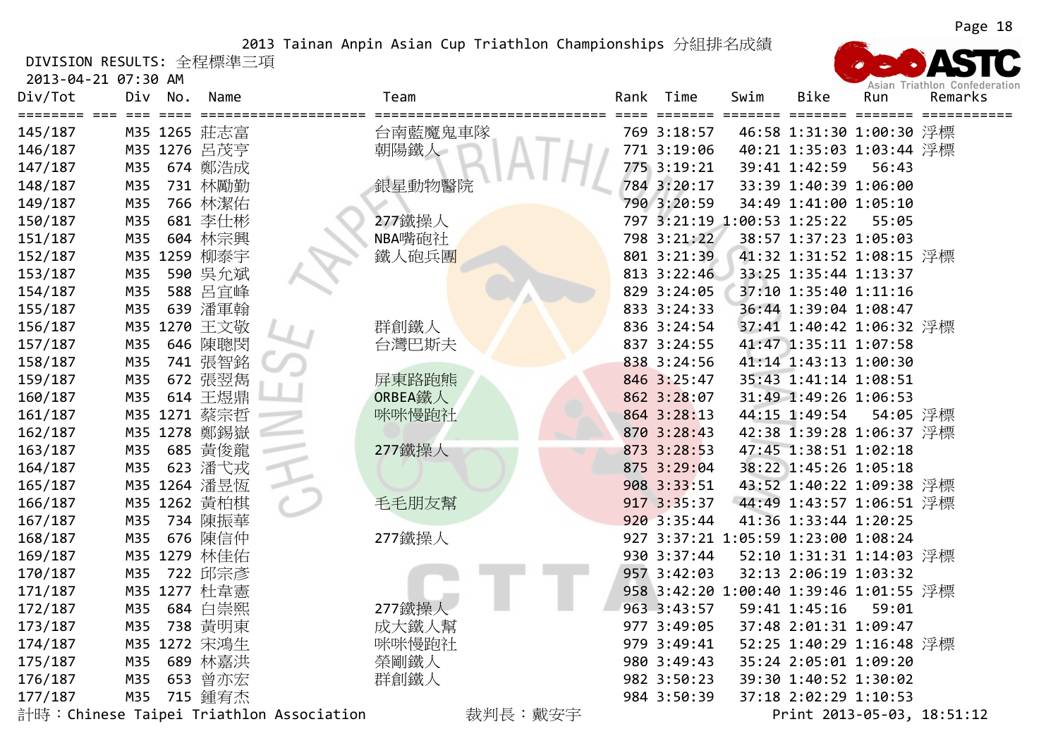2013 Tainan Anpin Asian Cup Triathlon Championships 分組排名成績

DIVISION RESULTS: 全程標準三項

2013-04-21 07:30 AM

| Div/Tot | Div | No. | Name | Team | Rank | Time | Swim | Bike | Run | Remarks |
|---|---|---|---|---|---|---|---|---|---|---|
| 145/187 | M35 | 1265 | 莊志富 | 台南藍魔鬼車隊 | 769 | 3:18:57 | 46:58 | 1:31:30 | 1:00:30 | 浮標 |
| 146/187 | M35 | 1276 | 呂茂亨 | 朝陽鐵人 | 771 | 3:19:06 | 40:21 | 1:35:03 | 1:03:44 | 浮標 |
| 147/187 | M35 | 674 | 鄭浩成 | | 775 | 3:19:21 | 39:41 | 1:42:59 | 56:43 | |
| 148/187 | M35 | 731 | 林勵勤 | 銀星動物醫院 | 784 | 3:20:17 | 33:39 | 1:40:39 | 1:06:00 | |
| 149/187 | M35 | 766 | 林潔佑 | | 790 | 3:20:59 | 34:49 | 1:41:00 | 1:05:10 | |
| 150/187 | M35 | 681 | 李仕彬 | 277鐵操人 | 797 | 3:21:19 | 1:00:53 | 1:25:22 | 55:05 | |
| 151/187 | M35 | 604 | 林宗興 | NBA嘴砲社 | 798 | 3:21:22 | 38:57 | 1:37:23 | 1:05:03 | |
| 152/187 | M35 | 1259 | 柳泰宇 | 鐵人砲兵團 | 801 | 3:21:39 | 41:32 | 1:31:52 | 1:08:15 | 浮標 |
| 153/187 | M35 | 590 | 吳允斌 | | 813 | 3:22:46 | 33:25 | 1:35:44 | 1:13:37 | |
| 154/187 | M35 | 588 | 呂宜峰 | | 829 | 3:24:05 | 37:10 | 1:35:40 | 1:11:16 | |
| 155/187 | M35 | 639 | 潘軍翰 | | 833 | 3:24:33 | 36:44 | 1:39:04 | 1:08:47 | |
| 156/187 | M35 | 1270 | 王文敬 | 群創鐵人 | 836 | 3:24:54 | 37:41 | 1:40:42 | 1:06:32 | 浮標 |
| 157/187 | M35 | 646 | 陳聰閔 | 台灣巴斯夫 | 837 | 3:24:55 | 41:47 | 1:35:11 | 1:07:58 | |
| 158/187 | M35 | 741 | 張智銘 | | 838 | 3:24:56 | 41:14 | 1:43:13 | 1:00:30 | |
| 159/187 | M35 | 672 | 張翌雋 | 屏東路跑熊 | 846 | 3:25:47 | 35:43 | 1:41:14 | 1:08:51 | |
| 160/187 | M35 | 614 | 王煜鼎 | ORBEA鐵人 | 862 | 3:28:07 | 31:49 | 1:49:26 | 1:06:53 | |
| 161/187 | M35 | 1271 | 蔡宗哲 | 咪咪慢跑社 | 864 | 3:28:13 | 44:15 | 1:49:54 | 54:05 | 浮標 |
| 162/187 | M35 | 1278 | 鄭錫嶽 | | 870 | 3:28:43 | 42:38 | 1:39:28 | 1:06:37 | 浮標 |
| 163/187 | M35 | 685 | 黃俊龍 | 277鐵操人 | 873 | 3:28:53 | 47:45 | 1:38:51 | 1:02:18 | |
| 164/187 | M35 | 623 | 潘弋戎 | | 875 | 3:29:04 | 38:22 | 1:45:26 | 1:05:18 | |
| 165/187 | M35 | 1264 | 潘昱恆 | | 908 | 3:33:51 | 43:52 | 1:40:22 | 1:09:38 | 浮標 |
| 166/187 | M35 | 1262 | 黃柏棋 | 毛毛朋友幫 | 917 | 3:35:37 | 44:49 | 1:43:57 | 1:06:51 | 浮標 |
| 167/187 | M35 | 734 | 陳振華 | | 920 | 3:35:44 | 41:36 | 1:33:44 | 1:20:25 | |
| 168/187 | M35 | 676 | 陳信仲 | 277鐵操人 | 927 | 3:37:21 | 1:05:59 | 1:23:00 | 1:08:24 | |
| 169/187 | M35 | 1279 | 林佳佑 | | 930 | 3:37:44 | 52:10 | 1:31:31 | 1:14:03 | 浮標 |
| 170/187 | M35 | 722 | 邱宗彥 | | 957 | 3:42:03 | 32:13 | 2:06:19 | 1:03:32 | |
| 171/187 | M35 | 1277 | 杜韋憲 | | 958 | 3:42:20 | 1:00:40 | 1:39:46 | 1:01:55 | 浮標 |
| 172/187 | M35 | 684 | 白崇熙 | 277鐵操人 | 963 | 3:43:57 | 59:41 | 1:45:16 | 59:01 | |
| 173/187 | M35 | 738 | 黃明東 | 成大鐵人幫 | 977 | 3:49:05 | 37:48 | 2:01:31 | 1:09:47 | |
| 174/187 | M35 | 1272 | 宋鴻生 | 咪咪慢跑社 | 979 | 3:49:41 | 52:25 | 1:40:29 | 1:16:48 | 浮標 |
| 175/187 | M35 | 689 | 林嘉洪 | 榮剛鐵人 | 980 | 3:49:43 | 35:24 | 2:05:01 | 1:09:20 | |
| 176/187 | M35 | 653 | 曾亦宏 | 群創鐵人 | 982 | 3:50:23 | 39:30 | 1:40:52 | 1:30:02 | |
| 177/187 | M35 | 715 | 鍾宥杰 | | 984 | 3:50:39 | 37:18 | 2:02:29 | 1:10:53 | |

計時：Chinese Taipei Triathlon Association　　裁判長：戴安宇　　Print 2013-05-03, 18:51:12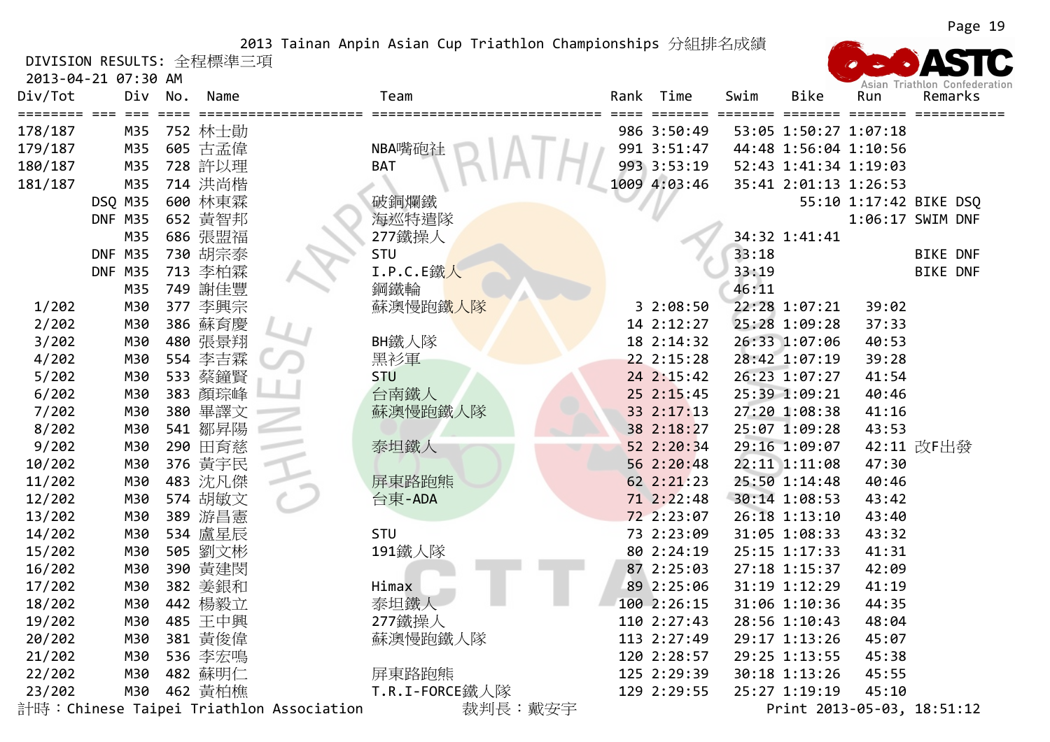2013 Tainan Anpin Asian Cup Triathlon Championships 分組排名成績

DIVISION RESULTS: 全程標準三項

2013-04-21 07:30 AM

| Div/Tot | Div | No. | Name | Team | Rank | Time | Swim | Bike | Run | Remarks |
|---|---|---|---|---|---|---|---|---|---|---|
| 178/187 | M35 | 752 | 林士勛 | | 986 | 3:50:49 | 53:05 | 1:50:27 | 1:07:18 | |
| 179/187 | M35 | 605 | 古孟偉 | NBA嘴砲社 | 991 | 3:51:47 | 44:48 | 1:56:04 | 1:10:56 | |
| 180/187 | M35 | 728 | 許以理 | BAT | 993 | 3:53:19 | 52:43 | 1:41:34 | 1:19:03 | |
| 181/187 | M35 | 714 | 洪尚楷 | | 1009 | 4:03:46 | 35:41 | 2:01:13 | 1:26:53 | |
| DSQ | M35 | 600 | 林東霖 | 破銅爛鐵 | | | | 55:10 | 1:17:42 | BIKE DSQ |
| DNF | M35 | 652 | 黃智邦 | 海巡特遣隊 | | | | | 1:06:17 | SWIM DNF |
| | M35 | 686 | 張盟福 | 277鐵操人 | | | 34:32 | 1:41:41 | | |
| DNF | M35 | 730 | 胡宗泰 | STU | | | 33:18 | | | BIKE DNF |
| DNF | M35 | 713 | 李柏霖 | I.P.C.E鐵人 | | | 33:19 | | | BIKE DNF |
| | M35 | 749 | 謝佳豐 | 鋼鐵輪 | | | 46:11 | | | |
| 1/202 | M30 | 377 | 李興宗 | 蘇澳慢跑鐵人隊 | 3 | 2:08:50 | 22:28 | 1:07:21 | 39:02 | |
| 2/202 | M30 | 386 | 蘇育慶 | | 14 | 2:12:27 | 25:28 | 1:09:28 | 37:33 | |
| 3/202 | M30 | 480 | 張景翔 | BH鐵人隊 | 18 | 2:14:32 | 26:33 | 1:07:06 | 40:53 | |
| 4/202 | M30 | 554 | 李吉霖 | 黑衫軍 | 22 | 2:15:28 | 28:42 | 1:07:19 | 39:28 | |
| 5/202 | M30 | 533 | 蔡鐘賢 | STU | 24 | 2:15:42 | 26:23 | 1:07:27 | 41:54 | |
| 6/202 | M30 | 383 | 顏琮峰 | 台南鐵人 | 25 | 2:15:45 | 25:39 | 1:09:21 | 40:46 | |
| 7/202 | M30 | 380 | 畢譯文 | 蘇澳慢跑鐵人隊 | 33 | 2:17:13 | 27:20 | 1:08:38 | 41:16 | |
| 8/202 | M30 | 541 | 鄒昇陽 | | 38 | 2:18:27 | 25:07 | 1:09:28 | 43:53 | |
| 9/202 | M30 | 290 | 田育慈 | 泰坦鐵人 | 52 | 2:20:34 | 29:16 | 1:09:07 | 42:11 | 改F出發 |
| 10/202 | M30 | 376 | 黃宇民 | | 56 | 2:20:48 | 22:11 | 1:11:08 | 47:30 | |
| 11/202 | M30 | 483 | 沈凡傑 | 屏東路跑熊 | 62 | 2:21:23 | 25:50 | 1:14:48 | 40:46 | |
| 12/202 | M30 | 574 | 胡敏文 | 台東-ADA | 71 | 2:22:48 | 30:14 | 1:08:53 | 43:42 | |
| 13/202 | M30 | 389 | 游昌憲 | | 72 | 2:23:07 | 26:18 | 1:13:10 | 43:40 | |
| 14/202 | M30 | 534 | 盧星辰 | STU | 73 | 2:23:09 | 31:05 | 1:08:33 | 43:32 | |
| 15/202 | M30 | 505 | 劉文彬 | 191鐵人隊 | 80 | 2:24:19 | 25:15 | 1:17:33 | 41:31 | |
| 16/202 | M30 | 390 | 黃建閔 | | 87 | 2:25:03 | 27:18 | 1:15:37 | 42:09 | |
| 17/202 | M30 | 382 | 姜銀和 | Himax | 89 | 2:25:06 | 31:19 | 1:12:29 | 41:19 | |
| 18/202 | M30 | 442 | 楊毅立 | 泰坦鐵人 | 100 | 2:26:15 | 31:06 | 1:10:36 | 44:35 | |
| 19/202 | M30 | 485 | 王中興 | 277鐵操人 | 110 | 2:27:43 | 28:56 | 1:10:43 | 48:04 | |
| 20/202 | M30 | 381 | 黃俊偉 | 蘇澳慢跑鐵人隊 | 113 | 2:27:49 | 29:17 | 1:13:26 | 45:07 | |
| 21/202 | M30 | 536 | 李宏鳴 | | 120 | 2:28:57 | 29:25 | 1:13:55 | 45:38 | |
| 22/202 | M30 | 482 | 蘇明仁 | 屏東路跑熊 | 125 | 2:29:39 | 30:18 | 1:13:26 | 45:55 | |
| 23/202 | M30 | 462 | 黃柏樵 | T.R.I-FORCE鐵人隊 | 129 | 2:29:55 | 25:27 | 1:19:19 | 45:10 | |

計時：Chinese Taipei Triathlon Association　　裁判長：戴安宇　　Print 2013-05-03, 18:51:12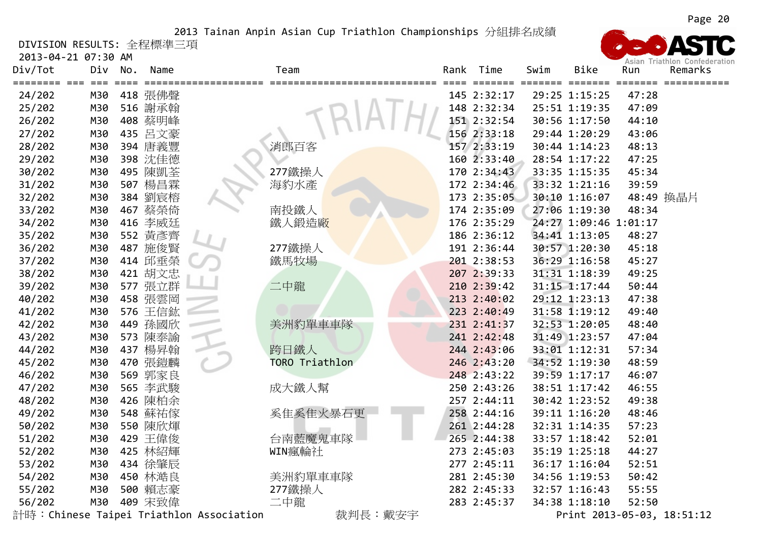2013 Tainan Anpin Asian Cup Triathlon Championships 分組排名成績

DIVISION RESULTS: 全程標準三項

2013-04-21 07:30 AM

| Div/Tot | Div | No. | Name | Team | Rank | Time | Swim | Bike | Run | Remarks |
|---|---|---|---|---|---|---|---|---|---|---|
| 24/202 | M30 | 418 | 張佛聲 | | 145 | 2:32:17 | 29:25 | 1:15:25 | 47:28 | |
| 25/202 | M30 | 516 | 謝承翰 | | 148 | 2:32:34 | 25:51 | 1:19:35 | 47:09 | |
| 26/202 | M30 | 408 | 蔡明峰 | | 151 | 2:32:54 | 30:56 | 1:17:50 | 44:10 | |
| 27/202 | M30 | 435 | 呂文豪 | | 156 | 2:33:18 | 29:44 | 1:20:29 | 43:06 | |
| 28/202 | M30 | 394 | 唐義豐 | 消郎百客 | 157 | 2:33:19 | 30:44 | 1:14:23 | 48:13 | |
| 29/202 | M30 | 398 | 沈佳德 | | 160 | 2:33:40 | 28:54 | 1:17:22 | 47:25 | |
| 30/202 | M30 | 495 | 陳凱荃 | 277鐵操人 | 170 | 2:34:43 | 33:35 | 1:15:35 | 45:34 | |
| 31/202 | M30 | 507 | 楊昌霖 | 海豹水產 | 172 | 2:34:46 | 33:32 | 1:21:16 | 39:59 | |
| 32/202 | M30 | 384 | 劉宸榕 | | 173 | 2:35:05 | 30:10 | 1:16:07 | 48:49 | 換晶片 |
| 33/202 | M30 | 467 | 蔡榮倚 | 南投鐵人 | 174 | 2:35:09 | 27:06 | 1:19:30 | 48:34 | |
| 34/202 | M30 | 416 | 李威廷 | 鐵人鍛造廠 | 176 | 2:35:29 | 24:27 | 1:09:46 | 1:01:17 | |
| 35/202 | M30 | 552 | 黃彥齊 | | 186 | 2:36:12 | 34:41 | 1:13:05 | 48:27 | |
| 36/202 | M30 | 487 | 施俊賢 | 277鐵操人 | 191 | 2:36:44 | 30:57 | 1:20:30 | 45:18 | |
| 37/202 | M30 | 414 | 邱垂榮 | 鐵馬牧場 | 201 | 2:38:53 | 36:29 | 1:16:58 | 45:27 | |
| 38/202 | M30 | 421 | 胡文忠 | | 207 | 2:39:33 | 31:31 | 1:18:39 | 49:25 | |
| 39/202 | M30 | 577 | 張立群 | 二中龍 | 210 | 2:39:42 | 31:15 | 1:17:44 | 50:44 | |
| 40/202 | M30 | 458 | 張雲岡 | | 213 | 2:40:02 | 29:12 | 1:23:13 | 47:38 | |
| 41/202 | M30 | 576 | 王信鉉 | | 223 | 2:40:49 | 31:58 | 1:19:12 | 49:40 | |
| 42/202 | M30 | 449 | 孫國欣 | 美洲豹單車車隊 | 231 | 2:41:37 | 32:53 | 1:20:05 | 48:40 | |
| 43/202 | M30 | 573 | 陳泰諭 | | 241 | 2:42:48 | 31:49 | 1:23:57 | 47:04 | |
| 44/202 | M30 | 437 | 楊昇翰 | 跨日鐵人 | 244 | 2:43:06 | 33:01 | 1:12:31 | 57:34 | |
| 45/202 | M30 | 470 | 張鎧麟 | TORO Triathlon | 246 | 2:43:20 | 34:52 | 1:19:30 | 48:59 | |
| 46/202 | M30 | 569 | 郭家良 | | 248 | 2:43:22 | 39:59 | 1:17:17 | 46:07 | |
| 47/202 | M30 | 565 | 李武駿 | 成大鐵人幫 | 250 | 2:43:26 | 38:51 | 1:17:42 | 46:55 | |
| 48/202 | M30 | 426 | 陳柏余 | | 257 | 2:44:11 | 30:42 | 1:23:52 | 49:38 | |
| 49/202 | M30 | 548 | 蘇祐傢 | 奚隹奚隹火暴石更 | 258 | 2:44:16 | 39:11 | 1:16:20 | 48:46 | |
| 50/202 | M30 | 550 | 陳欣煇 | | 261 | 2:44:28 | 32:31 | 1:14:35 | 57:23 | |
| 51/202 | M30 | 429 | 王偉俊 | 台南藍魔鬼車隊 | 265 | 2:44:38 | 33:57 | 1:18:42 | 52:01 | |
| 52/202 | M30 | 425 | 林紹輝 | WIN瘋輪社 | 273 | 2:45:03 | 35:19 | 1:25:18 | 44:27 | |
| 53/202 | M30 | 434 | 徐肇辰 | | 277 | 2:45:11 | 36:17 | 1:16:04 | 52:51 | |
| 54/202 | M30 | 450 | 林澔良 | 美洲豹單車車隊 | 281 | 2:45:30 | 34:56 | 1:19:53 | 50:42 | |
| 55/202 | M30 | 500 | 賴志豪 | 277鐵操人 | 282 | 2:45:33 | 32:57 | 1:16:43 | 55:55 | |
| 56/202 | M30 | 409 | 宋致偉 | 二中龍 | 283 | 2:45:37 | 34:38 | 1:18:10 | 52:50 | |

計時：Chinese Taipei Triathlon Association　　裁判長：戴安宇　　Print 2013-05-03, 18:51:12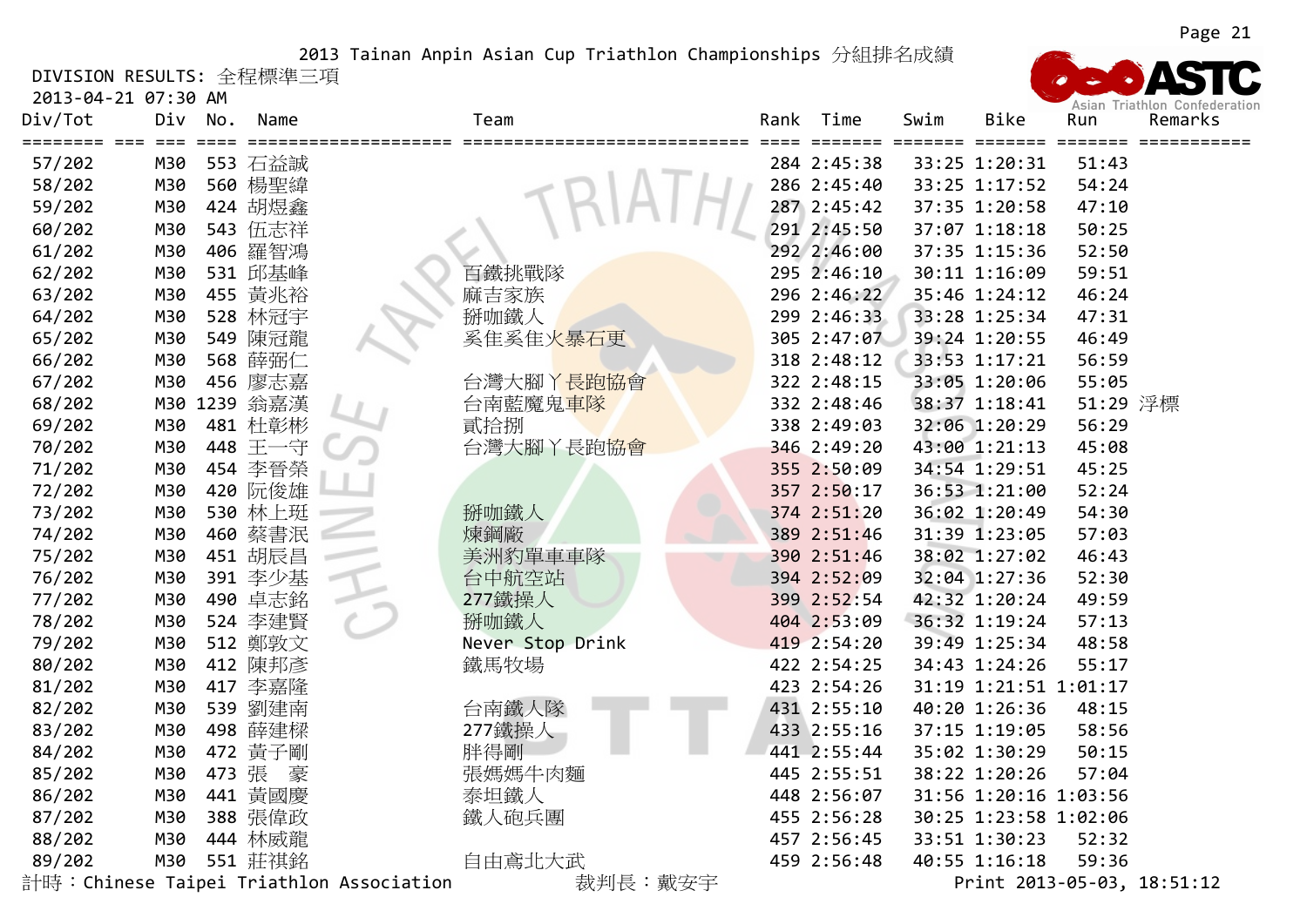2013 Tainan Anpin Asian Cup Triathlon Championships 分組排名成績

DIVISION RESULTS: 全程標準三項

2013-04-21 07:30 AM

| Div/Tot | Div | No. | Name | Team | Rank | Time | Swim | Bike | Run | Remarks |
|---|---|---|---|---|---|---|---|---|---|---|
| 57/202 | M30 | 553 | 石益誠 | | 284 | 2:45:38 | 33:25 | 1:20:31 | 51:43 | |
| 58/202 | M30 | 560 | 楊聖緯 | | 286 | 2:45:40 | 33:25 | 1:17:52 | 54:24 | |
| 59/202 | M30 | 424 | 胡煜鑫 | | 287 | 2:45:42 | 37:35 | 1:20:58 | 47:10 | |
| 60/202 | M30 | 543 | 伍志祥 | | 291 | 2:45:50 | 37:07 | 1:18:18 | 50:25 | |
| 61/202 | M30 | 406 | 羅智鴻 | | 292 | 2:46:00 | 37:35 | 1:15:36 | 52:50 | |
| 62/202 | M30 | 531 | 邱基峰 | 百鐵挑戰隊 | 295 | 2:46:10 | 30:11 | 1:16:09 | 59:51 | |
| 63/202 | M30 | 455 | 黃兆裕 | 厤吉家族 | 296 | 2:46:22 | 35:46 | 1:24:12 | 46:24 | |
| 64/202 | M30 | 528 | 林冠宇 | 掰咖鐵人 | 299 | 2:46:33 | 33:28 | 1:25:34 | 47:31 | |
| 65/202 | M30 | 549 | 陳冠龍 | 奚隹奚隹火暴石更 | 305 | 2:47:07 | 39:24 | 1:20:55 | 46:49 | |
| 66/202 | M30 | 568 | 薛弼仁 | | 318 | 2:48:12 | 33:53 | 1:17:21 | 56:59 | |
| 67/202 | M30 | 456 | 廖志嘉 | 台灣大腳丫長跑協會 | 322 | 2:48:15 | 33:05 | 1:20:06 | 55:05 | |
| 68/202 | M30 | 1239 | 翁嘉漢 | 台南藍魔鬼車隊 | 332 | 2:48:46 | 38:37 | 1:18:41 | 51:29 | 浮標 |
| 69/202 | M30 | 481 | 杜彰彬 | 貳拾捌 | 338 | 2:49:03 | 32:06 | 1:20:29 | 56:29 | |
| 70/202 | M30 | 448 | 王一守 | 台灣大腳丫長跑協會 | 346 | 2:49:20 | 43:00 | 1:21:13 | 45:08 | |
| 71/202 | M30 | 454 | 李晉榮 | | 355 | 2:50:09 | 34:54 | 1:29:51 | 45:25 | |
| 72/202 | M30 | 420 | 阮俊雄 | | 357 | 2:50:17 | 36:53 | 1:21:00 | 52:24 | |
| 73/202 | M30 | 530 | 林上珽 | 掰咖鐵人 | 374 | 2:51:20 | 36:02 | 1:20:49 | 54:30 | |
| 74/202 | M30 | 460 | 蔡書泯 | 煉鋼廠 | 389 | 2:51:46 | 31:39 | 1:23:05 | 57:03 | |
| 75/202 | M30 | 451 | 胡辰昌 | 美洲豹單車車隊 | 390 | 2:51:46 | 38:02 | 1:27:02 | 46:43 | |
| 76/202 | M30 | 391 | 李少基 | 台中航空站 | 394 | 2:52:09 | 32:04 | 1:27:36 | 52:30 | |
| 77/202 | M30 | 490 | 卓志銘 | 277鐵操人 | 399 | 2:52:54 | 42:32 | 1:20:24 | 49:59 | |
| 78/202 | M30 | 524 | 李建賢 | 掰咖鐵人 | 404 | 2:53:09 | 36:32 | 1:19:24 | 57:13 | |
| 79/202 | M30 | 512 | 鄭敦文 | Never Stop Drink | 419 | 2:54:20 | 39:49 | 1:25:34 | 48:58 | |
| 80/202 | M30 | 412 | 陳邦彥 | 鐵馬牧場 | 422 | 2:54:25 | 34:43 | 1:24:26 | 55:17 | |
| 81/202 | M30 | 417 | 李嘉隆 | | 423 | 2:54:26 | 31:19 | 1:21:51 | 1:01:17 | |
| 82/202 | M30 | 539 | 劉建南 | 台南鐵人隊 | 431 | 2:55:10 | 40:20 | 1:26:36 | 48:15 | |
| 83/202 | M30 | 498 | 薛建樑 | 277鐵操人 | 433 | 2:55:16 | 37:15 | 1:19:05 | 58:56 | |
| 84/202 | M30 | 472 | 黃子剛 | 胖得剛 | 441 | 2:55:44 | 35:02 | 1:30:29 | 50:15 | |
| 85/202 | M30 | 473 | 張　豪 | 張媽媽牛肉麵 | 445 | 2:55:51 | 38:22 | 1:20:26 | 57:04 | |
| 86/202 | M30 | 441 | 黃國慶 | 泰坦鐵人 | 448 | 2:56:07 | 31:56 | 1:20:16 | 1:03:56 | |
| 87/202 | M30 | 388 | 張偉政 | 鐵人砲兵團 | 455 | 2:56:28 | 30:25 | 1:23:58 | 1:02:06 | |
| 88/202 | M30 | 444 | 林威龍 | | 457 | 2:56:45 | 33:51 | 1:30:23 | 52:32 | |
| 89/202 | M30 | 551 | 莊祺銘 | 自由鳶北大武 | 459 | 2:56:48 | 40:55 | 1:16:18 | 59:36 | |

計時：Chinese Taipei Triathlon Association　　裁判長：戴安宇　　Print 2013-05-03, 18:51:12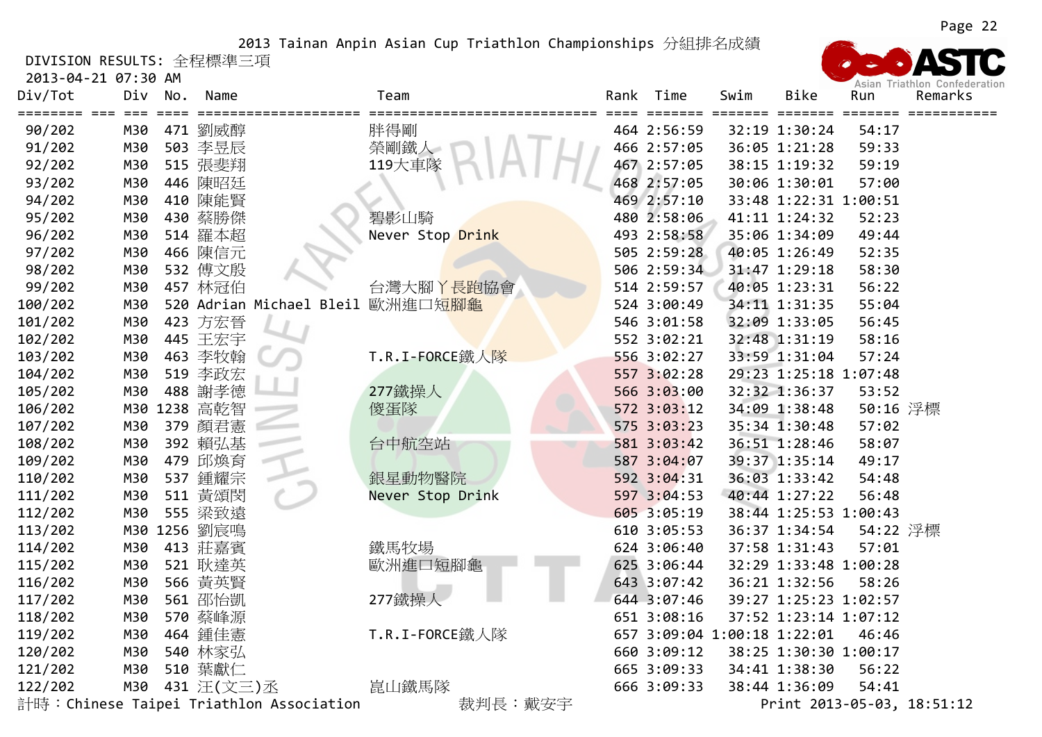2013 Tainan Anpin Asian Cup Triathlon Championships 分組排名成績

DIVISION RESULTS: 全程標準三項

2013-04-21 07:30 AM

| Div/Tot | Div | No. | Name | Team | Rank | Time | Swim | Bike | Run | Remarks |
|---|---|---|---|---|---|---|---|---|---|---|
| 90/202 | M30 | 471 | 劉威醇 | 胖得剛 | 464 | 2:56:59 | 32:19 | 1:30:24 | 54:17 | |
| 91/202 | M30 | 503 | 李昱辰 | 榮剛鐵人 | 466 | 2:57:05 | 36:05 | 1:21:28 | 59:33 | |
| 92/202 | M30 | 515 | 張斐翔 | 119大車隊 | 467 | 2:57:05 | 38:15 | 1:19:32 | 59:19 | |
| 93/202 | M30 | 446 | 陳昭廷 | | 468 | 2:57:05 | 30:06 | 1:30:01 | 57:00 | |
| 94/202 | M30 | 410 | 陳能賢 | | 469 | 2:57:10 | 33:48 | 1:22:31 | 1:00:51 | |
| 95/202 | M30 | 430 | 蔡勝傑 | 碧影山騎 | 480 | 2:58:06 | 41:11 | 1:24:32 | 52:23 | |
| 96/202 | M30 | 514 | 羅本超 | Never Stop Drink | 493 | 2:58:58 | 35:06 | 1:34:09 | 49:44 | |
| 97/202 | M30 | 466 | 陳信元 | | 505 | 2:59:28 | 40:05 | 1:26:49 | 52:35 | |
| 98/202 | M30 | 532 | 傅文殷 | | 506 | 2:59:34 | 31:47 | 1:29:18 | 58:30 | |
| 99/202 | M30 | 457 | 林冠伯 | 台灣大腳丫長跑協會 | 514 | 2:59:57 | 40:05 | 1:23:31 | 56:22 | |
| 100/202 | M30 | 520 | Adrian Michael Bleil | 歐洲進口短腳龜 | 524 | 3:00:49 | 34:11 | 1:31:35 | 55:04 | |
| 101/202 | M30 | 423 | 方宏晉 | | 546 | 3:01:58 | 32:09 | 1:33:05 | 56:45 | |
| 102/202 | M30 | 445 | 王宏宇 | | 552 | 3:02:21 | 32:48 | 1:31:19 | 58:16 | |
| 103/202 | M30 | 463 | 李牧翰 | T.R.I-FORCE鐵人隊 | 556 | 3:02:27 | 33:59 | 1:31:04 | 57:24 | |
| 104/202 | M30 | 519 | 李政宏 | | 557 | 3:02:28 | 29:23 | 1:25:18 | 1:07:48 | |
| 105/202 | M30 | 488 | 謝孝德 | 277鐵操人 | 566 | 3:03:00 | 32:32 | 1:36:37 | 53:52 | |
| 106/202 | M30 | 1238 | 高乾智 | 傻蛋隊 | 572 | 3:03:12 | 34:09 | 1:38:48 | 50:16 | 浮標 |
| 107/202 | M30 | 379 | 顏君憲 | | 575 | 3:03:23 | 35:34 | 1:30:48 | 57:02 | |
| 108/202 | M30 | 392 | 賴弘基 | 台中航空站 | 581 | 3:03:42 | 36:51 | 1:28:46 | 58:07 | |
| 109/202 | M30 | 479 | 邱煥育 | | 587 | 3:04:07 | 39:37 | 1:35:14 | 49:17 | |
| 110/202 | M30 | 537 | 鍾耀宗 | 銀星動物醫院 | 592 | 3:04:31 | 36:03 | 1:33:42 | 54:48 | |
| 111/202 | M30 | 511 | 黃頌閔 | Never Stop Drink | 597 | 3:04:53 | 40:44 | 1:27:22 | 56:48 | |
| 112/202 | M30 | 555 | 梁致遠 | | 605 | 3:05:19 | 38:44 | 1:25:53 | 1:00:43 | |
| 113/202 | M30 | 1256 | 劉宸鳴 | | 610 | 3:05:53 | 36:37 | 1:34:54 | 54:22 | 浮標 |
| 114/202 | M30 | 413 | 莊嘉賓 | 鐵馬牧場 | 624 | 3:06:40 | 37:58 | 1:31:43 | 57:01 | |
| 115/202 | M30 | 521 | 耿達英 | 歐洲進口短腳龜 | 625 | 3:06:44 | 32:29 | 1:33:48 | 1:00:28 | |
| 116/202 | M30 | 566 | 黃英賢 | | 643 | 3:07:42 | 36:21 | 1:32:56 | 58:26 | |
| 117/202 | M30 | 561 | 邵怡凱 | 277鐵操人 | 644 | 3:07:46 | 39:27 | 1:25:23 | 1:02:57 | |
| 118/202 | M30 | 570 | 蔡峰源 | | 651 | 3:08:16 | 37:52 | 1:23:14 | 1:07:12 | |
| 119/202 | M30 | 464 | 鍾佳憲 | T.R.I-FORCE鐵人隊 | 657 | 3:09:04 | 1:00:18 | 1:22:01 | 46:46 | |
| 120/202 | M30 | 540 | 林家弘 | | 660 | 3:09:12 | 38:25 | 1:30:30 | 1:00:17 | |
| 121/202 | M30 | 510 | 葉獻仁 | | 665 | 3:09:33 | 34:41 | 1:38:30 | 56:22 | |
| 122/202 | M30 | 431 | 汪(文三)丞 | 崑山鐵馬隊 | 666 | 3:09:33 | 38:44 | 1:36:09 | 54:41 | |

計時：Chinese Taipei Triathlon Association　　裁判長：戴安宇　　Print 2013-05-03, 18:51:12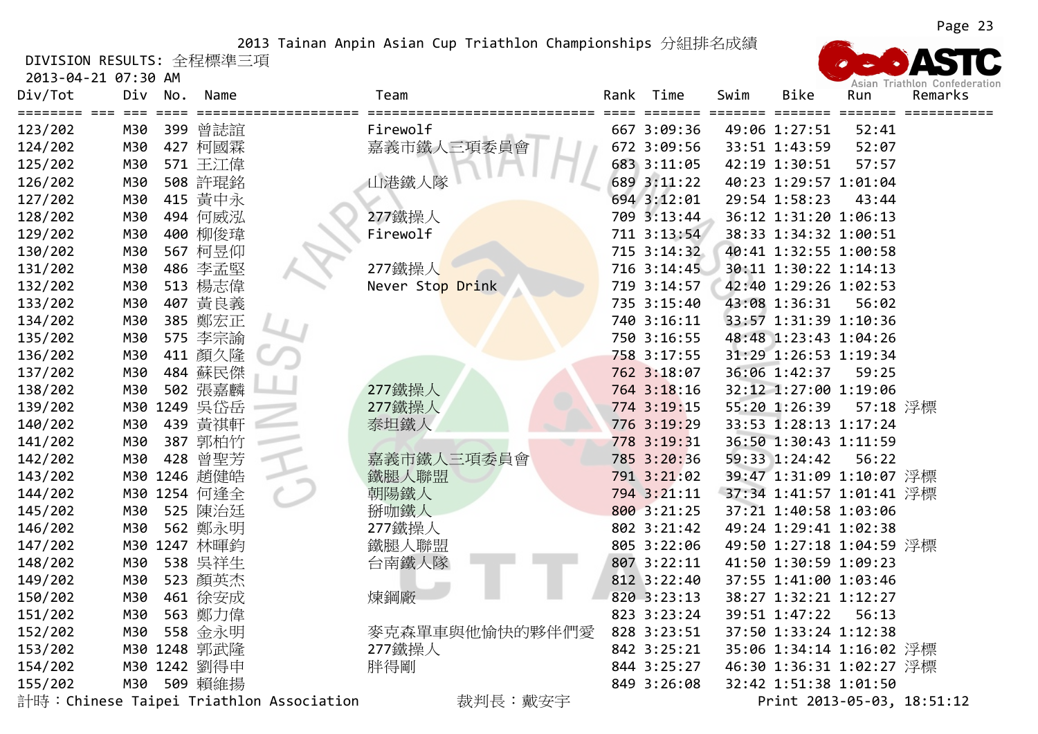2013 Tainan Anpin Asian Cup Triathlon Championships 分組排名成績

DIVISION RESULTS: 全程標準三項

2013-04-21 07:30 AM

| Div/Tot | Div | No. | Name | Team | Rank | Time | Swim | Bike | Run | Remarks |
|---|---|---|---|---|---|---|---|---|---|---|
| 123/202 | M30 | 399 | 曾誌誼 | Firewolf | 667 | 3:09:36 | 49:06 | 1:27:51 | 52:41 | |
| 124/202 | M30 | 427 | 柯國霖 | 嘉義市鐵人三項委員會 | 672 | 3:09:56 | 33:51 | 1:43:59 | 52:07 | |
| 125/202 | M30 | 571 | 王江偉 | | 683 | 3:11:05 | 42:19 | 1:30:51 | 57:57 | |
| 126/202 | M30 | 508 | 許琨銘 | 山港鐵人隊 | 689 | 3:11:22 | 40:23 | 1:29:57 | 1:01:04 | |
| 127/202 | M30 | 415 | 黃中永 | | 694 | 3:12:01 | 29:54 | 1:58:23 | 43:44 | |
| 128/202 | M30 | 494 | 何威泓 | 277鐵操人 | 709 | 3:13:44 | 36:12 | 1:31:20 | 1:06:13 | |
| 129/202 | M30 | 400 | 柳俊瑋 | Firewolf | 711 | 3:13:54 | 38:33 | 1:34:32 | 1:00:51 | |
| 130/202 | M30 | 567 | 柯昱仰 | | 715 | 3:14:32 | 40:41 | 1:32:55 | 1:00:58 | |
| 131/202 | M30 | 486 | 李孟堅 | 277鐵操人 | 716 | 3:14:45 | 30:11 | 1:30:22 | 1:14:13 | |
| 132/202 | M30 | 513 | 楊志偉 | Never Stop Drink | 719 | 3:14:57 | 42:40 | 1:29:26 | 1:02:53 | |
| 133/202 | M30 | 407 | 黃良義 | | 735 | 3:15:40 | 43:08 | 1:36:31 | 56:02 | |
| 134/202 | M30 | 385 | 鄭宏正 | | 740 | 3:16:11 | 33:57 | 1:31:39 | 1:10:36 | |
| 135/202 | M30 | 575 | 李宗諭 | | 750 | 3:16:55 | 48:48 | 1:23:43 | 1:04:26 | |
| 136/202 | M30 | 411 | 顏久隆 | | 758 | 3:17:55 | 31:29 | 1:26:53 | 1:19:34 | |
| 137/202 | M30 | 484 | 蘇民傑 | | 762 | 3:18:07 | 36:06 | 1:42:37 | 59:25 | |
| 138/202 | M30 | 502 | 張嘉麟 | 277鐵操人 | 764 | 3:18:16 | 32:12 | 1:27:00 | 1:19:06 | |
| 139/202 | M30 | 1249 | 吳岱岳 | 277鐵操人 | 774 | 3:19:15 | 55:20 | 1:26:39 | 57:18 | 浮標 |
| 140/202 | M30 | 439 | 黃祺軒 | 泰坦鐵人 | 776 | 3:19:29 | 33:53 | 1:28:13 | 1:17:24 | |
| 141/202 | M30 | 387 | 郭柏竹 | | 778 | 3:19:31 | 36:50 | 1:30:43 | 1:11:59 | |
| 142/202 | M30 | 428 | 曾聖芳 | 嘉義市鐵人三項委員會 | 785 | 3:20:36 | 59:33 | 1:24:42 | 56:22 | |
| 143/202 | M30 | 1246 | 趙健皓 | 鐵腿人聯盟 | 791 | 3:21:02 | 39:47 | 1:31:09 | 1:10:07 | 浮標 |
| 144/202 | M30 | 1254 | 何逢全 | 朝陽鐵人 | 794 | 3:21:11 | 37:34 | 1:41:57 | 1:01:41 | 浮標 |
| 145/202 | M30 | 525 | 陳治廷 | 掰咖鐵人 | 800 | 3:21:25 | 37:21 | 1:40:58 | 1:03:06 | |
| 146/202 | M30 | 562 | 鄭永明 | 277鐵操人 | 802 | 3:21:42 | 49:24 | 1:29:41 | 1:02:38 | |
| 147/202 | M30 | 1247 | 林暉鈞 | 鐵腿人聯盟 | 805 | 3:22:06 | 49:50 | 1:27:18 | 1:04:59 | 浮標 |
| 148/202 | M30 | 538 | 吳祥生 | 台南鐵人隊 | 807 | 3:22:11 | 41:50 | 1:30:59 | 1:09:23 | |
| 149/202 | M30 | 523 | 顏英杰 | | 812 | 3:22:40 | 37:55 | 1:41:00 | 1:03:46 | |
| 150/202 | M30 | 461 | 徐安成 | 煉鋼廠 | 820 | 3:23:13 | 38:27 | 1:32:21 | 1:12:27 | |
| 151/202 | M30 | 563 | 鄭力偉 | | 823 | 3:23:24 | 39:51 | 1:47:22 | 56:13 | |
| 152/202 | M30 | 558 | 金永明 | 麥克森單車與他愉快的夥伴們愛 | 828 | 3:23:51 | 37:50 | 1:33:24 | 1:12:38 | |
| 153/202 | M30 | 1248 | 郭武隆 | 277鐵操人 | 842 | 3:25:21 | 35:06 | 1:34:14 | 1:16:02 | 浮標 |
| 154/202 | M30 | 1242 | 劉得申 | 胖得剛 | 844 | 3:25:27 | 46:30 | 1:36:31 | 1:02:27 | 浮標 |
| 155/202 | M30 | 509 | 賴維揚 | | 849 | 3:26:08 | 32:42 | 1:51:38 | 1:01:50 | |

計時：Chinese Taipei Triathlon Association　　裁判長：戴安宇　　Print 2013-05-03, 18:51:12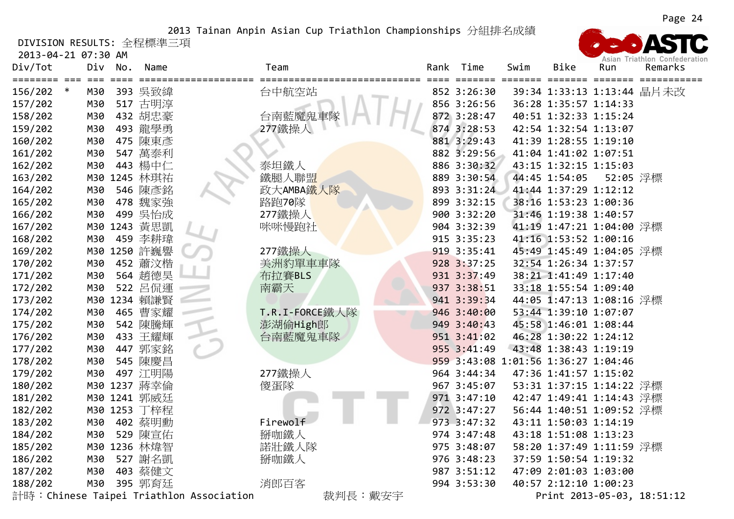2013 Tainan Anpin Asian Cup Triathlon Championships 分組排名成績

DIVISION RESULTS: 全程標準三項

2013-04-21 07:30 AM

| Div/Tot | Div | No. | Name | Team | Rank | Time | Swim | Bike | Run | Remarks |
|---|---|---|---|---|---|---|---|---|---|---|
| 156/202 * | M30 | 393 | 吳致緯 | 台中航空站 | 852 | 3:26:30 | 39:34 | 1:33:13 | 1:13:44 | 晶片未改 |
| 157/202 | M30 | 517 | 古明淳 | | 856 | 3:26:56 | 36:28 | 1:35:57 | 1:14:33 | |
| 158/202 | M30 | 432 | 胡忠豪 | 台南藍魔鬼車隊 | 872 | 3:28:47 | 40:51 | 1:32:33 | 1:15:24 | |
| 159/202 | M30 | 493 | 龍學勇 | 277鐵操人 | 874 | 3:28:53 | 42:54 | 1:32:54 | 1:13:07 | |
| 160/202 | M30 | 475 | 陳東彥 | | 881 | 3:29:43 | 41:39 | 1:28:55 | 1:19:10 | |
| 161/202 | M30 | 547 | 萬泰利 | | 882 | 3:29:56 | 41:04 | 1:41:02 | 1:07:51 | |
| 162/202 | M30 | 443 | 楊中仁 | 泰坦鐵人 | 886 | 3:30:32 | 43:15 | 1:32:15 | 1:15:03 | |
| 163/202 | M30 | 1245 | 林琪祐 | 鐵腿人聯盟 | 889 | 3:30:54 | 44:45 | 1:54:05 | 52:05 | 浮標 |
| 164/202 | M30 | 546 | 陳彥銘 | 政大AMBA鐵人隊 | 893 | 3:31:24 | 41:44 | 1:37:29 | 1:12:12 | |
| 165/202 | M30 | 478 | 魏家強 | 路跑70隊 | 899 | 3:32:15 | 38:16 | 1:53:23 | 1:00:36 | |
| 166/202 | M30 | 499 | 吳怡成 | 277鐵操人 | 900 | 3:32:20 | 31:46 | 1:19:38 | 1:40:57 | |
| 167/202 | M30 | 1243 | 黃思凱 | 咪咪慢跑社 | 904 | 3:32:39 | 41:19 | 1:47:21 | 1:04:00 | 浮標 |
| 168/202 | M30 | 459 | 李耕瑋 | | 915 | 3:35:23 | 41:16 | 1:53:52 | 1:00:16 | |
| 169/202 | M30 | 1250 | 許巍譽 | 277鐵操人 | 919 | 3:35:41 | 45:49 | 1:45:49 | 1:04:05 | 浮標 |
| 170/202 | M30 | 452 | 蕭汶楷 | 美洲豹單車車隊 | 928 | 3:37:25 | 32:54 | 1:26:34 | 1:37:57 | |
| 171/202 | M30 | 564 | 趙德昊 | 布拉賽BLS | 931 | 3:37:49 | 38:21 | 1:41:49 | 1:17:40 | |
| 172/202 | M30 | 522 | 呂侃運 | 南霸天 | 937 | 3:38:51 | 33:18 | 1:55:54 | 1:09:40 | |
| 173/202 | M30 | 1234 | 賴謙賢 | | 941 | 3:39:34 | 44:05 | 1:47:13 | 1:08:16 | 浮標 |
| 174/202 | M30 | 465 | 曹家耀 | T.R.I-FORCE鐵人隊 | 946 | 3:40:00 | 53:44 | 1:39:10 | 1:07:07 | |
| 175/202 | M30 | 542 | 陳騰輝 | 澎湖偷High郎 | 949 | 3:40:43 | 45:58 | 1:46:01 | 1:08:44 | |
| 176/202 | M30 | 433 | 王耀輝 | 台南藍魔鬼車隊 | 951 | 3:41:02 | 46:28 | 1:30:22 | 1:24:12 | |
| 177/202 | M30 | 447 | 郭家銘 | | 955 | 3:41:49 | 43:48 | 1:38:43 | 1:19:19 | |
| 178/202 | M30 | 545 | 陳慶昌 | | 959 | 3:43:08 | 1:01:56 | 1:36:27 | 1:04:46 | |
| 179/202 | M30 | 497 | 江明陽 | 277鐵操人 | 964 | 3:44:34 | 47:36 | 1:41:57 | 1:15:02 | |
| 180/202 | M30 | 1237 | 蔣幸倫 | 傻蛋隊 | 967 | 3:45:07 | 53:31 | 1:37:15 | 1:14:22 | 浮標 |
| 181/202 | M30 | 1241 | 郭威廷 | | 971 | 3:47:10 | 42:47 | 1:49:41 | 1:14:43 | 浮標 |
| 182/202 | M30 | 1253 | 丁梓程 | | 972 | 3:47:27 | 56:44 | 1:40:51 | 1:09:52 | 浮標 |
| 183/202 | M30 | 402 | 蔡明勳 | Firewolf | 973 | 3:47:32 | 43:11 | 1:50:03 | 1:14:19 | |
| 184/202 | M30 | 529 | 陳宣佑 | 掰咖鐵人 | 974 | 3:47:48 | 43:18 | 1:51:08 | 1:13:23 | |
| 185/202 | M30 | 1236 | 林煒智 | 諾壯鐵人隊 | 975 | 3:48:07 | 58:20 | 1:37:49 | 1:11:59 | 浮標 |
| 186/202 | M30 | 527 | 謝名凱 | 掰咖鐵人 | 976 | 3:48:23 | 37:59 | 1:50:54 | 1:19:32 | |
| 187/202 | M30 | 403 | 蔡健文 | | 987 | 3:51:12 | 47:09 | 2:01:03 | 1:03:00 | |
| 188/202 | M30 | 395 | 郭育廷 | 消郎百客 | 994 | 3:53:30 | 40:57 | 2:12:10 | 1:00:23 | |

計時：Chinese Taipei Triathlon Association　　裁判長：戴安宇　　Print 2013-05-03, 18:51:12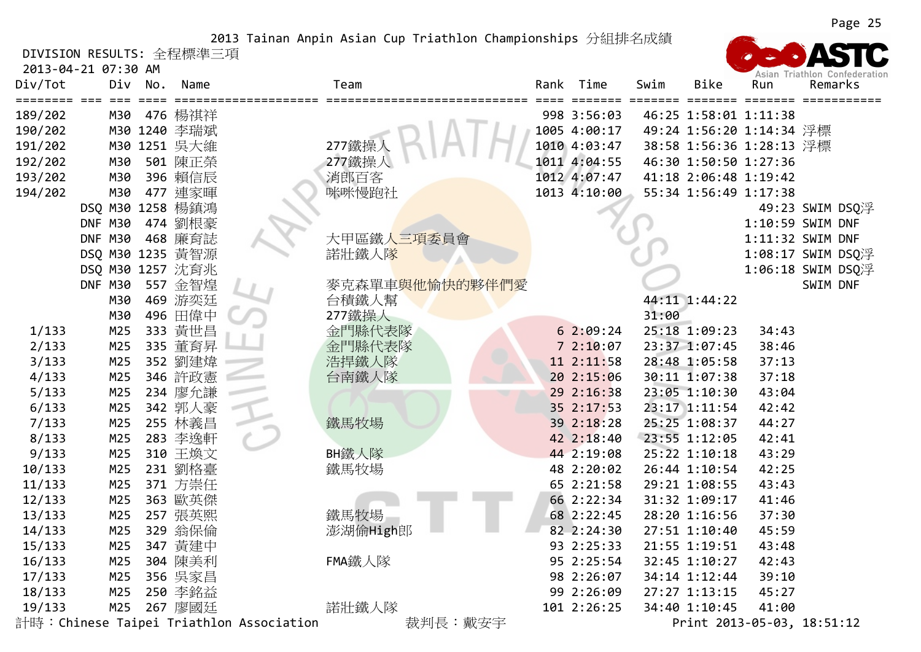2013 Tainan Anpin Asian Cup Triathlon Championships 分組排名成績

DIVISION RESULTS: 全程標準三項

2013-04-21 07:30 AM

| Div/Tot | | Div | No. | Name | Team | Rank | Time | Swim | Bike | Run | Remarks |
|---|---|---|---|---|---|---|---|---|---|---|---|
| 189/202 | | M30 | 476 | 楊祺祥 | | 998 | 3:56:03 | 46:25 | 1:58:01 | 1:11:38 | |
| 190/202 | | M30 | 1240 | 李瑞斌 | | 1005 | 4:00:17 | 49:24 | 1:56:20 | 1:14:34 | 浮標 |
| 191/202 | | M30 | 1251 | 吳大維 | 277鐵操人 | 1010 | 4:03:47 | 38:58 | 1:56:36 | 1:28:13 | 浮標 |
| 192/202 | | M30 | 501 | 陳正榮 | 277鐵操人 | 1011 | 4:04:55 | 46:30 | 1:50:50 | 1:27:36 | |
| 193/202 | | M30 | 396 | 賴信辰 | 消郎百客 | 1012 | 4:07:47 | 41:18 | 2:06:48 | 1:19:42 | |
| 194/202 | | M30 | 477 | 連家暉 | 咪咪慢跑社 | 1013 | 4:10:00 | 55:34 | 1:56:49 | 1:17:38 | |
| | DSQ | M30 | 1258 | 楊鎮鴻 | | | | | | 49:23 | SWIM DSQ浮 |
| | DNF | M30 | 474 | 劉根豪 | | | | | | 1:10:59 | SWIM DNF |
| | DNF | M30 | 468 | 廉育誌 | 大甲區鐵人三項委員會 | | | | | 1:11:32 | SWIM DNF |
| | DSQ | M30 | 1235 | 黃智源 | 諾壯鐵人隊 | | | | | 1:08:17 | SWIM DSQ浮 |
| | DSQ | M30 | 1257 | 沈育兆 | | | | | | 1:06:18 | SWIM DSQ浮 |
| | DNF | M30 | 557 | 金智煌 | 麥克森單車與他愉快的夥伴們愛 | | | | | | SWIM DNF |
| | | M30 | 469 | 游奕廷 | 台積鐵人幫 | | | 44:11 | 1:44:22 | | |
| | | M30 | 496 | 田偉中 | 277鐵操人 | | | 31:00 | | | |
| 1/133 | | M25 | 333 | 黃世昌 | 金門縣代表隊 | 6 | 2:09:24 | 25:18 | 1:09:23 | 34:43 | |
| 2/133 | | M25 | 335 | 董育昇 | 金門縣代表隊 | 7 | 2:10:07 | 23:37 | 1:07:45 | 38:46 | |
| 3/133 | | M25 | 352 | 劉建煒 | 浩捍鐵人隊 | 11 | 2:11:58 | 28:48 | 1:05:58 | 37:13 | |
| 4/133 | | M25 | 346 | 許政憲 | 台南鐵人隊 | 20 | 2:15:06 | 30:11 | 1:07:38 | 37:18 | |
| 5/133 | | M25 | 234 | 廖允謙 | | 29 | 2:16:38 | 23:05 | 1:10:30 | 43:04 | |
| 6/133 | | M25 | 342 | 郭人豪 | | 35 | 2:17:53 | 23:17 | 1:11:54 | 42:42 | |
| 7/133 | | M25 | 255 | 林義昌 | 鐵馬牧場 | 39 | 2:18:28 | 25:25 | 1:08:37 | 44:27 | |
| 8/133 | | M25 | 283 | 李逸軒 | | 42 | 2:18:40 | 23:55 | 1:12:05 | 42:41 | |
| 9/133 | | M25 | 310 | 王煥文 | BH鐵人隊 | 44 | 2:19:08 | 25:22 | 1:10:18 | 43:29 | |
| 10/133 | | M25 | 231 | 劉格臺 | 鐵馬牧場 | 48 | 2:20:02 | 26:44 | 1:10:54 | 42:25 | |
| 11/133 | | M25 | 371 | 方崇任 | | 65 | 2:21:58 | 29:21 | 1:08:55 | 43:43 | |
| 12/133 | | M25 | 363 | 歐英傑 | | 66 | 2:22:34 | 31:32 | 1:09:17 | 41:46 | |
| 13/133 | | M25 | 257 | 張英熙 | 鐵馬牧場 | 68 | 2:22:45 | 28:20 | 1:16:56 | 37:30 | |
| 14/133 | | M25 | 329 | 翁保倫 | 澎湖偷High郎 | 82 | 2:24:30 | 27:51 | 1:10:40 | 45:59 | |
| 15/133 | | M25 | 347 | 黃建中 | | 93 | 2:25:33 | 21:55 | 1:19:51 | 43:48 | |
| 16/133 | | M25 | 304 | 陳美利 | FMA鐵人隊 | 95 | 2:25:54 | 32:45 | 1:10:27 | 42:43 | |
| 17/133 | | M25 | 356 | 吳家昌 | | 98 | 2:26:07 | 34:14 | 1:12:44 | 39:10 | |
| 18/133 | | M25 | 250 | 李銘益 | | 99 | 2:26:09 | 27:27 | 1:13:15 | 45:27 | |
| 19/133 | | M25 | 267 | 廖國廷 | 諾壯鐵人隊 | 101 | 2:26:25 | 34:40 | 1:10:45 | 41:00 | |

計時：Chinese Taipei Triathlon Association　　裁判長：戴安宇　　Print 2013-05-03, 18:51:12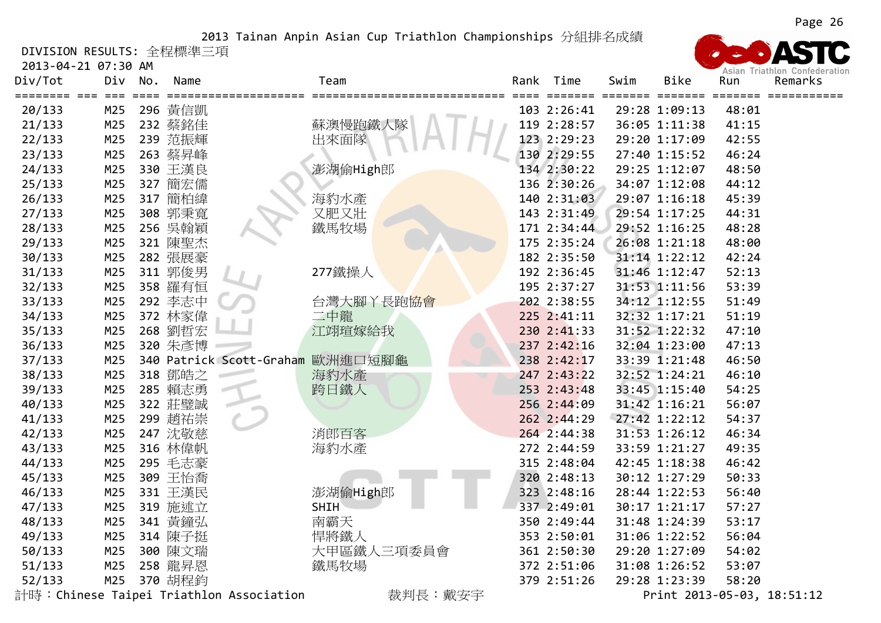2013 Tainan Anpin Asian Cup Triathlon Championships 分組排名成績

DIVISION RESULTS: 全程標準三項

2013-04-21 07:30 AM

| Div/Tot | Div | No. | Name | Team | Rank | Time | Swim | Bike | Run | Remarks |
|---|---|---|---|---|---|---|---|---|---|---|
| 20/133 | M25 | 296 | 黃信凱 | | 103 | 2:26:41 | 29:28 | 1:09:13 | 48:01 | |
| 21/133 | M25 | 232 | 蔡銘佳 | 蘇澳慢跑鐵人隊 | 119 | 2:28:57 | 36:05 | 1:11:38 | 41:15 | |
| 22/133 | M25 | 239 | 范振輝 | 出來面隊 | 123 | 2:29:23 | 29:20 | 1:17:09 | 42:55 | |
| 23/133 | M25 | 263 | 蔡昇峰 | | 130 | 2:29:55 | 27:40 | 1:15:52 | 46:24 | |
| 24/133 | M25 | 330 | 王漢良 | 澎湖偷High郎 | 134 | 2:30:22 | 29:25 | 1:12:07 | 48:50 | |
| 25/133 | M25 | 327 | 簡宏儒 | | 136 | 2:30:26 | 34:07 | 1:12:08 | 44:12 | |
| 26/133 | M25 | 317 | 簡柏緯 | 海豹水產 | 140 | 2:31:03 | 29:07 | 1:16:18 | 45:39 | |
| 27/133 | M25 | 308 | 郭秉寬 | 又肥又壯 | 143 | 2:31:49 | 29:54 | 1:17:25 | 44:31 | |
| 28/133 | M25 | 256 | 吳翰穎 | 鐵馬牧場 | 171 | 2:34:44 | 29:52 | 1:16:25 | 48:28 | |
| 29/133 | M25 | 321 | 陳聖杰 | | 175 | 2:35:24 | 26:08 | 1:21:18 | 48:00 | |
| 30/133 | M25 | 282 | 張展豪 | | 182 | 2:35:50 | 31:14 | 1:22:12 | 42:24 | |
| 31/133 | M25 | 311 | 郭俊男 | 277鐵操人 | 192 | 2:36:45 | 31:46 | 1:12:47 | 52:13 | |
| 32/133 | M25 | 358 | 羅有恒 | | 195 | 2:37:27 | 31:53 | 1:11:56 | 53:39 | |
| 33/133 | M25 | 292 | 李志中 | 台灣大腳丫長跑協會 | 202 | 2:38:55 | 34:12 | 1:12:55 | 51:49 | |
| 34/133 | M25 | 372 | 林家偉 | 二中龍 | 225 | 2:41:11 | 32:32 | 1:17:21 | 51:19 | |
| 35/133 | M25 | 268 | 劉哲宏 | 江翊瑄嫁給我 | 230 | 2:41:33 | 31:52 | 1:22:32 | 47:10 | |
| 36/133 | M25 | 320 | 朱彥博 | | 237 | 2:42:16 | 32:04 | 1:23:00 | 47:13 | |
| 37/133 | M25 | 340 | Patrick Scott-Graham | 歐洲進口短腳龜 | 238 | 2:42:17 | 33:39 | 1:21:48 | 46:50 | |
| 38/133 | M25 | 318 | 鄧皓之 | 海豹水產 | 247 | 2:43:22 | 32:52 | 1:24:21 | 46:10 | |
| 39/133 | M25 | 285 | 賴志勇 | 跨日鐵人 | 253 | 2:43:48 | 33:45 | 1:15:40 | 54:25 | |
| 40/133 | M25 | 322 | 莊璧誠 | | 256 | 2:44:09 | 31:42 | 1:16:21 | 56:07 | |
| 41/133 | M25 | 299 | 趙祐崇 | | 262 | 2:44:29 | 27:42 | 1:22:12 | 54:37 | |
| 42/133 | M25 | 247 | 沈敬慈 | 消郎百客 | 264 | 2:44:38 | 31:53 | 1:26:12 | 46:34 | |
| 43/133 | M25 | 316 | 林偉帆 | 海豹水產 | 272 | 2:44:59 | 33:59 | 1:21:27 | 49:35 | |
| 44/133 | M25 | 295 | 毛志豪 | | 315 | 2:48:04 | 42:45 | 1:18:38 | 46:42 | |
| 45/133 | M25 | 309 | 王怡喬 | | 320 | 2:48:13 | 30:12 | 1:27:29 | 50:33 | |
| 46/133 | M25 | 331 | 王漢民 | 澎湖偷High郎 | 323 | 2:48:16 | 28:44 | 1:22:53 | 56:40 | |
| 47/133 | M25 | 319 | 施逑立 | SHIH | 337 | 2:49:01 | 30:17 | 1:21:17 | 57:27 | |
| 48/133 | M25 | 341 | 黃鐘弘 | 南霸天 | 350 | 2:49:44 | 31:48 | 1:24:39 | 53:17 | |
| 49/133 | M25 | 314 | 陳子挺 | 悍將鐵人 | 353 | 2:50:01 | 31:06 | 1:22:52 | 56:04 | |
| 50/133 | M25 | 300 | 陳文瑞 | 大甲區鐵人三項委員會 | 361 | 2:50:30 | 29:20 | 1:27:09 | 54:02 | |
| 51/133 | M25 | 258 | 龍昇恩 | 鐵馬牧場 | 372 | 2:51:06 | 31:08 | 1:26:52 | 53:07 | |
| 52/133 | M25 | 370 | 胡程鈞 | | 379 | 2:51:26 | 29:28 | 1:23:39 | 58:20 | |

計時：Chinese Taipei Triathlon Association　　裁判長：戴安宇　　Print 2013-05-03, 18:51:12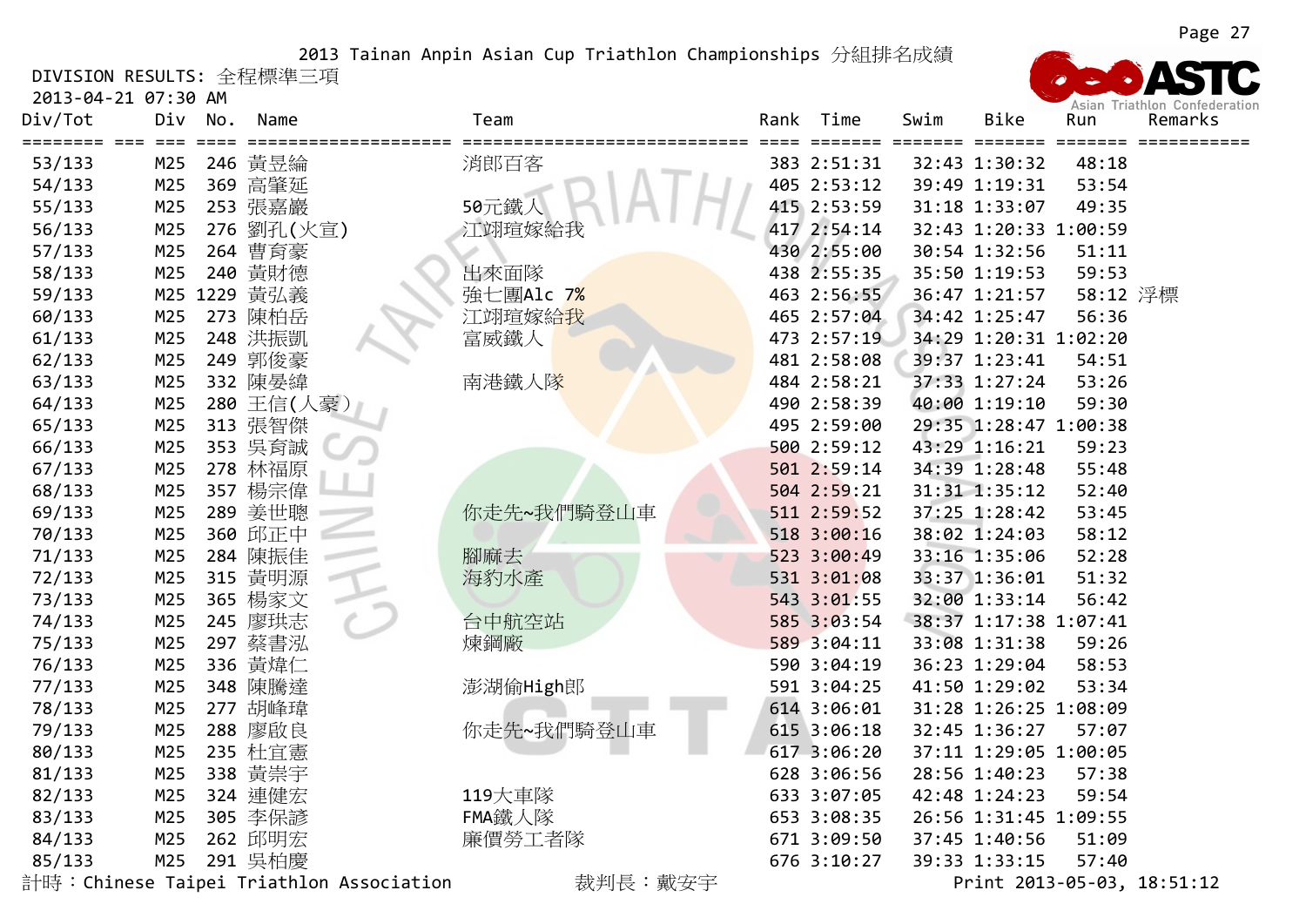2013 Tainan Anpin Asian Cup Triathlon Championships 分組排名成績

DIVISION RESULTS: 全程標準三項

2013-04-21 07:30 AM

| Div/Tot | Div | No. | Name | Team | Rank | Time | Swim | Bike | Run | Remarks |
|---|---|---|---|---|---|---|---|---|---|---|
| 53/133 | M25 | 246 | 黃昱綸 | 消郎百客 | 383 | 2:51:31 | 32:43 | 1:30:32 | 48:18 | |
| 54/133 | M25 | 369 | 高肇延 | | 405 | 2:53:12 | 39:49 | 1:19:31 | 53:54 | |
| 55/133 | M25 | 253 | 張嘉巖 | 50元鐵人 | 415 | 2:53:59 | 31:18 | 1:33:07 | 49:35 | |
| 56/133 | M25 | 276 | 劉孔(火宣) | 江翊瑄嫁給我 | 417 | 2:54:14 | 32:43 | 1:20:33 | 1:00:59 | |
| 57/133 | M25 | 264 | 曹育豪 | | 430 | 2:55:00 | 30:54 | 1:32:56 | 51:11 | |
| 58/133 | M25 | 240 | 黃財德 | 出來面隊 | 438 | 2:55:35 | 35:50 | 1:19:53 | 59:53 | |
| 59/133 | M25 | 1229 | 黃弘義 | 強七團Alc 7% | 463 | 2:56:55 | 36:47 | 1:21:57 | 58:12 | 浮標 |
| 60/133 | M25 | 273 | 陳柏岳 | 江翊瑄嫁給我 | 465 | 2:57:04 | 34:42 | 1:25:47 | 56:36 | |
| 61/133 | M25 | 248 | 洪振凱 | 富威鐵人 | 473 | 2:57:19 | 34:29 | 1:20:31 | 1:02:20 | |
| 62/133 | M25 | 249 | 郭俊豪 | | 481 | 2:58:08 | 39:37 | 1:23:41 | 54:51 | |
| 63/133 | M25 | 332 | 陳晏緯 | 南港鐵人隊 | 484 | 2:58:21 | 37:33 | 1:27:24 | 53:26 | |
| 64/133 | M25 | 280 | 王信(人豪) | | 490 | 2:58:39 | 40:00 | 1:19:10 | 59:30 | |
| 65/133 | M25 | 313 | 張智傑 | | 495 | 2:59:00 | 29:35 | 1:28:47 | 1:00:38 | |
| 66/133 | M25 | 353 | 吳育誠 | | 500 | 2:59:12 | 43:29 | 1:16:21 | 59:23 | |
| 67/133 | M25 | 278 | 林福原 | | 501 | 2:59:14 | 34:39 | 1:28:48 | 55:48 | |
| 68/133 | M25 | 357 | 楊宗偉 | | 504 | 2:59:21 | 31:31 | 1:35:12 | 52:40 | |
| 69/133 | M25 | 289 | 姜世聰 | 你走先~我們騎登山車 | 511 | 2:59:52 | 37:25 | 1:28:42 | 53:45 | |
| 70/133 | M25 | 360 | 邱正中 | | 518 | 3:00:16 | 38:02 | 1:24:03 | 58:12 | |
| 71/133 | M25 | 284 | 陳振佳 | 腳痲去 | 523 | 3:00:49 | 33:16 | 1:35:06 | 52:28 | |
| 72/133 | M25 | 315 | 黃明源 | 海豹水產 | 531 | 3:01:08 | 33:37 | 1:36:01 | 51:32 | |
| 73/133 | M25 | 365 | 楊家文 | | 543 | 3:01:55 | 32:00 | 1:33:14 | 56:42 | |
| 74/133 | M25 | 245 | 廖珙志 | 台中航空站 | 585 | 3:03:54 | 38:37 | 1:17:38 | 1:07:41 | |
| 75/133 | M25 | 297 | 蔡書泓 | 煉鋼廠 | 589 | 3:04:11 | 33:08 | 1:31:38 | 59:26 | |
| 76/133 | M25 | 336 | 黃煒仁 | | 590 | 3:04:19 | 36:23 | 1:29:04 | 58:53 | |
| 77/133 | M25 | 348 | 陳騰達 | 澎湖偷High郎 | 591 | 3:04:25 | 41:50 | 1:29:02 | 53:34 | |
| 78/133 | M25 | 277 | 胡峰瑋 | | 614 | 3:06:01 | 31:28 | 1:26:25 | 1:08:09 | |
| 79/133 | M25 | 288 | 廖啟良 | 你走先~我們騎登山車 | 615 | 3:06:18 | 32:45 | 1:36:27 | 57:07 | |
| 80/133 | M25 | 235 | 杜宜憲 | | 617 | 3:06:20 | 37:11 | 1:29:05 | 1:00:05 | |
| 81/133 | M25 | 338 | 黃崇宇 | | 628 | 3:06:56 | 28:56 | 1:40:23 | 57:38 | |
| 82/133 | M25 | 324 | 連健宏 | 119大車隊 | 633 | 3:07:05 | 42:48 | 1:24:23 | 59:54 | |
| 83/133 | M25 | 305 | 李保諺 | FMA鐵人隊 | 653 | 3:08:35 | 26:56 | 1:31:45 | 1:09:55 | |
| 84/133 | M25 | 262 | 邱明宏 | 廉價勞工者隊 | 671 | 3:09:50 | 37:45 | 1:40:56 | 51:09 | |
| 85/133 | M25 | 291 | 吳柏慶 | | 676 | 3:10:27 | 39:33 | 1:33:15 | 57:40 | |

計時：Chinese Taipei Triathlon Association　　裁判長：戴安宇　　Print 2013-05-03, 18:51:12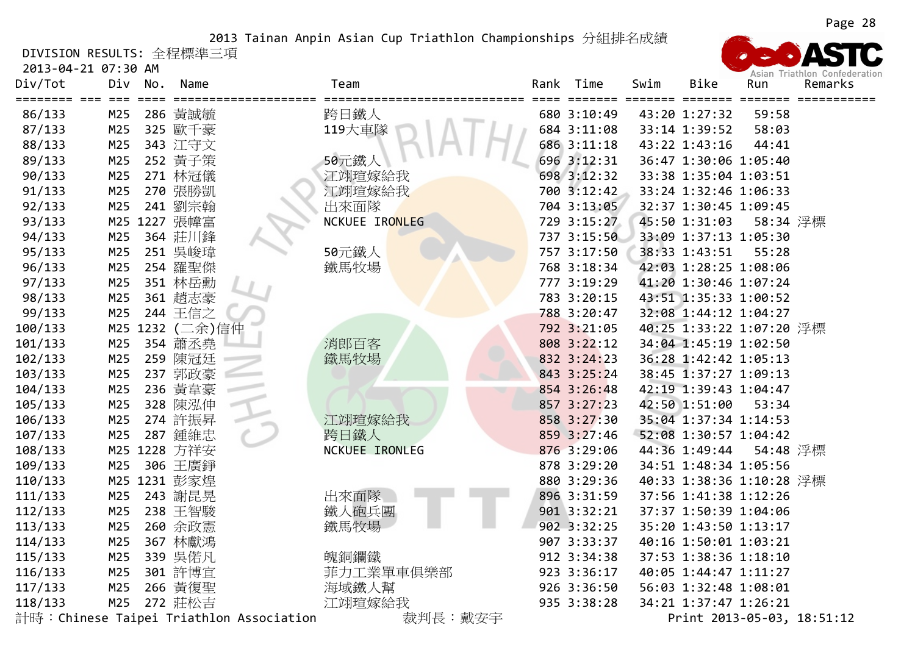# 2013 Tainan Anpin Asian Cup Triathlon Championships 分組排名成績

DIVISION RESULTS: 全程標準三項

2013-04-21 07:30 AM

| Div/Tot | Div | No. | Name | Team | Rank | Time | Swim | Bike | Run | Remarks |
|---|---|---|---|---|---|---|---|---|---|---|
| 86/133 | M25 | 286 | 黃誠毓 | 跨日鐵人 | 680 | 3:10:49 | 43:20 | 1:27:32 | 59:58 | |
| 87/133 | M25 | 325 | 歐千豪 | 119大車隊 | 684 | 3:11:08 | 33:14 | 1:39:52 | 58:03 | |
| 88/133 | M25 | 343 | 江守文 | | 686 | 3:11:18 | 43:22 | 1:43:16 | 44:41 | |
| 89/133 | M25 | 252 | 黃子策 | 50元鐵人 | 696 | 3:12:31 | 36:47 | 1:30:06 | 1:05:40 | |
| 90/133 | M25 | 271 | 林冠儀 | 江翊瑄嫁給我 | 698 | 3:12:32 | 33:38 | 1:35:04 | 1:03:51 | |
| 91/133 | M25 | 270 | 張勝凱 | 江翊瑄嫁給我 | 700 | 3:12:42 | 33:24 | 1:32:46 | 1:06:33 | |
| 92/133 | M25 | 241 | 劉宗翰 | 出來面隊 | 704 | 3:13:05 | 32:37 | 1:30:45 | 1:09:45 | |
| 93/133 | M25 | 1227 | 張幃富 | NCKUEE IRONLEG | 729 | 3:15:27 | 45:50 | 1:31:03 | 58:34 | 浮標 |
| 94/133 | M25 | 364 | 莊川鋒 | | 737 | 3:15:50 | 33:09 | 1:37:13 | 1:05:30 | |
| 95/133 | M25 | 251 | 吳峻瑋 | 50元鐵人 | 757 | 3:17:50 | 38:33 | 1:43:51 | 55:28 | |
| 96/133 | M25 | 254 | 羅聖傑 | 鐵馬牧場 | 768 | 3:18:34 | 42:03 | 1:28:25 | 1:08:06 | |
| 97/133 | M25 | 351 | 林岳勳 | | 777 | 3:19:29 | 41:20 | 1:30:46 | 1:07:24 | |
| 98/133 | M25 | 361 | 趙志豪 | | 783 | 3:20:15 | 43:51 | 1:35:33 | 1:00:52 | |
| 99/133 | M25 | 244 | 王信之 | | 788 | 3:20:47 | 32:08 | 1:44:12 | 1:04:27 | |
| 100/133 | M25 | 1232 | (二余)信仲 | | 792 | 3:21:05 | 40:25 | 1:33:22 | 1:07:20 | 浮標 |
| 101/133 | M25 | 354 | 蕭丞堯 | 消郎百客 | 808 | 3:22:12 | 34:04 | 1:45:19 | 1:02:50 | |
| 102/133 | M25 | 259 | 陳冠廷 | 鐵馬牧場 | 832 | 3:24:23 | 36:28 | 1:42:42 | 1:05:13 | |
| 103/133 | M25 | 237 | 郭政豪 | | 843 | 3:25:24 | 38:45 | 1:37:27 | 1:09:13 | |
| 104/133 | M25 | 236 | 黃韋豪 | | 854 | 3:26:48 | 42:19 | 1:39:43 | 1:04:47 | |
| 105/133 | M25 | 328 | 陳泓伸 | | 857 | 3:27:23 | 42:50 | 1:51:00 | 53:34 | |
| 106/133 | M25 | 274 | 許振昇 | 江翊瑄嫁給我 | 858 | 3:27:30 | 35:04 | 1:37:34 | 1:14:53 | |
| 107/133 | M25 | 287 | 鍾維忠 | 跨日鐵人 | 859 | 3:27:46 | 52:08 | 1:30:57 | 1:04:42 | |
| 108/133 | M25 | 1228 | 方祥安 | NCKUEE IRONLEG | 876 | 3:29:06 | 44:36 | 1:49:44 | 54:48 | 浮標 |
| 109/133 | M25 | 306 | 王廣錚 | | 878 | 3:29:20 | 34:51 | 1:48:34 | 1:05:56 | |
| 110/133 | M25 | 1231 | 彭家煌 | | 880 | 3:29:36 | 40:33 | 1:38:36 | 1:10:28 | 浮標 |
| 111/133 | M25 | 243 | 謝昆晃 | 出來面隊 | 896 | 3:31:59 | 37:56 | 1:41:38 | 1:12:26 | |
| 112/133 | M25 | 238 | 王智駿 | 鐵人砲兵團 | 901 | 3:32:21 | 37:37 | 1:50:39 | 1:04:06 | |
| 113/133 | M25 | 260 | 余政憲 | 鐵馬牧場 | 902 | 3:32:25 | 35:20 | 1:43:50 | 1:13:17 | |
| 114/133 | M25 | 367 | 林獻鴻 | | 907 | 3:33:37 | 40:16 | 1:50:01 | 1:03:21 | |
| 115/133 | M25 | 339 | 吳偌凡 | 魄銅鋼鐵 | 912 | 3:34:38 | 37:53 | 1:38:36 | 1:18:10 | |
| 116/133 | M25 | 301 | 許博宜 | 菲力工業單車俱樂部 | 923 | 3:36:17 | 40:05 | 1:44:47 | 1:11:27 | |
| 117/133 | M25 | 266 | 黃復聖 | 海域鐵人幫 | 926 | 3:36:50 | 56:03 | 1:32:48 | 1:08:01 | |
| 118/133 | M25 | 272 | 莊松吉 | 江翊瑄嫁給我 | 935 | 3:38:28 | 34:21 | 1:37:47 | 1:26:21 | |

計時：Chinese Taipei Triathlon Association　　裁判長：戴安宇　　Print 2013-05-03, 18:51:12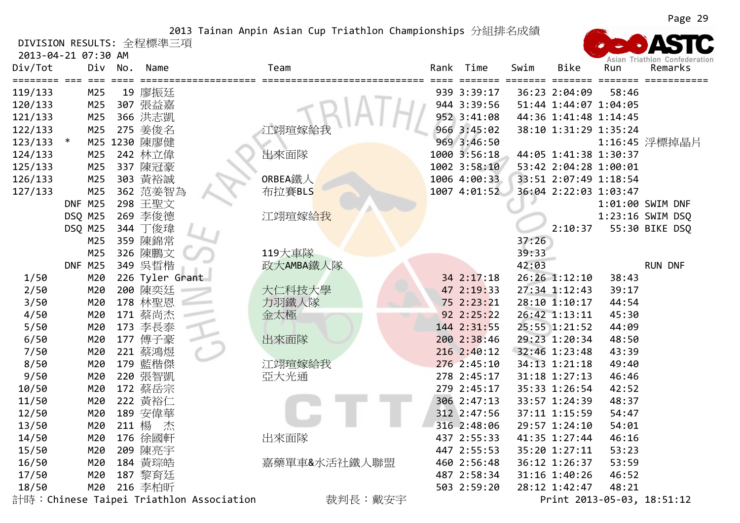2013 Tainan Anpin Asian Cup Triathlon Championships 分組排名成績

DIVISION RESULTS: 全程標準三項

2013-04-21 07:30 AM

| Div/Tot | | Div | No. | Name | Team | Rank | Time | Swim | Bike | Run | Remarks |
|---|---|---|---|---|---|---|---|---|---|---|---|
| 119/133 | | M25 | 19 | 廖振廷 | | 939 | 3:39:17 | 36:23 | 2:04:09 | 58:46 | |
| 120/133 | | M25 | 307 | 張益嘉 | | 944 | 3:39:56 | 51:44 | 1:44:07 | 1:04:05 | |
| 121/133 | | M25 | 366 | 洪志凱 | | 952 | 3:41:08 | 44:36 | 1:41:48 | 1:14:45 | |
| 122/133 | | M25 | 275 | 姜俊名 | 江翊瑄嫁給我 | 966 | 3:45:02 | 38:10 | 1:31:29 | 1:35:24 | |
| 123/133 | * | M25 | 1230 | 陳廖健 | | 969 | 3:46:50 | | | 1:16:45 | 浮標掉晶片 |
| 124/133 | | M25 | 242 | 林立偉 | 出來面隊 | 1000 | 3:56:18 | 44:05 | 1:41:38 | 1:30:37 | |
| 125/133 | | M25 | 337 | 陳冠豪 | | 1002 | 3:58:10 | 53:42 | 2:04:28 | 1:00:01 | |
| 126/133 | | M25 | 303 | 黃裕誠 | ORBEA鐵人 | 1006 | 4:00:33 | 33:51 | 2:07:49 | 1:18:54 | |
| 127/133 | | M25 | 362 | 范姜智為 | 布拉賽BLS | 1007 | 4:01:52 | 36:04 | 2:22:03 | 1:03:47 | |
| | DNF | M25 | 298 | 王聖文 | | | | | | 1:01:00 | SWIM DNF |
| | DSQ | M25 | 269 | 李俊德 | 江翊瑄嫁給我 | | | | | 1:23:16 | SWIM DSQ |
| | DSQ | M25 | 344 | 丁俊瑋 | | | | | 2:10:37 | 55:30 | BIKE DSQ |
| | | M25 | 359 | 陳錦常 | | | | 37:26 | | | |
| | | M25 | 326 | 陳鵬文 | 119大車隊 | | | 39:33 | | | |
| | DNF | M25 | 349 | 吳哲楷 | 政大AMBA鐵人隊 | | | 42:03 | | | RUN DNF |
| 1/50 | | M20 | 226 | Tyler Grant | | 34 | 2:17:18 | 26:26 | 1:12:10 | 38:43 | |
| 2/50 | | M20 | 200 | 陳奕廷 | 大仁科技大學 | 47 | 2:19:33 | 27:34 | 1:12:43 | 39:17 | |
| 3/50 | | M20 | 178 | 林聖恩 | 力羽鐵人隊 | 75 | 2:23:21 | 28:10 | 1:10:17 | 44:54 | |
| 4/50 | | M20 | 171 | 蔡尚杰 | 金太極 | 92 | 2:25:22 | 26:42 | 1:13:11 | 45:30 | |
| 5/50 | | M20 | 173 | 李長泰 | | 144 | 2:31:55 | 25:55 | 1:21:52 | 44:09 | |
| 6/50 | | M20 | 177 | 傅子豪 | 出來面隊 | 200 | 2:38:46 | 29:23 | 1:20:34 | 48:50 | |
| 7/50 | | M20 | 221 | 蔡鴻煜 | | 216 | 2:40:12 | 32:46 | 1:23:48 | 43:39 | |
| 8/50 | | M20 | 179 | 藍楷傑 | 江翊瑄嫁給我 | 276 | 2:45:10 | 34:13 | 1:21:18 | 49:40 | |
| 9/50 | | M20 | 220 | 張智凱 | 亞大光通 | 278 | 2:45:17 | 31:18 | 1:27:13 | 46:46 | |
| 10/50 | | M20 | 172 | 蔡岳宗 | | 279 | 2:45:17 | 35:33 | 1:26:54 | 42:52 | |
| 11/50 | | M20 | 222 | 黃裕仁 | | 306 | 2:47:13 | 33:57 | 1:24:39 | 48:37 | |
| 12/50 | | M20 | 189 | 安偉華 | | 312 | 2:47:56 | 37:11 | 1:15:59 | 54:47 | |
| 13/50 | | M20 | 211 | 楊　杰 | | 316 | 2:48:06 | 29:57 | 1:24:10 | 54:01 | |
| 14/50 | | M20 | 176 | 徐國軒 | 出來面隊 | 437 | 2:55:33 | 41:35 | 1:27:44 | 46:16 | |
| 15/50 | | M20 | 209 | 陳亮宇 | | 447 | 2:55:53 | 35:20 | 1:27:11 | 53:23 | |
| 16/50 | | M20 | 184 | 黃琮皓 | 嘉藥單車&水活社鐵人聯盟 | 460 | 2:56:48 | 36:12 | 1:26:37 | 53:59 | |
| 17/50 | | M20 | 187 | 黎育廷 | | 487 | 2:58:34 | 31:16 | 1:40:26 | 46:52 | |
| 18/50 | | M20 | 216 | 李柏昕 | | 503 | 2:59:20 | 28:12 | 1:42:47 | 48:21 | |

計時：Chinese Taipei Triathlon Association　　裁判長：戴安宇　　Print 2013-05-03, 18:51:12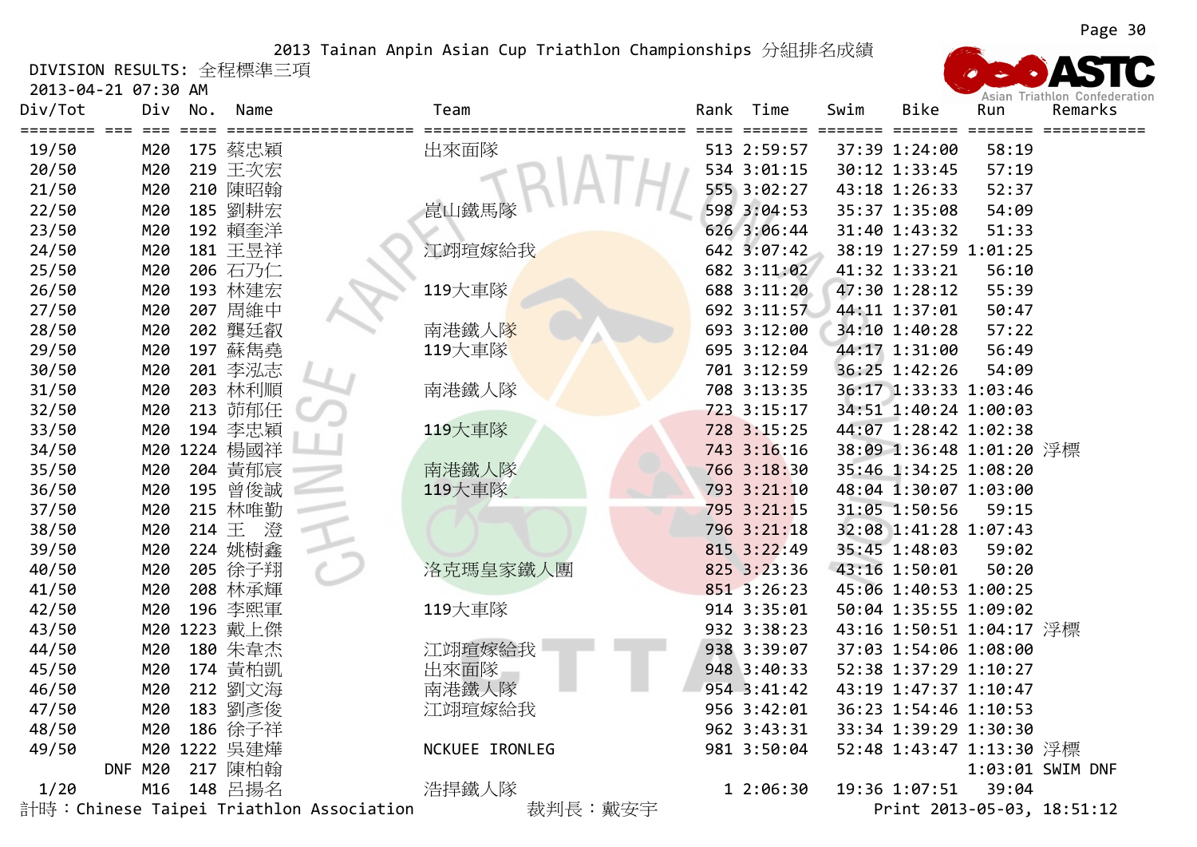2013 Tainan Anpin Asian Cup Triathlon Championships 分組排名成績

DIVISION RESULTS: 全程標準三項

2013-04-21 07:30 AM

| Div/Tot | | Div | No. | Name | Team | Rank | Time | Swim | Bike | Run | Remarks |
|---|---|---|---|---|---|---|---|---|---|---|---|
| 19/50 | | M20 | 175 | 蔡忠穎 | 出來面隊 | 513 | 2:59:57 | 37:39 | 1:24:00 | 58:19 | |
| 20/50 | | M20 | 219 | 王次宏 | | 534 | 3:01:15 | 30:12 | 1:33:45 | 57:19 | |
| 21/50 | | M20 | 210 | 陳昭翰 | | 555 | 3:02:27 | 43:18 | 1:26:33 | 52:37 | |
| 22/50 | | M20 | 185 | 劉耕宏 | 崑山鐵馬隊 | 598 | 3:04:53 | 35:37 | 1:35:08 | 54:09 | |
| 23/50 | | M20 | 192 | 賴奎洋 | | 626 | 3:06:44 | 31:40 | 1:43:32 | 51:33 | |
| 24/50 | | M20 | 181 | 王昱祥 | 江翊瑄嫁給我 | 642 | 3:07:42 | 38:19 | 1:27:59 | 1:01:25 | |
| 25/50 | | M20 | 206 | 石乃仁 | | 682 | 3:11:02 | 41:32 | 1:33:21 | 56:10 | |
| 26/50 | | M20 | 193 | 林建宏 | 119大車隊 | 688 | 3:11:20 | 47:30 | 1:28:12 | 55:39 | |
| 27/50 | | M20 | 207 | 周維中 | | 692 | 3:11:57 | 44:11 | 1:37:01 | 50:47 | |
| 28/50 | | M20 | 202 | 龔廷叡 | 南港鐵人隊 | 693 | 3:12:00 | 34:10 | 1:40:28 | 57:22 | |
| 29/50 | | M20 | 197 | 蘇雋堯 | 119大車隊 | 695 | 3:12:04 | 44:17 | 1:31:00 | 56:49 | |
| 30/50 | | M20 | 201 | 李泓志 | | 701 | 3:12:59 | 36:25 | 1:42:26 | 54:09 | |
| 31/50 | | M20 | 203 | 林利順 | 南港鐵人隊 | 708 | 3:13:35 | 36:17 | 1:33:33 | 1:03:46 | |
| 32/50 | | M20 | 213 | 茆郁任 | | 723 | 3:15:17 | 34:51 | 1:40:24 | 1:00:03 | |
| 33/50 | | M20 | 194 | 李忠穎 | 119大車隊 | 728 | 3:15:25 | 44:07 | 1:28:42 | 1:02:38 | |
| 34/50 | | M20 | 1224 | 楊國祥 | | 743 | 3:16:16 | 38:09 | 1:36:48 | 1:01:20 | 浮標 |
| 35/50 | | M20 | 204 | 黃郁宸 | 南港鐵人隊 | 766 | 3:18:30 | 35:46 | 1:34:25 | 1:08:20 | |
| 36/50 | | M20 | 195 | 曾俊誠 | 119大車隊 | 793 | 3:21:10 | 48:04 | 1:30:07 | 1:03:00 | |
| 37/50 | | M20 | 215 | 林唯勤 | | 795 | 3:21:15 | 31:05 | 1:50:56 | 59:15 | |
| 38/50 | | M20 | 214 | 王　澄 | | 796 | 3:21:18 | 32:08 | 1:41:28 | 1:07:43 | |
| 39/50 | | M20 | 224 | 姚樹鑫 | | 815 | 3:22:49 | 35:45 | 1:48:03 | 59:02 | |
| 40/50 | | M20 | 205 | 徐子翔 | 洛克瑪皇家鐵人團 | 825 | 3:23:36 | 43:16 | 1:50:01 | 50:20 | |
| 41/50 | | M20 | 208 | 林承輝 | | 851 | 3:26:23 | 45:06 | 1:40:53 | 1:00:25 | |
| 42/50 | | M20 | 196 | 李熙軍 | 119大車隊 | 914 | 3:35:01 | 50:04 | 1:35:55 | 1:09:02 | |
| 43/50 | | M20 | 1223 | 戴上傑 | | 932 | 3:38:23 | 43:16 | 1:50:51 | 1:04:17 | 浮標 |
| 44/50 | | M20 | 180 | 朱韋杰 | 江翊瑄嫁給我 | 938 | 3:39:07 | 37:03 | 1:54:06 | 1:08:00 | |
| 45/50 | | M20 | 174 | 黃柏凱 | 出來面隊 | 948 | 3:40:33 | 52:38 | 1:37:29 | 1:10:27 | |
| 46/50 | | M20 | 212 | 劉文海 | 南港鐵人隊 | 954 | 3:41:42 | 43:19 | 1:47:37 | 1:10:47 | |
| 47/50 | | M20 | 183 | 劉彥俊 | 江翊瑄嫁給我 | 956 | 3:42:01 | 36:23 | 1:54:46 | 1:10:53 | |
| 48/50 | | M20 | 186 | 徐子祥 | | 962 | 3:43:31 | 33:34 | 1:39:29 | 1:30:30 | |
| 49/50 | | M20 | 1222 | 吳建燁 | NCKUEE IRONLEG | 981 | 3:50:04 | 52:48 | 1:43:47 | 1:13:30 | 浮標 |
| | DNF | M20 | 217 | 陳柏翰 | | | | | | 1:03:01 | SWIM DNF |
| 1/20 | | M16 | 148 | 呂揚名 | 浩捍鐵人隊 | 1 | 2:06:30 | 19:36 | 1:07:51 | 39:04 | |

計時：Chinese Taipei Triathlon Association　　裁判長：戴安宇　　Print 2013-05-03, 18:51:12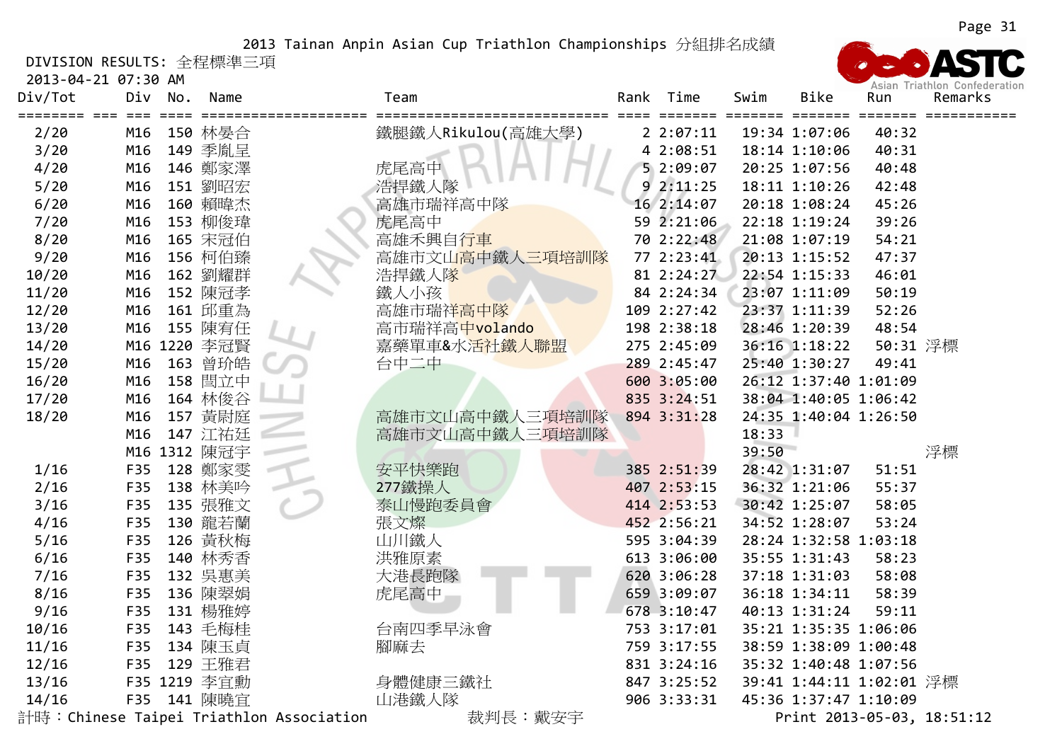2013 Tainan Anpin Asian Cup Triathlon Championships 分組排名成績

DIVISION RESULTS: 全程標準三項

2013-04-21 07:30 AM

| Div/Tot | Div | No. | Name | Team | Rank | Time | Swim | Bike | Run | Remarks |
|---|---|---|---|---|---|---|---|---|---|---|
| 2/20 | M16 | 150 | 林晏合 | 鐵腿鐵人Rikulou(高雄大學) | 2 | 2:07:11 | 19:34 | 1:07:06 | 40:32 | |
| 3/20 | M16 | 149 | 季胤呈 | | 4 | 2:08:51 | 18:14 | 1:10:06 | 40:31 | |
| 4/20 | M16 | 146 | 鄭家澤 | 虎尾高中 | 5 | 2:09:07 | 20:25 | 1:07:56 | 40:48 | |
| 5/20 | M16 | 151 | 劉昭宏 | 浩捍鐵人隊 | 9 | 2:11:25 | 18:11 | 1:10:26 | 42:48 | |
| 6/20 | M16 | 160 | 賴暐杰 | 高雄市瑞祥高中隊 | 16 | 2:14:07 | 20:18 | 1:08:24 | 45:26 | |
| 7/20 | M16 | 153 | 柳俊瑋 | 虎尾高中 | 59 | 2:21:06 | 22:18 | 1:19:24 | 39:26 | |
| 8/20 | M16 | 165 | 宋冠伯 | 高雄禾興自行車 | 70 | 2:22:48 | 21:08 | 1:07:19 | 54:21 | |
| 9/20 | M16 | 156 | 柯伯臻 | 高雄市文山高中鐵人三項培訓隊 | 77 | 2:23:41 | 20:13 | 1:15:52 | 47:37 | |
| 10/20 | M16 | 162 | 劉耀群 | 浩捍鐵人隊 | 81 | 2:24:27 | 22:54 | 1:15:33 | 46:01 | |
| 11/20 | M16 | 152 | 陳冠孝 | 鐵人小孩 | 84 | 2:24:34 | 23:07 | 1:11:09 | 50:19 | |
| 12/20 | M16 | 161 | 邱重為 | 高雄市瑞祥高中隊 | 109 | 2:27:42 | 23:37 | 1:11:39 | 52:26 | |
| 13/20 | M16 | 155 | 陳宥任 | 高市瑞祥高中volando | 198 | 2:38:18 | 28:46 | 1:20:39 | 48:54 | |
| 14/20 | M16 | 1220 | 李冠賢 | 嘉藥單車&水活社鐵人聯盟 | 275 | 2:45:09 | 36:16 | 1:18:22 | 50:31 | 浮標 |
| 15/20 | M16 | 163 | 曾玠皓 | 台中二中 | 289 | 2:45:47 | 25:40 | 1:30:27 | 49:41 | |
| 16/20 | M16 | 158 | 閆立中 | | 600 | 3:05:00 | 26:12 | 1:37:40 | 1:01:09 | |
| 17/20 | M16 | 164 | 林俊谷 | | 835 | 3:24:51 | 38:04 | 1:40:05 | 1:06:42 | |
| 18/20 | M16 | 157 | 黃尉庭 | 高雄市文山高中鐵人三項培訓隊 | 894 | 3:31:28 | 24:35 | 1:40:04 | 1:26:50 | |
| | M16 | 147 | 江祐廷 | 高雄市文山高中鐵人三項培訓隊 | | | 18:33 | | | |
| | M16 | 1312 | 陳冠宇 | | | | 39:50 | | | 浮標 |
| 1/16 | F35 | 128 | 鄭家雯 | 安平快樂跑 | 385 | 2:51:39 | 28:42 | 1:31:07 | 51:51 | |
| 2/16 | F35 | 138 | 林美吟 | 277鐵操人 | 407 | 2:53:15 | 36:32 | 1:21:06 | 55:37 | |
| 3/16 | F35 | 135 | 張雅文 | 泰山慢跑委員會 | 414 | 2:53:53 | 30:42 | 1:25:07 | 58:05 | |
| 4/16 | F35 | 130 | 龍若蘭 | 張文燦 | 452 | 2:56:21 | 34:52 | 1:28:07 | 53:24 | |
| 5/16 | F35 | 126 | 黃秋梅 | 山川鐵人 | 595 | 3:04:39 | 28:24 | 1:32:58 | 1:03:18 | |
| 6/16 | F35 | 140 | 林秀香 | 洪雅原素 | 613 | 3:06:00 | 35:55 | 1:31:43 | 58:23 | |
| 7/16 | F35 | 132 | 吳惠美 | 大港長跑隊 | 620 | 3:06:28 | 37:18 | 1:31:03 | 58:08 | |
| 8/16 | F35 | 136 | 陳翠娟 | 虎尾高中 | 659 | 3:09:07 | 36:18 | 1:34:11 | 58:39 | |
| 9/16 | F35 | 131 | 楊雅婷 | | 678 | 3:10:47 | 40:13 | 1:31:24 | 59:11 | |
| 10/16 | F35 | 143 | 毛梅桂 | 台南四季早泳會 | 753 | 3:17:01 | 35:21 | 1:35:35 | 1:06:06 | |
| 11/16 | F35 | 134 | 陳玉貞 | 腳麻去 | 759 | 3:17:55 | 38:59 | 1:38:09 | 1:00:48 | |
| 12/16 | F35 | 129 | 王雅君 | | 831 | 3:24:16 | 35:32 | 1:40:48 | 1:07:56 | |
| 13/16 | F35 | 1219 | 李宜勳 | 身體健康三鐵社 | 847 | 3:25:52 | 39:41 | 1:44:11 | 1:02:01 | 浮標 |
| 14/16 | F35 | 141 | 陳曉宜 | 山港鐵人隊 | 906 | 3:33:31 | 45:36 | 1:37:47 | 1:10:09 | |

計時：Chinese Taipei Triathlon Association　　裁判長：戴安宇　　Print 2013-05-03, 18:51:12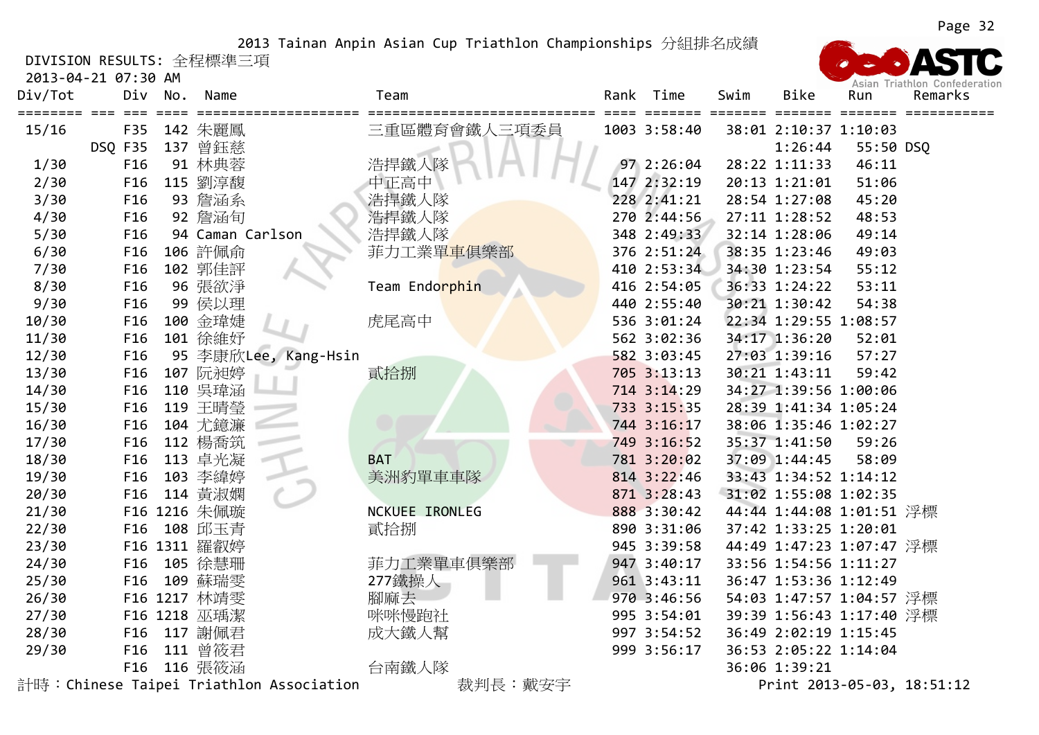2013 Tainan Anpin Asian Cup Triathlon Championships 分組排名成績

DIVISION RESULTS: 全程標準三項

2013-04-21 07:30 AM

| Div/Tot | | Div | No. | Name | Team | Rank | Time | Swim | Bike | Run | Remarks |
|---|---|---|---|---|---|---|---|---|---|---|---|
| 15/16 | | F35 | 142 | 朱麗鳳 | 三重區體育會鐵人三項委員 | 1003 | 3:58:40 | 38:01 | 2:10:37 | 1:10:03 | |
| | DSQ | F35 | 137 | 曾鈺慈 | | | | | 1:26:44 | 55:50 | DSQ |
| 1/30 | | F16 | 91 | 林典蓉 | 浩捍鐵人隊 | 97 | 2:26:04 | 28:22 | 1:11:33 | 46:11 | |
| 2/30 | | F16 | 115 | 劉淳馥 | 中正高中 | 147 | 2:32:19 | 20:13 | 1:21:01 | 51:06 | |
| 3/30 | | F16 | 93 | 詹涵系 | 浩捍鐵人隊 | 228 | 2:41:21 | 28:54 | 1:27:08 | 45:20 | |
| 4/30 | | F16 | 92 | 詹涵旬 | 浩捍鐵人隊 | 270 | 2:44:56 | 27:11 | 1:28:52 | 48:53 | |
| 5/30 | | F16 | 94 | Caman Carlson | 浩捍鐵人隊 | 348 | 2:49:33 | 32:14 | 1:28:06 | 49:14 | |
| 6/30 | | F16 | 106 | 許佩俞 | 菲力工業單車俱樂部 | 376 | 2:51:24 | 38:35 | 1:23:46 | 49:03 | |
| 7/30 | | F16 | 102 | 郭佳評 | | 410 | 2:53:34 | 34:30 | 1:23:54 | 55:12 | |
| 8/30 | | F16 | 96 | 張欲淨 | Team Endorphin | 416 | 2:54:05 | 36:33 | 1:24:22 | 53:11 | |
| 9/30 | | F16 | 99 | 侯以理 | | 440 | 2:55:40 | 30:21 | 1:30:42 | 54:38 | |
| 10/30 | | F16 | 100 | 金瑋婕 | 虎尾高中 | 536 | 3:01:24 | 22:34 | 1:29:55 | 1:08:57 | |
| 11/30 | | F16 | 101 | 徐維妤 | | 562 | 3:02:36 | 34:17 | 1:36:20 | 52:01 | |
| 12/30 | | F16 | 95 | 李康欣Lee, Kang-Hsin | | 582 | 3:03:45 | 27:03 | 1:39:16 | 57:27 | |
| 13/30 | | F16 | 107 | 阮昶婷 | 貳拾捌 | 705 | 3:13:13 | 30:21 | 1:43:11 | 59:42 | |
| 14/30 | | F16 | 110 | 吳瑋涵 | | 714 | 3:14:29 | 34:27 | 1:39:56 | 1:00:06 | |
| 15/30 | | F16 | 119 | 王晴瑩 | | 733 | 3:15:35 | 28:39 | 1:41:34 | 1:05:24 | |
| 16/30 | | F16 | 104 | 尤鐿濂 | | 744 | 3:16:17 | 38:06 | 1:35:46 | 1:02:27 | |
| 17/30 | | F16 | 112 | 楊喬筑 | | 749 | 3:16:52 | 35:37 | 1:41:50 | 59:26 | |
| 18/30 | | F16 | 113 | 卓光凝 | BAT | 781 | 3:20:02 | 37:09 | 1:44:45 | 58:09 | |
| 19/30 | | F16 | 103 | 李緯婷 | 美洲豹單車車隊 | 814 | 3:22:46 | 33:43 | 1:34:52 | 1:14:12 | |
| 20/30 | | F16 | 114 | 黃淑嫻 | | 871 | 3:28:43 | 31:02 | 1:55:08 | 1:02:35 | |
| 21/30 | | F16 | 1216 | 朱佩璇 | NCKUEE IRONLEG | 888 | 3:30:42 | 44:44 | 1:44:08 | 1:01:51 | 浮標 |
| 22/30 | | F16 | 108 | 邱玉青 | 貳拾捌 | 890 | 3:31:06 | 37:42 | 1:33:25 | 1:20:01 | |
| 23/30 | | F16 | 1311 | 羅叡婷 | | 945 | 3:39:58 | 44:49 | 1:47:23 | 1:07:47 | 浮標 |
| 24/30 | | F16 | 105 | 徐慧珊 | 菲力工業單車俱樂部 | 947 | 3:40:17 | 33:56 | 1:54:56 | 1:11:27 | |
| 25/30 | | F16 | 109 | 蘇瑞雯 | 277鐵操人 | 961 | 3:43:11 | 36:47 | 1:53:36 | 1:12:49 | |
| 26/30 | | F16 | 1217 | 林靖雯 | 腳麻去 | 970 | 3:46:56 | 54:03 | 1:47:57 | 1:04:57 | 浮標 |
| 27/30 | | F16 | 1218 | 巫瑀潔 | 咪咪慢跑社 | 995 | 3:54:01 | 39:39 | 1:56:43 | 1:17:40 | 浮標 |
| 28/30 | | F16 | 117 | 謝佩君 | 成大鐵人幫 | 997 | 3:54:52 | 36:49 | 2:02:19 | 1:15:45 | |
| 29/30 | | F16 | 111 | 曾筱君 | | 999 | 3:56:17 | 36:53 | 2:05:22 | 1:14:04 | |
| | | F16 | 116 | 張筱涵 | 台南鐵人隊 | | | 36:06 | 1:39:21 | | |

計時：Chinese Taipei Triathlon Association　　裁判長：戴安宇　　Print 2013-05-03, 18:51:12